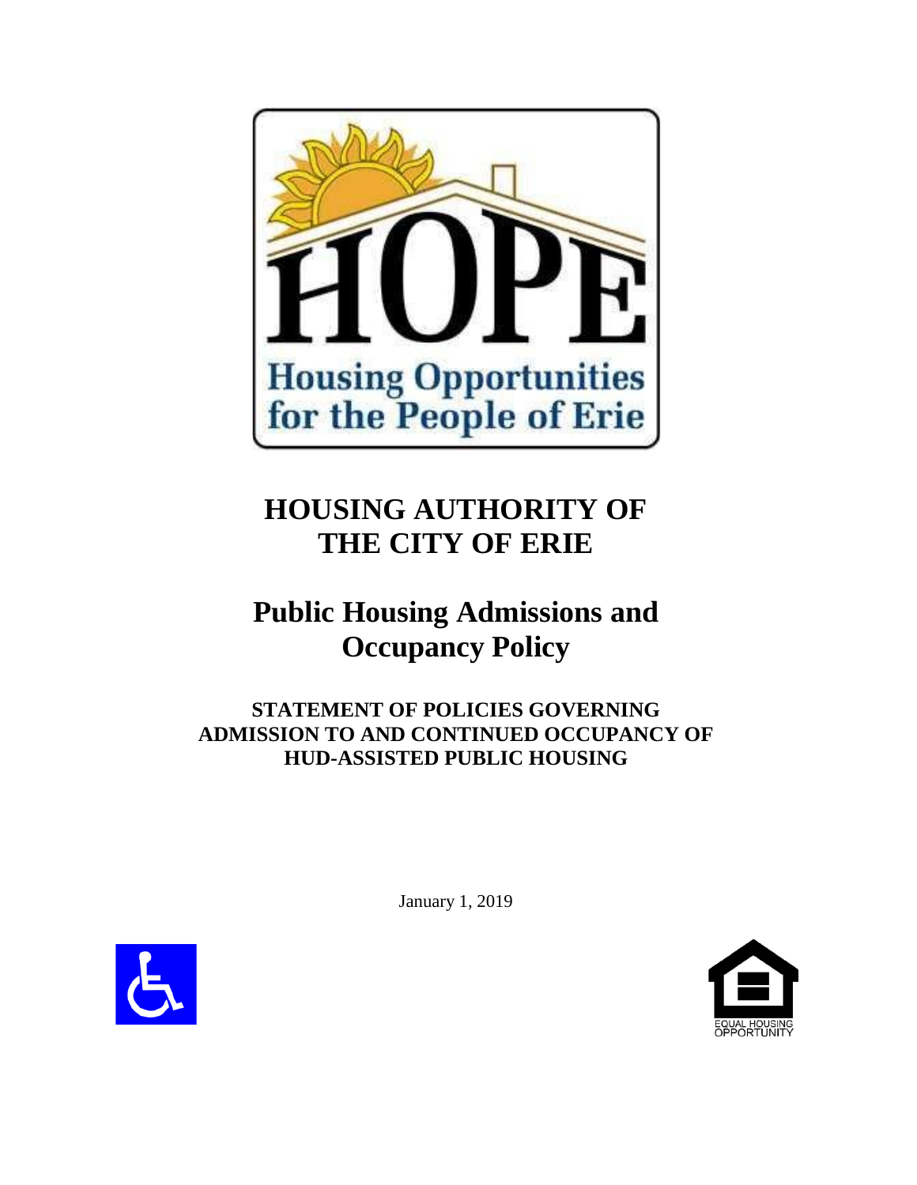# HOUSING AUTHORITY OF THE CITY OF ERIE

## Public Housing Admissions and Occupancy Policy

### STATEMENT OF POLICIES GOVERNING ADMISSION TO AND CONTINUED OCCUPANCY OF HUD-ASSISTED PUBLIC HOUSING

January 1, 2019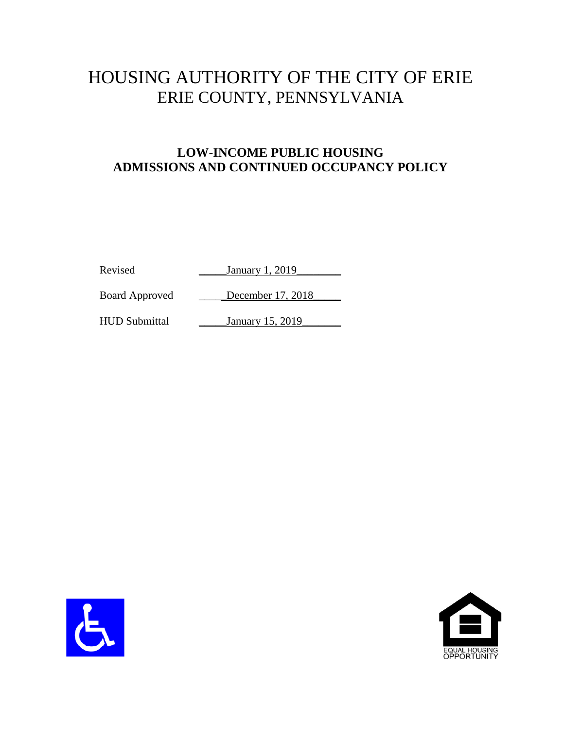# HOUSING AUTHORITY OF THE CITY OF ERIE
## ERIE COUNTY, PENNSYLVANIA

## LOW-INCOME PUBLIC HOUSING ADMISSIONS AND CONTINUED OCCUPANCY POLICY

| | |
|---|---|
| Revised | January 1, 2019 |
| Board Approved | December 17, 2018 |
| HUD Submittal | January 15, 2019 |

EQUAL HOUSING OPPORTUNITY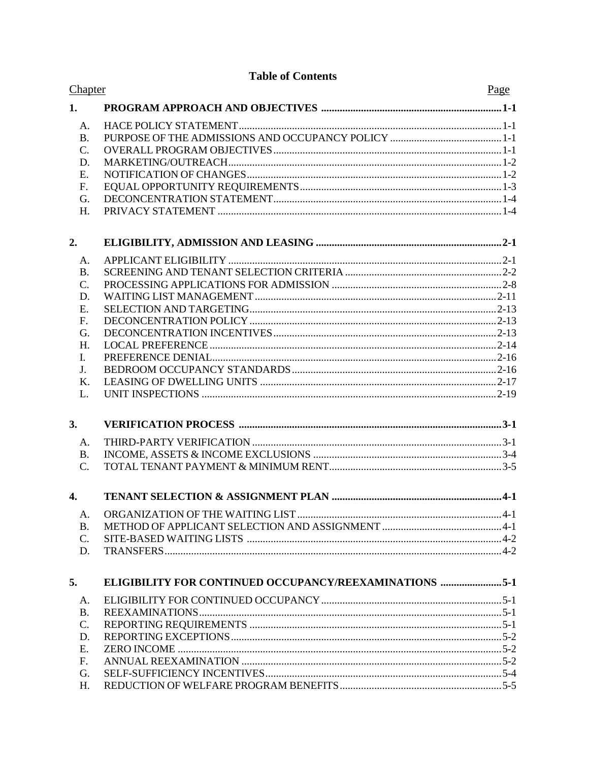# Table of Contents

| Chapter | | Page |
|---|---|---|
| **1.** | **PROGRAM APPROACH AND OBJECTIVES** | **1-1** |
| A. | HACE POLICY STATEMENT | 1-1 |
| B. | PURPOSE OF THE ADMISSIONS AND OCCUPANCY POLICY | 1-1 |
| C. | OVERALL PROGRAM OBJECTIVES | 1-1 |
| D. | MARKETING/OUTREACH | 1-2 |
| E. | NOTIFICATION OF CHANGES | 1-2 |
| F. | EQUAL OPPORTUNITY REQUIREMENTS | 1-3 |
| G. | DECONCENTRATION STATEMENT | 1-4 |
| H. | PRIVACY STATEMENT | 1-4 |
| **2.** | **ELIGIBILITY, ADMISSION AND LEASING** | **2-1** |
| A. | APPLICANT ELIGIBILITY | 2-1 |
| B. | SCREENING AND TENANT SELECTION CRITERIA | 2-2 |
| C. | PROCESSING APPLICATIONS FOR ADMISSION | 2-8 |
| D. | WAITING LIST MANAGEMENT | 2-11 |
| E. | SELECTION AND TARGETING | 2-13 |
| F. | DECONCENTRATION POLICY | 2-13 |
| G. | DECONCENTRATION INCENTIVES | 2-13 |
| H. | LOCAL PREFERENCE | 2-14 |
| I. | PREFERENCE DENIAL | 2-16 |
| J. | BEDROOM OCCUPANCY STANDARDS | 2-16 |
| K. | LEASING OF DWELLING UNITS | 2-17 |
| L. | UNIT INSPECTIONS | 2-19 |
| **3.** | **VERIFICATION PROCESS** | **3-1** |
| A. | THIRD-PARTY VERIFICATION | 3-1 |
| B. | INCOME, ASSETS & INCOME EXCLUSIONS | 3-4 |
| C. | TOTAL TENANT PAYMENT & MINIMUM RENT | 3-5 |
| **4.** | **TENANT SELECTION & ASSIGNMENT PLAN** | **4-1** |
| A. | ORGANIZATION OF THE WAITING LIST | 4-1 |
| B. | METHOD OF APPLICANT SELECTION AND ASSIGNMENT | 4-1 |
| C. | SITE-BASED WAITING LISTS | 4-2 |
| D. | TRANSFERS | 4-2 |
| **5.** | **ELIGIBILITY FOR CONTINUED OCCUPANCY/REEXAMINATIONS** | **5-1** |
| A. | ELIGIBILITY FOR CONTINUED OCCUPANCY | 5-1 |
| B. | REEXAMINATIONS | 5-1 |
| C. | REPORTING REQUIREMENTS | 5-1 |
| D. | REPORTING EXCEPTIONS | 5-2 |
| E. | ZERO INCOME | 5-2 |
| F. | ANNUAL REEXAMINATION | 5-2 |
| G. | SELF-SUFFICIENCY INCENTIVES | 5-4 |
| H. | REDUCTION OF WELFARE PROGRAM BENEFITS | 5-5 |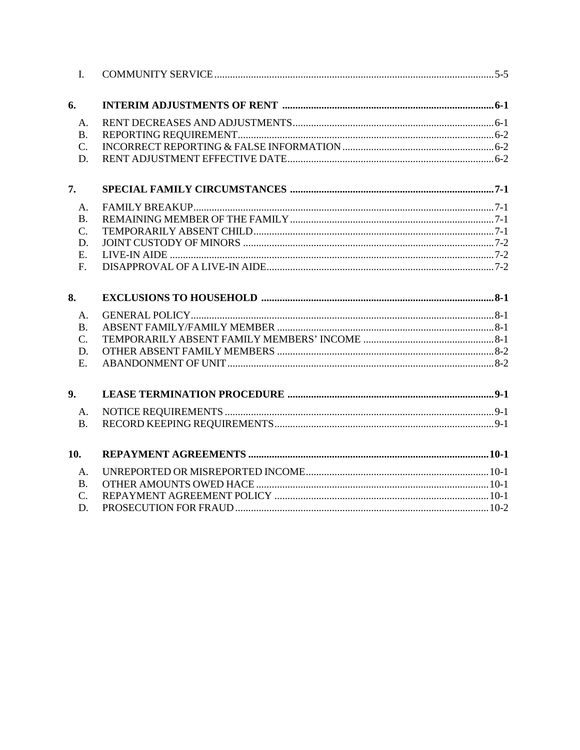| | | |
|---|---|---|
| I. | COMMUNITY SERVICE | 5-5 |
| **6.** | **INTERIM ADJUSTMENTS OF RENT** | **6-1** |
| A. | RENT DECREASES AND ADJUSTMENTS | 6-1 |
| B. | REPORTING REQUIREMENT | 6-2 |
| C. | INCORRECT REPORTING & FALSE INFORMATION | 6-2 |
| D. | RENT ADJUSTMENT EFFECTIVE DATE | 6-2 |
| **7.** | **SPECIAL FAMILY CIRCUMSTANCES** | **7-1** |
| A. | FAMILY BREAKUP | 7-1 |
| B. | REMAINING MEMBER OF THE FAMILY | 7-1 |
| C. | TEMPORARILY ABSENT CHILD | 7-1 |
| D. | JOINT CUSTODY OF MINORS | 7-2 |
| E. | LIVE-IN AIDE | 7-2 |
| F. | DISAPPROVAL OF A LIVE-IN AIDE | 7-2 |
| **8.** | **EXCLUSIONS TO HOUSEHOLD** | **8-1** |
| A. | GENERAL POLICY | 8-1 |
| B. | ABSENT FAMILY/FAMILY MEMBER | 8-1 |
| C. | TEMPORARILY ABSENT FAMILY MEMBERS' INCOME | 8-1 |
| D. | OTHER ABSENT FAMILY MEMBERS | 8-2 |
| E. | ABANDONMENT OF UNIT | 8-2 |
| **9.** | **LEASE TERMINATION PROCEDURE** | **9-1** |
| A. | NOTICE REQUIREMENTS | 9-1 |
| B. | RECORD KEEPING REQUIREMENTS | 9-1 |
| **10.** | **REPAYMENT AGREEMENTS** | **10-1** |
| A. | UNREPORTED OR MISREPORTED INCOME | 10-1 |
| B. | OTHER AMOUNTS OWED HACE | 10-1 |
| C. | REPAYMENT AGREEMENT POLICY | 10-1 |
| D. | PROSECUTION FOR FRAUD | 10-2 |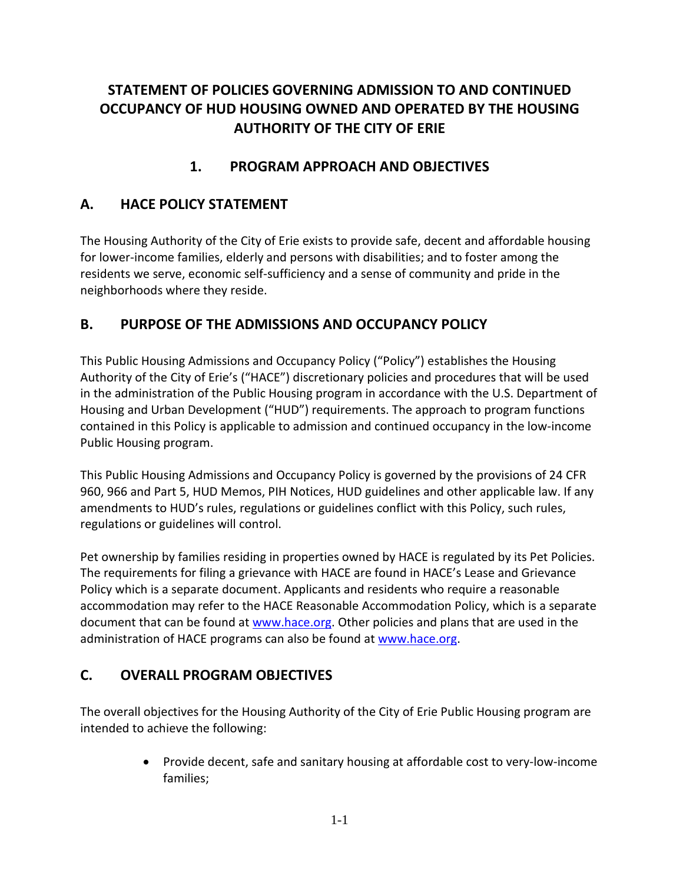# STATEMENT OF POLICIES GOVERNING ADMISSION TO AND CONTINUED OCCUPANCY OF HUD HOUSING OWNED AND OPERATED BY THE HOUSING AUTHORITY OF THE CITY OF ERIE

## 1. PROGRAM APPROACH AND OBJECTIVES

### A. HACE POLICY STATEMENT

The Housing Authority of the City of Erie exists to provide safe, decent and affordable housing for lower-income families, elderly and persons with disabilities; and to foster among the residents we serve, economic self-sufficiency and a sense of community and pride in the neighborhoods where they reside.

### B. PURPOSE OF THE ADMISSIONS AND OCCUPANCY POLICY

This Public Housing Admissions and Occupancy Policy ("Policy") establishes the Housing Authority of the City of Erie's ("HACE") discretionary policies and procedures that will be used in the administration of the Public Housing program in accordance with the U.S. Department of Housing and Urban Development ("HUD") requirements. The approach to program functions contained in this Policy is applicable to admission and continued occupancy in the low-income Public Housing program.

This Public Housing Admissions and Occupancy Policy is governed by the provisions of 24 CFR 960, 966 and Part 5, HUD Memos, PIH Notices, HUD guidelines and other applicable law. If any amendments to HUD's rules, regulations or guidelines conflict with this Policy, such rules, regulations or guidelines will control.

Pet ownership by families residing in properties owned by HACE is regulated by its Pet Policies. The requirements for filing a grievance with HACE are found in HACE's Lease and Grievance Policy which is a separate document. Applicants and residents who require a reasonable accommodation may refer to the HACE Reasonable Accommodation Policy, which is a separate document that can be found at [www.hace.org](http://www.hace.org). Other policies and plans that are used in the administration of HACE programs can also be found at [www.hace.org](http://www.hace.org).

### C. OVERALL PROGRAM OBJECTIVES

The overall objectives for the Housing Authority of the City of Erie Public Housing program are intended to achieve the following:

- Provide decent, safe and sanitary housing at affordable cost to very-low-income families;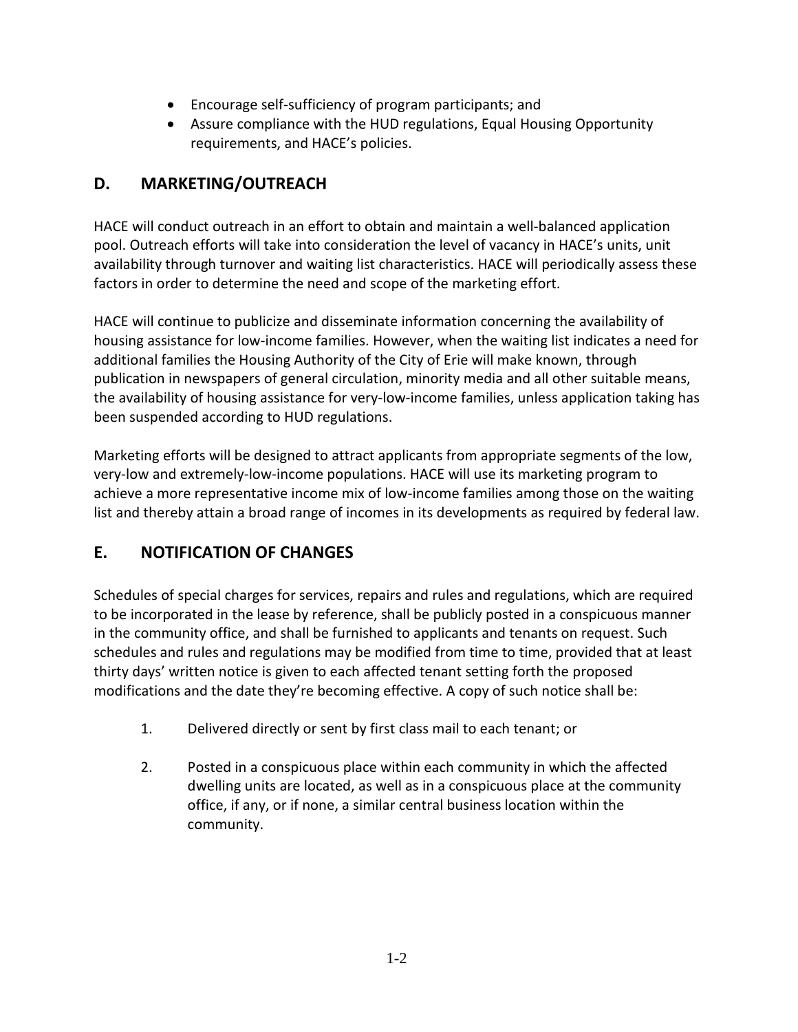- Encourage self-sufficiency of program participants; and
- Assure compliance with the HUD regulations, Equal Housing Opportunity requirements, and HACE's policies.

## D. MARKETING/OUTREACH

HACE will conduct outreach in an effort to obtain and maintain a well-balanced application pool. Outreach efforts will take into consideration the level of vacancy in HACE's units, unit availability through turnover and waiting list characteristics. HACE will periodically assess these factors in order to determine the need and scope of the marketing effort.

HACE will continue to publicize and disseminate information concerning the availability of housing assistance for low-income families. However, when the waiting list indicates a need for additional families the Housing Authority of the City of Erie will make known, through publication in newspapers of general circulation, minority media and all other suitable means, the availability of housing assistance for very-low-income families, unless application taking has been suspended according to HUD regulations.

Marketing efforts will be designed to attract applicants from appropriate segments of the low, very-low and extremely-low-income populations. HACE will use its marketing program to achieve a more representative income mix of low-income families among those on the waiting list and thereby attain a broad range of incomes in its developments as required by federal law.

## E. NOTIFICATION OF CHANGES

Schedules of special charges for services, repairs and rules and regulations, which are required to be incorporated in the lease by reference, shall be publicly posted in a conspicuous manner in the community office, and shall be furnished to applicants and tenants on request. Such schedules and rules and regulations may be modified from time to time, provided that at least thirty days' written notice is given to each affected tenant setting forth the proposed modifications and the date they're becoming effective. A copy of such notice shall be:

1. Delivered directly or sent by first class mail to each tenant; or

2. Posted in a conspicuous place within each community in which the affected dwelling units are located, as well as in a conspicuous place at the community office, if any, or if none, a similar central business location within the community.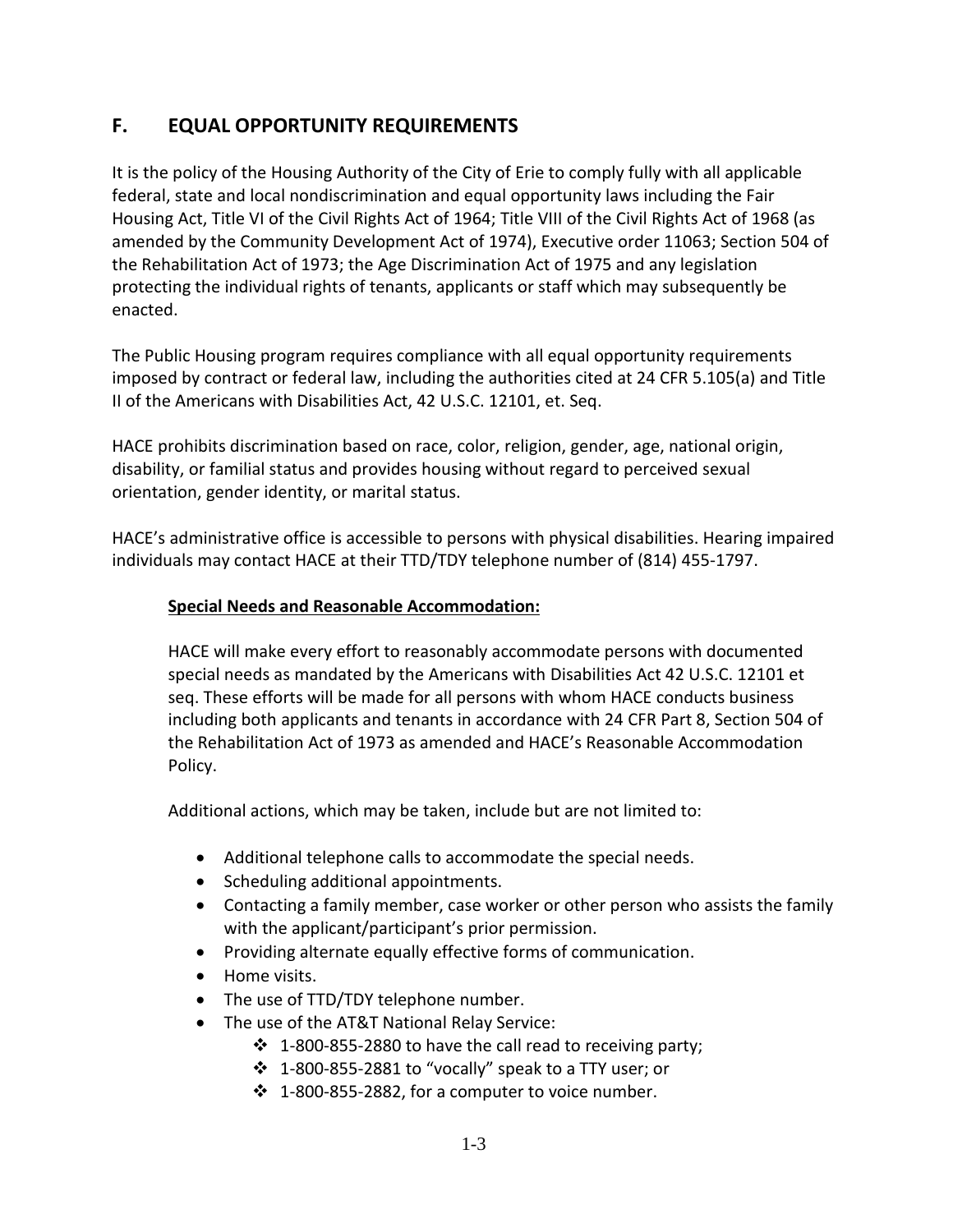## F. EQUAL OPPORTUNITY REQUIREMENTS

It is the policy of the Housing Authority of the City of Erie to comply fully with all applicable federal, state and local nondiscrimination and equal opportunity laws including the Fair Housing Act, Title VI of the Civil Rights Act of 1964; Title VIII of the Civil Rights Act of 1968 (as amended by the Community Development Act of 1974), Executive order 11063; Section 504 of the Rehabilitation Act of 1973; the Age Discrimination Act of 1975 and any legislation protecting the individual rights of tenants, applicants or staff which may subsequently be enacted.

The Public Housing program requires compliance with all equal opportunity requirements imposed by contract or federal law, including the authorities cited at 24 CFR 5.105(a) and Title II of the Americans with Disabilities Act, 42 U.S.C. 12101, et. Seq.

HACE prohibits discrimination based on race, color, religion, gender, age, national origin, disability, or familial status and provides housing without regard to perceived sexual orientation, gender identity, or marital status.

HACE's administrative office is accessible to persons with physical disabilities. Hearing impaired individuals may contact HACE at their TTD/TDY telephone number of (814) 455-1797.

**Special Needs and Reasonable Accommodation:**

HACE will make every effort to reasonably accommodate persons with documented special needs as mandated by the Americans with Disabilities Act 42 U.S.C. 12101 et seq. These efforts will be made for all persons with whom HACE conducts business including both applicants and tenants in accordance with 24 CFR Part 8, Section 504 of the Rehabilitation Act of 1973 as amended and HACE's Reasonable Accommodation Policy.

Additional actions, which may be taken, include but are not limited to:

- Additional telephone calls to accommodate the special needs.
- Scheduling additional appointments.
- Contacting a family member, case worker or other person who assists the family with the applicant/participant's prior permission.
- Providing alternate equally effective forms of communication.
- Home visits.
- The use of TTD/TDY telephone number.
- The use of the AT&T National Relay Service:
  - 1-800-855-2880 to have the call read to receiving party;
  - 1-800-855-2881 to "vocally" speak to a TTY user; or
  - 1-800-855-2882, for a computer to voice number.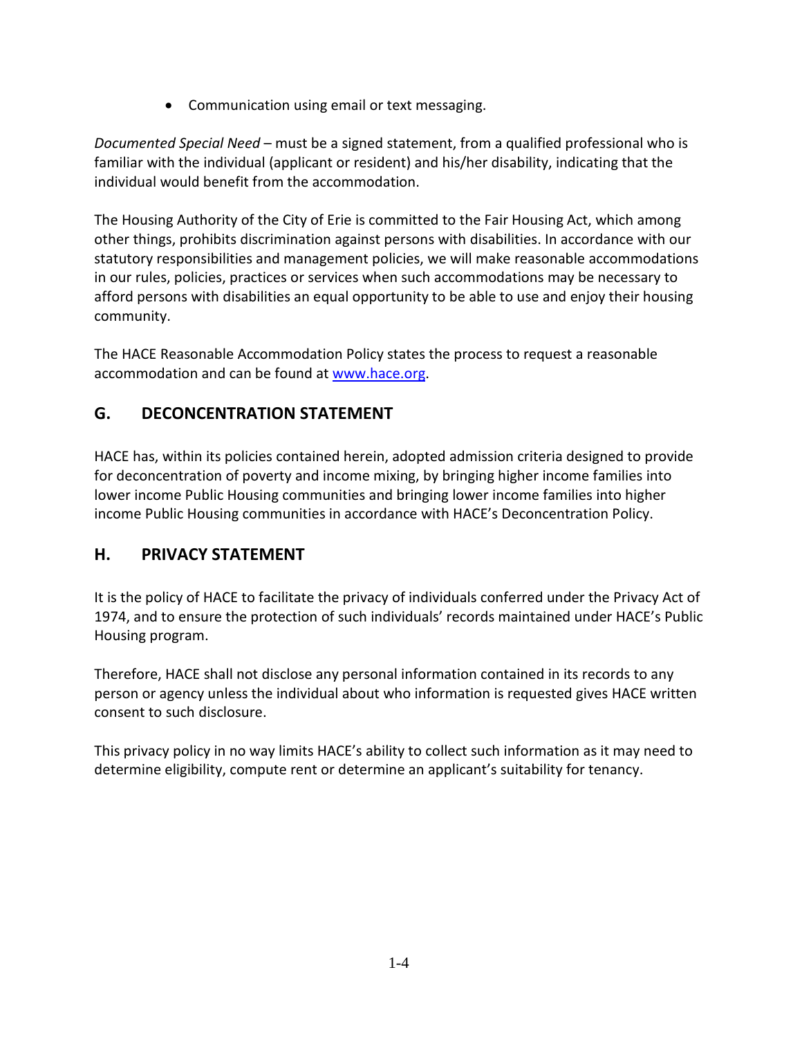- Communication using email or text messaging.

*Documented Special Need* – must be a signed statement, from a qualified professional who is familiar with the individual (applicant or resident) and his/her disability, indicating that the individual would benefit from the accommodation.

The Housing Authority of the City of Erie is committed to the Fair Housing Act, which among other things, prohibits discrimination against persons with disabilities. In accordance with our statutory responsibilities and management policies, we will make reasonable accommodations in our rules, policies, practices or services when such accommodations may be necessary to afford persons with disabilities an equal opportunity to be able to use and enjoy their housing community.

The HACE Reasonable Accommodation Policy states the process to request a reasonable accommodation and can be found at [www.hace.org](http://www.hace.org).

## G. DECONCENTRATION STATEMENT

HACE has, within its policies contained herein, adopted admission criteria designed to provide for deconcentration of poverty and income mixing, by bringing higher income families into lower income Public Housing communities and bringing lower income families into higher income Public Housing communities in accordance with HACE's Deconcentration Policy.

## H. PRIVACY STATEMENT

It is the policy of HACE to facilitate the privacy of individuals conferred under the Privacy Act of 1974, and to ensure the protection of such individuals' records maintained under HACE's Public Housing program.

Therefore, HACE shall not disclose any personal information contained in its records to any person or agency unless the individual about who information is requested gives HACE written consent to such disclosure.

This privacy policy in no way limits HACE's ability to collect such information as it may need to determine eligibility, compute rent or determine an applicant's suitability for tenancy.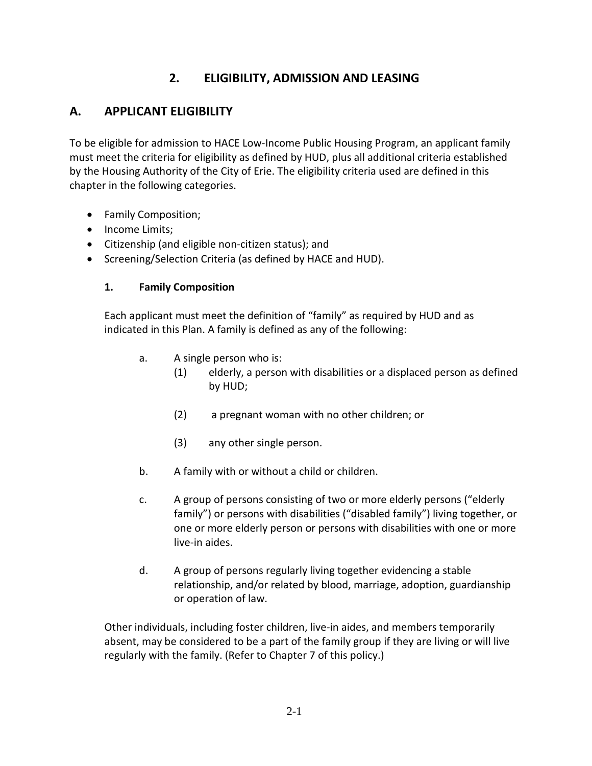# 2. ELIGIBILITY, ADMISSION AND LEASING

## A. APPLICANT ELIGIBILITY

To be eligible for admission to HACE Low-Income Public Housing Program, an applicant family must meet the criteria for eligibility as defined by HUD, plus all additional criteria established by the Housing Authority of the City of Erie. The eligibility criteria used are defined in this chapter in the following categories.

- Family Composition;
- Income Limits;
- Citizenship (and eligible non-citizen status); and
- Screening/Selection Criteria (as defined by HACE and HUD).

### 1. Family Composition

Each applicant must meet the definition of "family" as required by HUD and as indicated in this Plan. A family is defined as any of the following:

a. A single person who is:

   (1) elderly, a person with disabilities or a displaced person as defined by HUD;

   (2) a pregnant woman with no other children; or

   (3) any other single person.

b. A family with or without a child or children.

c. A group of persons consisting of two or more elderly persons ("elderly family") or persons with disabilities ("disabled family") living together, or one or more elderly person or persons with disabilities with one or more live-in aides.

d. A group of persons regularly living together evidencing a stable relationship, and/or related by blood, marriage, adoption, guardianship or operation of law.

Other individuals, including foster children, live-in aides, and members temporarily absent, may be considered to be a part of the family group if they are living or will live regularly with the family. (Refer to Chapter 7 of this policy.)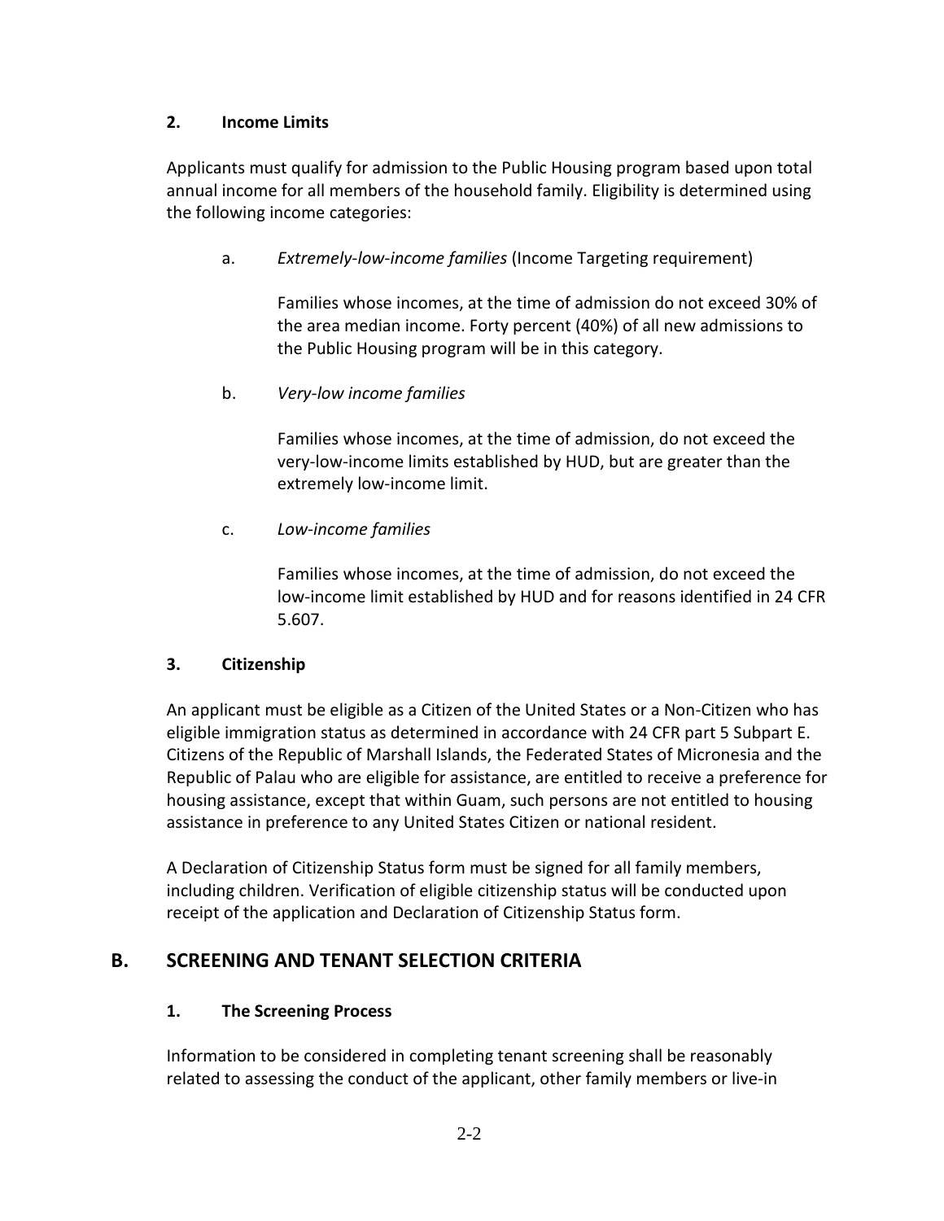### 2. Income Limits

Applicants must qualify for admission to the Public Housing program based upon total annual income for all members of the household family. Eligibility is determined using the following income categories:

a. *Extremely-low-income families* (Income Targeting requirement)

Families whose incomes, at the time of admission do not exceed 30% of the area median income. Forty percent (40%) of all new admissions to the Public Housing program will be in this category.

b. *Very-low income families*

Families whose incomes, at the time of admission, do not exceed the very-low-income limits established by HUD, but are greater than the extremely low-income limit.

c. *Low-income families*

Families whose incomes, at the time of admission, do not exceed the low-income limit established by HUD and for reasons identified in 24 CFR 5.607.

### 3. Citizenship

An applicant must be eligible as a Citizen of the United States or a Non-Citizen who has eligible immigration status as determined in accordance with 24 CFR part 5 Subpart E. Citizens of the Republic of Marshall Islands, the Federated States of Micronesia and the Republic of Palau who are eligible for assistance, are entitled to receive a preference for housing assistance, except that within Guam, such persons are not entitled to housing assistance in preference to any United States Citizen or national resident.

A Declaration of Citizenship Status form must be signed for all family members, including children. Verification of eligible citizenship status will be conducted upon receipt of the application and Declaration of Citizenship Status form.

## B. SCREENING AND TENANT SELECTION CRITERIA

### 1. The Screening Process

Information to be considered in completing tenant screening shall be reasonably related to assessing the conduct of the applicant, other family members or live-in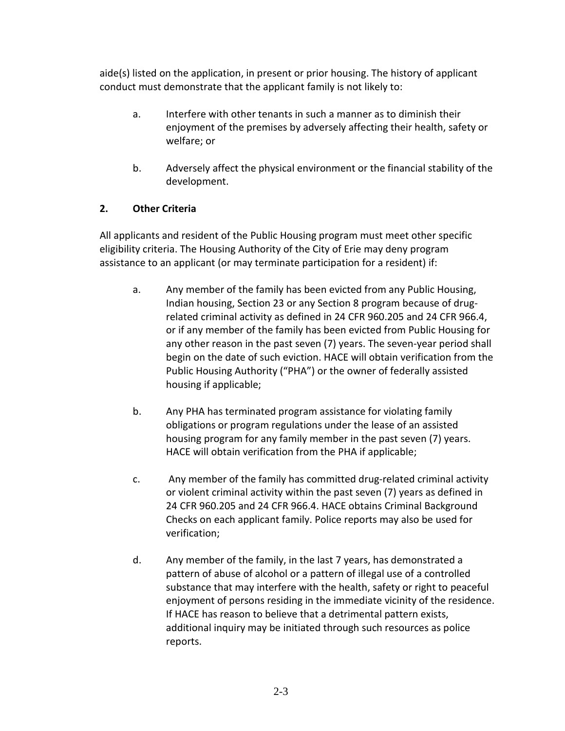aide(s) listed on the application, in present or prior housing. The history of applicant conduct must demonstrate that the applicant family is not likely to:

a. Interfere with other tenants in such a manner as to diminish their enjoyment of the premises by adversely affecting their health, safety or welfare; or

b. Adversely affect the physical environment or the financial stability of the development.

**2. Other Criteria**

All applicants and resident of the Public Housing program must meet other specific eligibility criteria. The Housing Authority of the City of Erie may deny program assistance to an applicant (or may terminate participation for a resident) if:

a. Any member of the family has been evicted from any Public Housing, Indian housing, Section 23 or any Section 8 program because of drug-related criminal activity as defined in 24 CFR 960.205 and 24 CFR 966.4, or if any member of the family has been evicted from Public Housing for any other reason in the past seven (7) years. The seven-year period shall begin on the date of such eviction. HACE will obtain verification from the Public Housing Authority ("PHA") or the owner of federally assisted housing if applicable;

b. Any PHA has terminated program assistance for violating family obligations or program regulations under the lease of an assisted housing program for any family member in the past seven (7) years. HACE will obtain verification from the PHA if applicable;

c. Any member of the family has committed drug-related criminal activity or violent criminal activity within the past seven (7) years as defined in 24 CFR 960.205 and 24 CFR 966.4. HACE obtains Criminal Background Checks on each applicant family. Police reports may also be used for verification;

d. Any member of the family, in the last 7 years, has demonstrated a pattern of abuse of alcohol or a pattern of illegal use of a controlled substance that may interfere with the health, safety or right to peaceful enjoyment of persons residing in the immediate vicinity of the residence. If HACE has reason to believe that a detrimental pattern exists, additional inquiry may be initiated through such resources as police reports.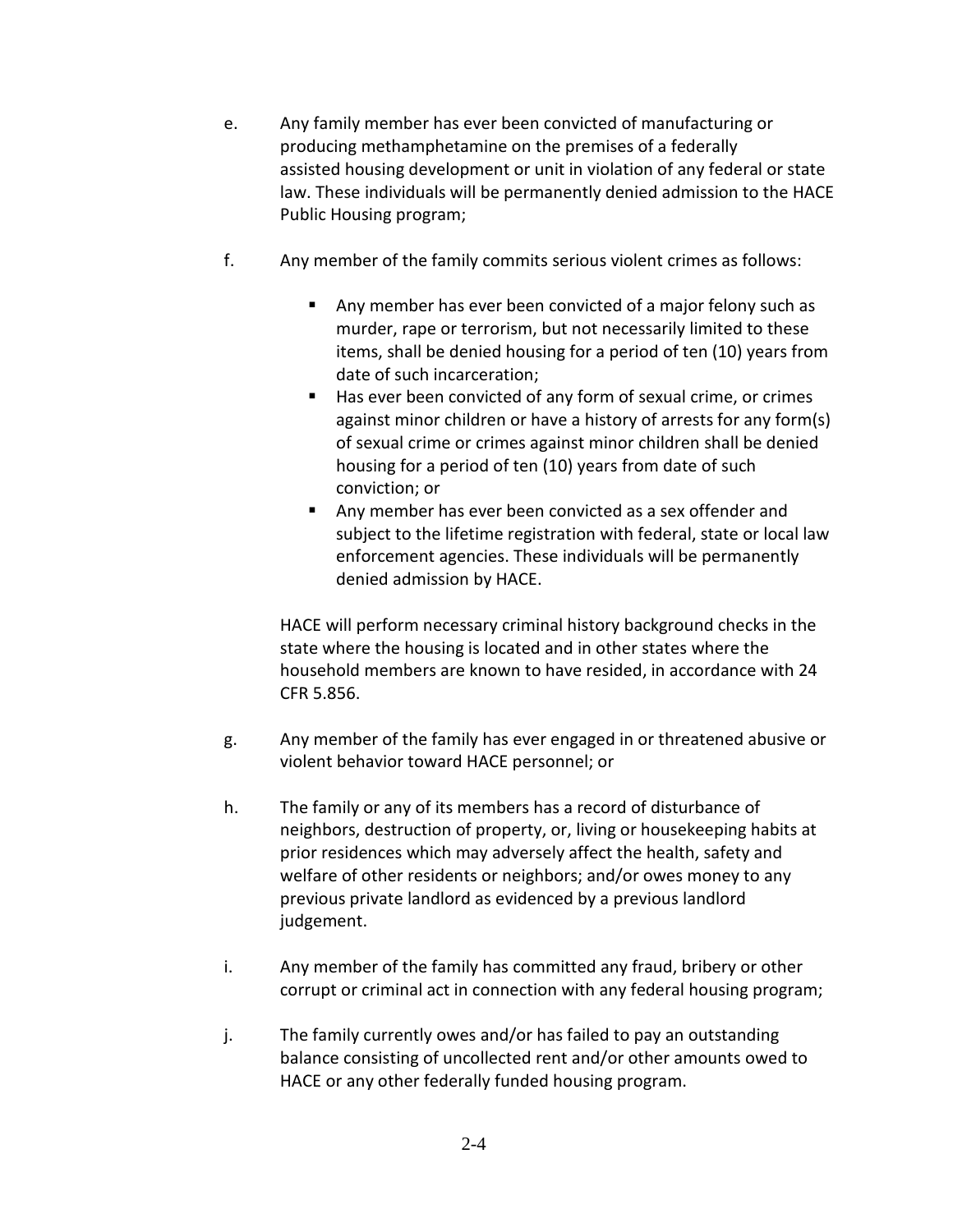e. Any family member has ever been convicted of manufacturing or producing methamphetamine on the premises of a federally assisted housing development or unit in violation of any federal or state law. These individuals will be permanently denied admission to the HACE Public Housing program;

f. Any member of the family commits serious violent crimes as follows:

   - Any member has ever been convicted of a major felony such as murder, rape or terrorism, but not necessarily limited to these items, shall be denied housing for a period of ten (10) years from date of such incarceration;
   - Has ever been convicted of any form of sexual crime, or crimes against minor children or have a history of arrests for any form(s) of sexual crime or crimes against minor children shall be denied housing for a period of ten (10) years from date of such conviction; or
   - Any member has ever been convicted as a sex offender and subject to the lifetime registration with federal, state or local law enforcement agencies. These individuals will be permanently denied admission by HACE.

   HACE will perform necessary criminal history background checks in the state where the housing is located and in other states where the household members are known to have resided, in accordance with 24 CFR 5.856.

g. Any member of the family has ever engaged in or threatened abusive or violent behavior toward HACE personnel; or

h. The family or any of its members has a record of disturbance of neighbors, destruction of property, or, living or housekeeping habits at prior residences which may adversely affect the health, safety and welfare of other residents or neighbors; and/or owes money to any previous private landlord as evidenced by a previous landlord judgement.

i. Any member of the family has committed any fraud, bribery or other corrupt or criminal act in connection with any federal housing program;

j. The family currently owes and/or has failed to pay an outstanding balance consisting of uncollected rent and/or other amounts owed to HACE or any other federally funded housing program.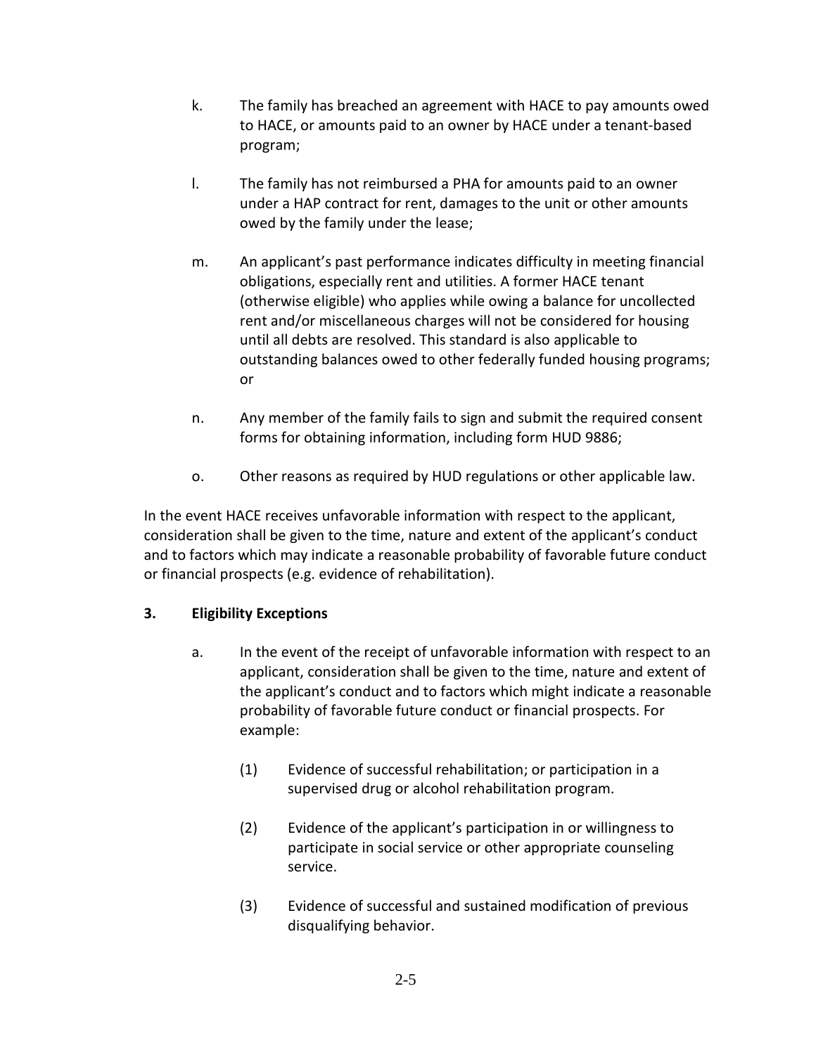k. The family has breached an agreement with HACE to pay amounts owed to HACE, or amounts paid to an owner by HACE under a tenant-based program;

l. The family has not reimbursed a PHA for amounts paid to an owner under a HAP contract for rent, damages to the unit or other amounts owed by the family under the lease;

m. An applicant's past performance indicates difficulty in meeting financial obligations, especially rent and utilities. A former HACE tenant (otherwise eligible) who applies while owing a balance for uncollected rent and/or miscellaneous charges will not be considered for housing until all debts are resolved. This standard is also applicable to outstanding balances owed to other federally funded housing programs; or

n. Any member of the family fails to sign and submit the required consent forms for obtaining information, including form HUD 9886;

o. Other reasons as required by HUD regulations or other applicable law.

In the event HACE receives unfavorable information with respect to the applicant, consideration shall be given to the time, nature and extent of the applicant's conduct and to factors which may indicate a reasonable probability of favorable future conduct or financial prospects (e.g. evidence of rehabilitation).

**3. Eligibility Exceptions**

a. In the event of the receipt of unfavorable information with respect to an applicant, consideration shall be given to the time, nature and extent of the applicant's conduct and to factors which might indicate a reasonable probability of favorable future conduct or financial prospects. For example:

(1) Evidence of successful rehabilitation; or participation in a supervised drug or alcohol rehabilitation program.

(2) Evidence of the applicant's participation in or willingness to participate in social service or other appropriate counseling service.

(3) Evidence of successful and sustained modification of previous disqualifying behavior.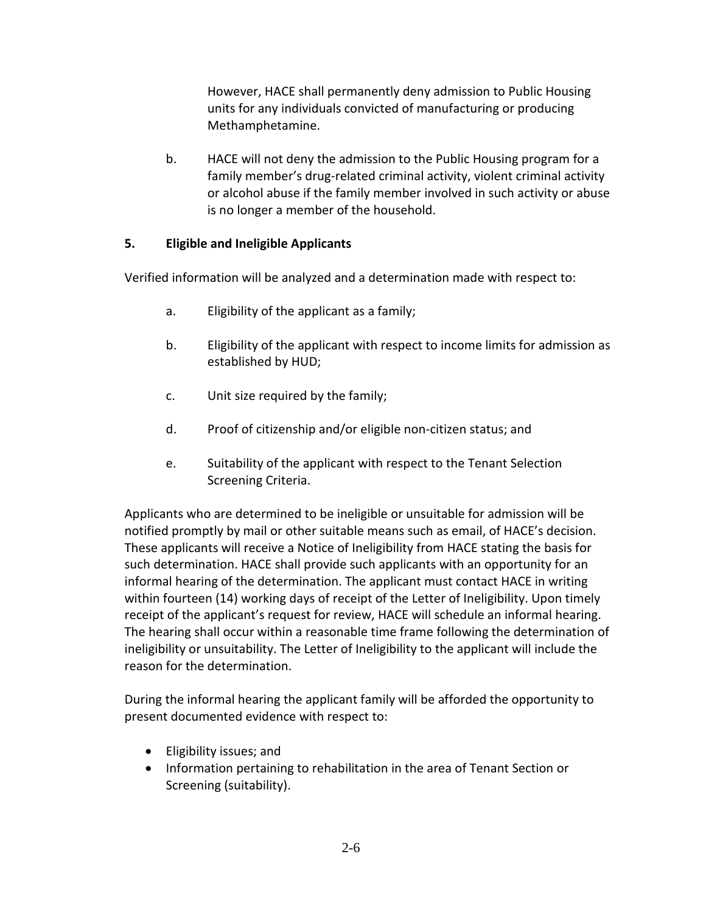However, HACE shall permanently deny admission to Public Housing units for any individuals convicted of manufacturing or producing Methamphetamine.

b. HACE will not deny the admission to the Public Housing program for a family member's drug-related criminal activity, violent criminal activity or alcohol abuse if the family member involved in such activity or abuse is no longer a member of the household.

### 5. Eligible and Ineligible Applicants

Verified information will be analyzed and a determination made with respect to:

a. Eligibility of the applicant as a family;

b. Eligibility of the applicant with respect to income limits for admission as established by HUD;

c. Unit size required by the family;

d. Proof of citizenship and/or eligible non-citizen status; and

e. Suitability of the applicant with respect to the Tenant Selection Screening Criteria.

Applicants who are determined to be ineligible or unsuitable for admission will be notified promptly by mail or other suitable means such as email, of HACE's decision. These applicants will receive a Notice of Ineligibility from HACE stating the basis for such determination. HACE shall provide such applicants with an opportunity for an informal hearing of the determination. The applicant must contact HACE in writing within fourteen (14) working days of receipt of the Letter of Ineligibility. Upon timely receipt of the applicant's request for review, HACE will schedule an informal hearing. The hearing shall occur within a reasonable time frame following the determination of ineligibility or unsuitability. The Letter of Ineligibility to the applicant will include the reason for the determination.

During the informal hearing the applicant family will be afforded the opportunity to present documented evidence with respect to:

- Eligibility issues; and
- Information pertaining to rehabilitation in the area of Tenant Section or Screening (suitability).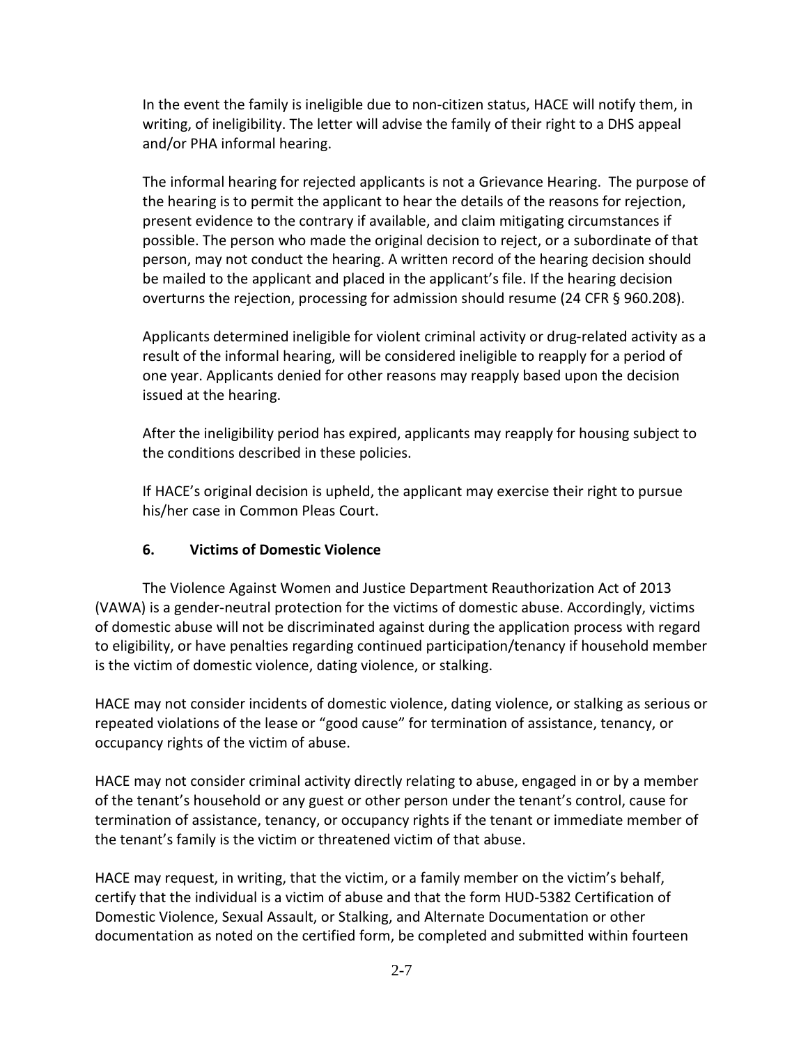In the event the family is ineligible due to non-citizen status, HACE will notify them, in writing, of ineligibility. The letter will advise the family of their right to a DHS appeal and/or PHA informal hearing.

The informal hearing for rejected applicants is not a Grievance Hearing. The purpose of the hearing is to permit the applicant to hear the details of the reasons for rejection, present evidence to the contrary if available, and claim mitigating circumstances if possible. The person who made the original decision to reject, or a subordinate of that person, may not conduct the hearing. A written record of the hearing decision should be mailed to the applicant and placed in the applicant's file. If the hearing decision overturns the rejection, processing for admission should resume (24 CFR § 960.208).

Applicants determined ineligible for violent criminal activity or drug-related activity as a result of the informal hearing, will be considered ineligible to reapply for a period of one year. Applicants denied for other reasons may reapply based upon the decision issued at the hearing.

After the ineligibility period has expired, applicants may reapply for housing subject to the conditions described in these policies.

If HACE's original decision is upheld, the applicant may exercise their right to pursue his/her case in Common Pleas Court.

### 6. Victims of Domestic Violence

The Violence Against Women and Justice Department Reauthorization Act of 2013 (VAWA) is a gender-neutral protection for the victims of domestic abuse. Accordingly, victims of domestic abuse will not be discriminated against during the application process with regard to eligibility, or have penalties regarding continued participation/tenancy if household member is the victim of domestic violence, dating violence, or stalking.

HACE may not consider incidents of domestic violence, dating violence, or stalking as serious or repeated violations of the lease or "good cause" for termination of assistance, tenancy, or occupancy rights of the victim of abuse.

HACE may not consider criminal activity directly relating to abuse, engaged in or by a member of the tenant's household or any guest or other person under the tenant's control, cause for termination of assistance, tenancy, or occupancy rights if the tenant or immediate member of the tenant's family is the victim or threatened victim of that abuse.

HACE may request, in writing, that the victim, or a family member on the victim's behalf, certify that the individual is a victim of abuse and that the form HUD-5382 Certification of Domestic Violence, Sexual Assault, or Stalking, and Alternate Documentation or other documentation as noted on the certified form, be completed and submitted within fourteen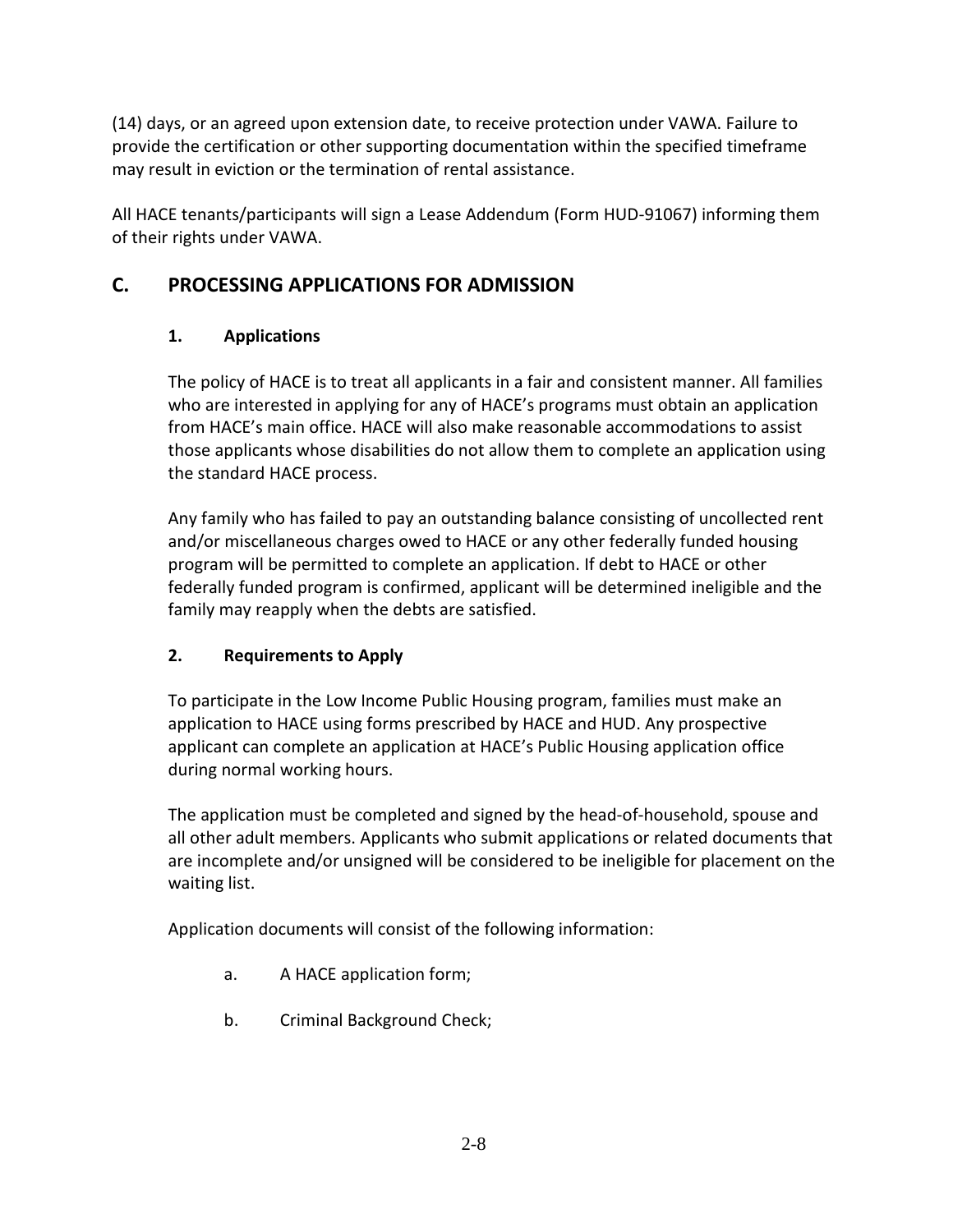(14) days, or an agreed upon extension date, to receive protection under VAWA. Failure to provide the certification or other supporting documentation within the specified timeframe may result in eviction or the termination of rental assistance.

All HACE tenants/participants will sign a Lease Addendum (Form HUD-91067) informing them of their rights under VAWA.

## C. PROCESSING APPLICATIONS FOR ADMISSION

### 1. Applications

The policy of HACE is to treat all applicants in a fair and consistent manner. All families who are interested in applying for any of HACE's programs must obtain an application from HACE's main office. HACE will also make reasonable accommodations to assist those applicants whose disabilities do not allow them to complete an application using the standard HACE process.

Any family who has failed to pay an outstanding balance consisting of uncollected rent and/or miscellaneous charges owed to HACE or any other federally funded housing program will be permitted to complete an application. If debt to HACE or other federally funded program is confirmed, applicant will be determined ineligible and the family may reapply when the debts are satisfied.

### 2. Requirements to Apply

To participate in the Low Income Public Housing program, families must make an application to HACE using forms prescribed by HACE and HUD. Any prospective applicant can complete an application at HACE's Public Housing application office during normal working hours.

The application must be completed and signed by the head-of-household, spouse and all other adult members. Applicants who submit applications or related documents that are incomplete and/or unsigned will be considered to be ineligible for placement on the waiting list.

Application documents will consist of the following information:

a. A HACE application form;

b. Criminal Background Check;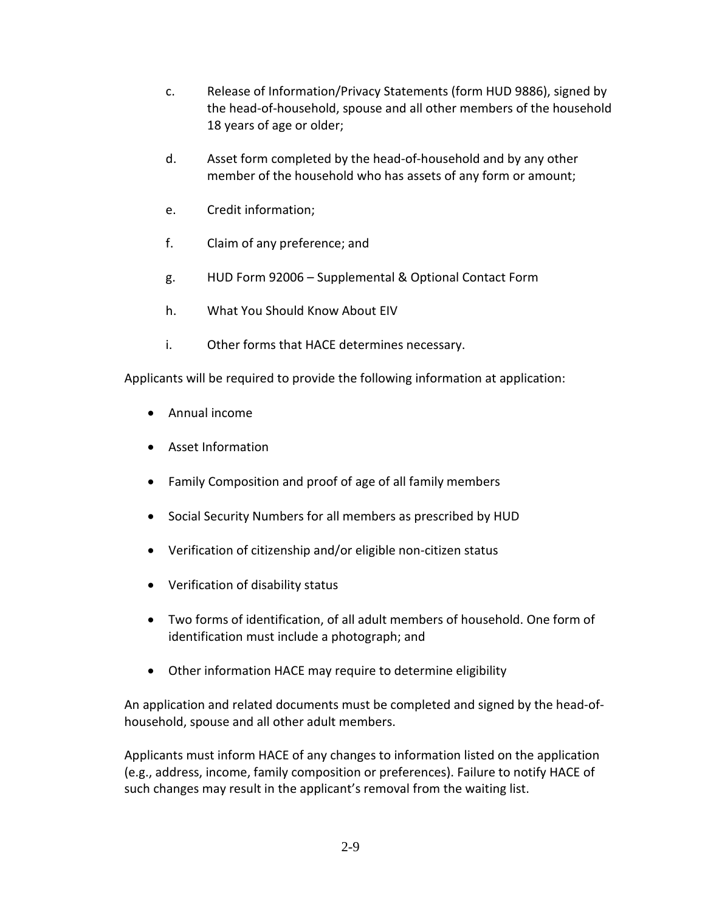c. Release of Information/Privacy Statements (form HUD 9886), signed by the head-of-household, spouse and all other members of the household 18 years of age or older;

d. Asset form completed by the head-of-household and by any other member of the household who has assets of any form or amount;

e. Credit information;

f. Claim of any preference; and

g. HUD Form 92006 – Supplemental & Optional Contact Form

h. What You Should Know About EIV

i. Other forms that HACE determines necessary.

Applicants will be required to provide the following information at application:

- Annual income
- Asset Information
- Family Composition and proof of age of all family members
- Social Security Numbers for all members as prescribed by HUD
- Verification of citizenship and/or eligible non-citizen status
- Verification of disability status
- Two forms of identification, of all adult members of household. One form of identification must include a photograph; and
- Other information HACE may require to determine eligibility

An application and related documents must be completed and signed by the head-of-household, spouse and all other adult members.

Applicants must inform HACE of any changes to information listed on the application (e.g., address, income, family composition or preferences). Failure to notify HACE of such changes may result in the applicant's removal from the waiting list.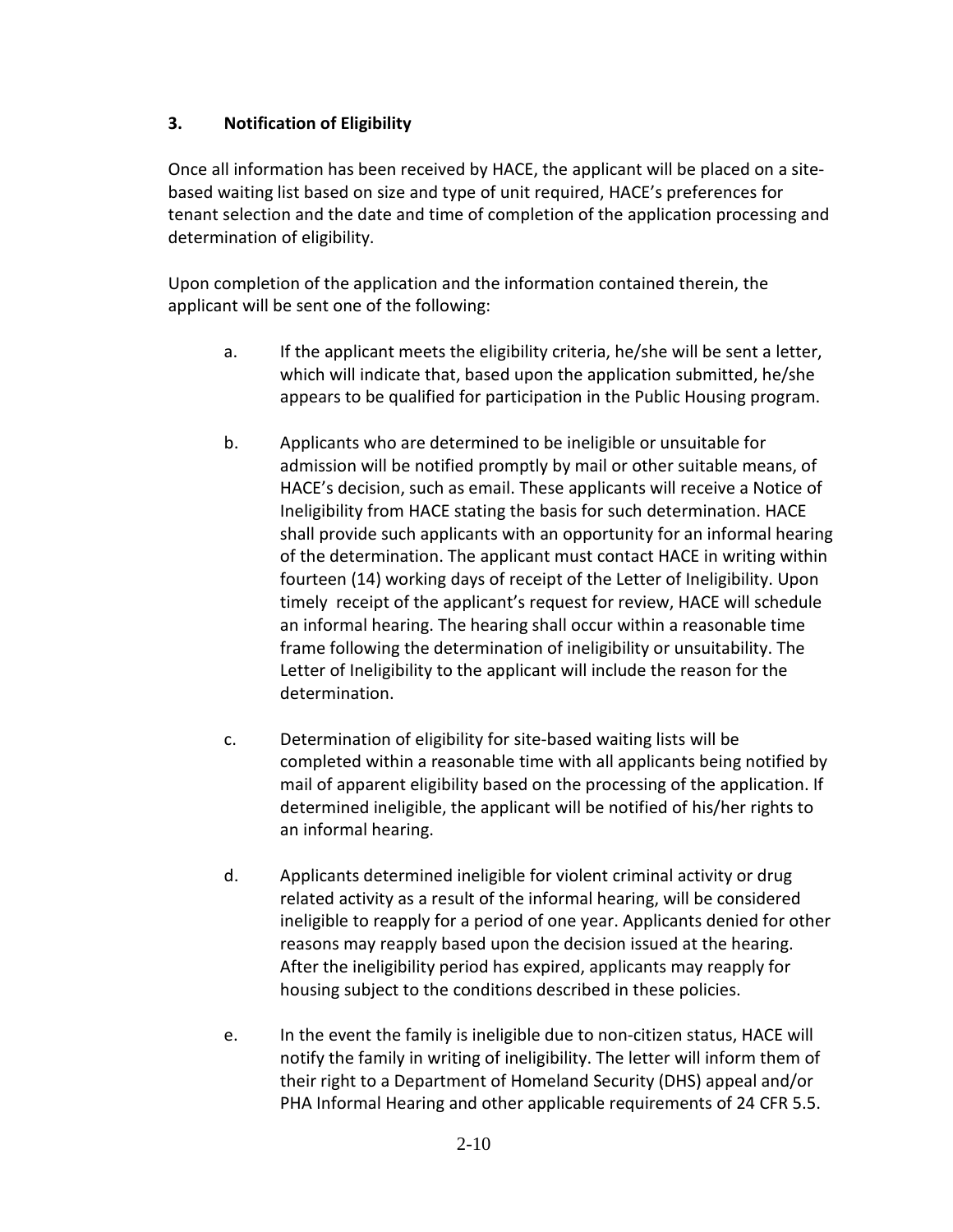### 3. Notification of Eligibility

Once all information has been received by HACE, the applicant will be placed on a site-based waiting list based on size and type of unit required, HACE's preferences for tenant selection and the date and time of completion of the application processing and determination of eligibility.

Upon completion of the application and the information contained therein, the applicant will be sent one of the following:

a. If the applicant meets the eligibility criteria, he/she will be sent a letter, which will indicate that, based upon the application submitted, he/she appears to be qualified for participation in the Public Housing program.

b. Applicants who are determined to be ineligible or unsuitable for admission will be notified promptly by mail or other suitable means, of HACE's decision, such as email. These applicants will receive a Notice of Ineligibility from HACE stating the basis for such determination. HACE shall provide such applicants with an opportunity for an informal hearing of the determination. The applicant must contact HACE in writing within fourteen (14) working days of receipt of the Letter of Ineligibility. Upon timely receipt of the applicant's request for review, HACE will schedule an informal hearing. The hearing shall occur within a reasonable time frame following the determination of ineligibility or unsuitability. The Letter of Ineligibility to the applicant will include the reason for the determination.

c. Determination of eligibility for site-based waiting lists will be completed within a reasonable time with all applicants being notified by mail of apparent eligibility based on the processing of the application. If determined ineligible, the applicant will be notified of his/her rights to an informal hearing.

d. Applicants determined ineligible for violent criminal activity or drug related activity as a result of the informal hearing, will be considered ineligible to reapply for a period of one year. Applicants denied for other reasons may reapply based upon the decision issued at the hearing. After the ineligibility period has expired, applicants may reapply for housing subject to the conditions described in these policies.

e. In the event the family is ineligible due to non-citizen status, HACE will notify the family in writing of ineligibility. The letter will inform them of their right to a Department of Homeland Security (DHS) appeal and/or PHA Informal Hearing and other applicable requirements of 24 CFR 5.5.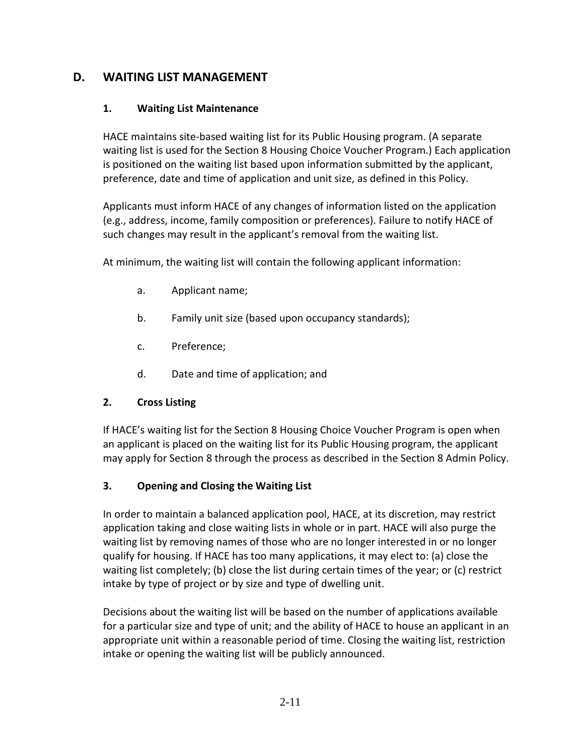## D. WAITING LIST MANAGEMENT

### 1. Waiting List Maintenance

HACE maintains site-based waiting list for its Public Housing program. (A separate waiting list is used for the Section 8 Housing Choice Voucher Program.) Each application is positioned on the waiting list based upon information submitted by the applicant, preference, date and time of application and unit size, as defined in this Policy.

Applicants must inform HACE of any changes of information listed on the application (e.g., address, income, family composition or preferences). Failure to notify HACE of such changes may result in the applicant's removal from the waiting list.

At minimum, the waiting list will contain the following applicant information:

a. Applicant name;

b. Family unit size (based upon occupancy standards);

c. Preference;

d. Date and time of application; and

### 2. Cross Listing

If HACE's waiting list for the Section 8 Housing Choice Voucher Program is open when an applicant is placed on the waiting list for its Public Housing program, the applicant may apply for Section 8 through the process as described in the Section 8 Admin Policy.

### 3. Opening and Closing the Waiting List

In order to maintain a balanced application pool, HACE, at its discretion, may restrict application taking and close waiting lists in whole or in part. HACE will also purge the waiting list by removing names of those who are no longer interested in or no longer qualify for housing. If HACE has too many applications, it may elect to: (a) close the waiting list completely; (b) close the list during certain times of the year; or (c) restrict intake by type of project or by size and type of dwelling unit.

Decisions about the waiting list will be based on the number of applications available for a particular size and type of unit; and the ability of HACE to house an applicant in an appropriate unit within a reasonable period of time. Closing the waiting list, restriction intake or opening the waiting list will be publicly announced.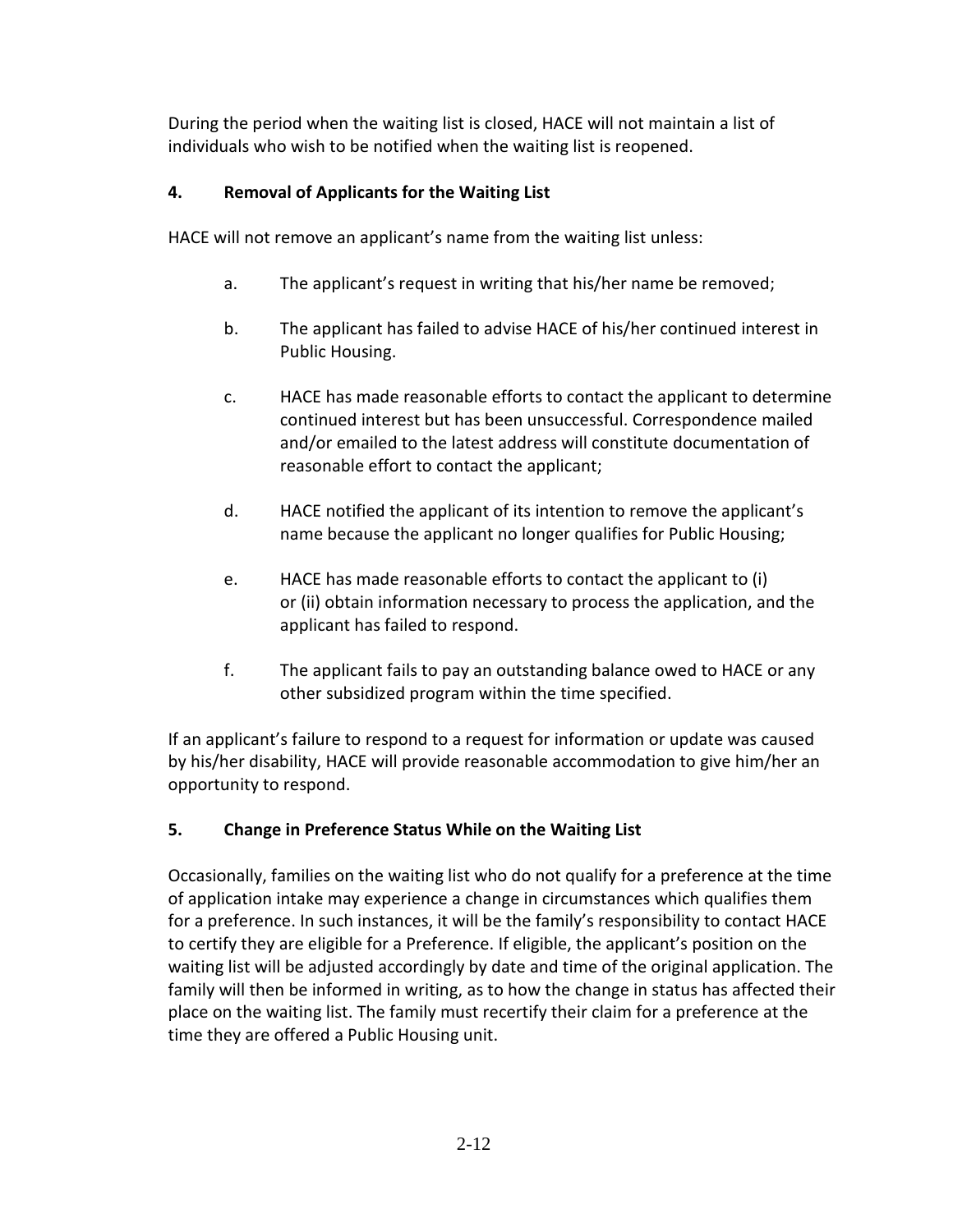During the period when the waiting list is closed, HACE will not maintain a list of individuals who wish to be notified when the waiting list is reopened.

### 4. Removal of Applicants for the Waiting List

HACE will not remove an applicant's name from the waiting list unless:

a. The applicant's request in writing that his/her name be removed;

b. The applicant has failed to advise HACE of his/her continued interest in Public Housing.

c. HACE has made reasonable efforts to contact the applicant to determine continued interest but has been unsuccessful. Correspondence mailed and/or emailed to the latest address will constitute documentation of reasonable effort to contact the applicant;

d. HACE notified the applicant of its intention to remove the applicant's name because the applicant no longer qualifies for Public Housing;

e. HACE has made reasonable efforts to contact the applicant to (i) or (ii) obtain information necessary to process the application, and the applicant has failed to respond.

f. The applicant fails to pay an outstanding balance owed to HACE or any other subsidized program within the time specified.

If an applicant's failure to respond to a request for information or update was caused by his/her disability, HACE will provide reasonable accommodation to give him/her an opportunity to respond.

### 5. Change in Preference Status While on the Waiting List

Occasionally, families on the waiting list who do not qualify for a preference at the time of application intake may experience a change in circumstances which qualifies them for a preference. In such instances, it will be the family's responsibility to contact HACE to certify they are eligible for a Preference. If eligible, the applicant's position on the waiting list will be adjusted accordingly by date and time of the original application. The family will then be informed in writing, as to how the change in status has affected their place on the waiting list. The family must recertify their claim for a preference at the time they are offered a Public Housing unit.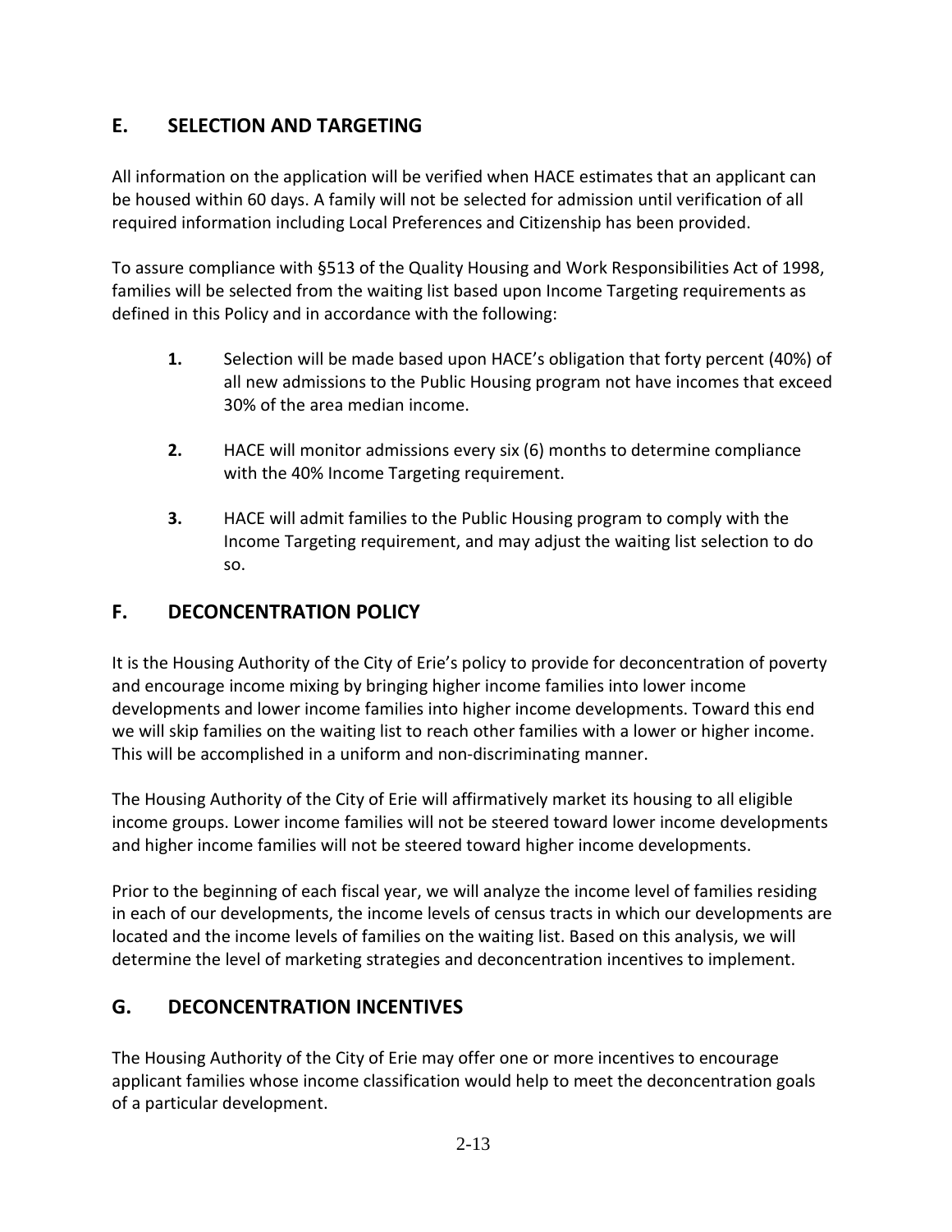## E. SELECTION AND TARGETING

All information on the application will be verified when HACE estimates that an applicant can be housed within 60 days. A family will not be selected for admission until verification of all required information including Local Preferences and Citizenship has been provided.

To assure compliance with §513 of the Quality Housing and Work Responsibilities Act of 1998, families will be selected from the waiting list based upon Income Targeting requirements as defined in this Policy and in accordance with the following:

1. Selection will be made based upon HACE's obligation that forty percent (40%) of all new admissions to the Public Housing program not have incomes that exceed 30% of the area median income.

2. HACE will monitor admissions every six (6) months to determine compliance with the 40% Income Targeting requirement.

3. HACE will admit families to the Public Housing program to comply with the Income Targeting requirement, and may adjust the waiting list selection to do so.

## F. DECONCENTRATION POLICY

It is the Housing Authority of the City of Erie's policy to provide for deconcentration of poverty and encourage income mixing by bringing higher income families into lower income developments and lower income families into higher income developments. Toward this end we will skip families on the waiting list to reach other families with a lower or higher income. This will be accomplished in a uniform and non-discriminating manner.

The Housing Authority of the City of Erie will affirmatively market its housing to all eligible income groups. Lower income families will not be steered toward lower income developments and higher income families will not be steered toward higher income developments.

Prior to the beginning of each fiscal year, we will analyze the income level of families residing in each of our developments, the income levels of census tracts in which our developments are located and the income levels of families on the waiting list. Based on this analysis, we will determine the level of marketing strategies and deconcentration incentives to implement.

## G. DECONCENTRATION INCENTIVES

The Housing Authority of the City of Erie may offer one or more incentives to encourage applicant families whose income classification would help to meet the deconcentration goals of a particular development.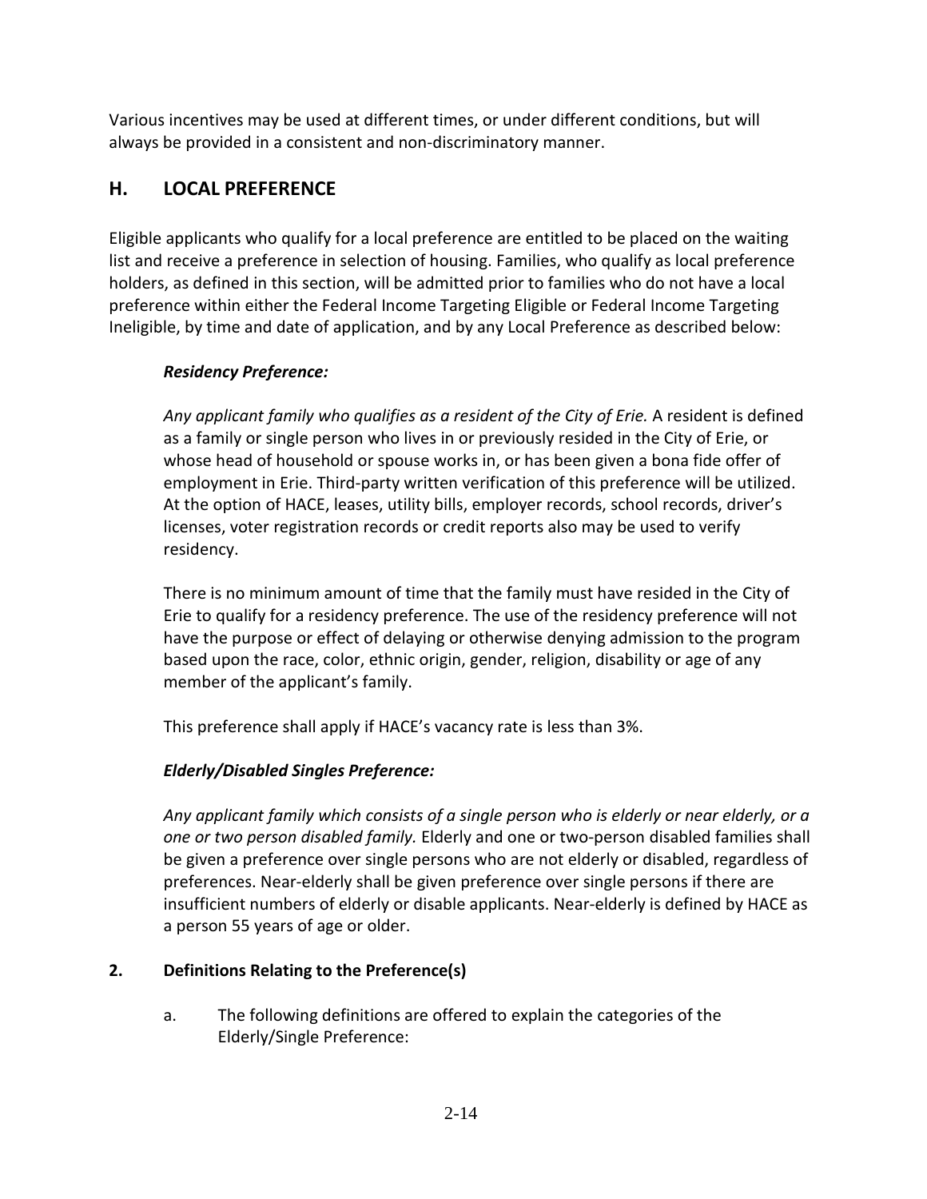Various incentives may be used at different times, or under different conditions, but will always be provided in a consistent and non-discriminatory manner.

## H. LOCAL PREFERENCE

Eligible applicants who qualify for a local preference are entitled to be placed on the waiting list and receive a preference in selection of housing. Families, who qualify as local preference holders, as defined in this section, will be admitted prior to families who do not have a local preference within either the Federal Income Targeting Eligible or Federal Income Targeting Ineligible, by time and date of application, and by any Local Preference as described below:

***Residency Preference:***

*Any applicant family who qualifies as a resident of the City of Erie.* A resident is defined as a family or single person who lives in or previously resided in the City of Erie, or whose head of household or spouse works in, or has been given a bona fide offer of employment in Erie. Third-party written verification of this preference will be utilized. At the option of HACE, leases, utility bills, employer records, school records, driver's licenses, voter registration records or credit reports also may be used to verify residency.

There is no minimum amount of time that the family must have resided in the City of Erie to qualify for a residency preference. The use of the residency preference will not have the purpose or effect of delaying or otherwise denying admission to the program based upon the race, color, ethnic origin, gender, religion, disability or age of any member of the applicant's family.

This preference shall apply if HACE's vacancy rate is less than 3%.

***Elderly/Disabled Singles Preference:***

*Any applicant family which consists of a single person who is elderly or near elderly, or a one or two person disabled family.* Elderly and one or two-person disabled families shall be given a preference over single persons who are not elderly or disabled, regardless of preferences. Near-elderly shall be given preference over single persons if there are insufficient numbers of elderly or disable applicants. Near-elderly is defined by HACE as a person 55 years of age or older.

**2. Definitions Relating to the Preference(s)**

a. The following definitions are offered to explain the categories of the Elderly/Single Preference: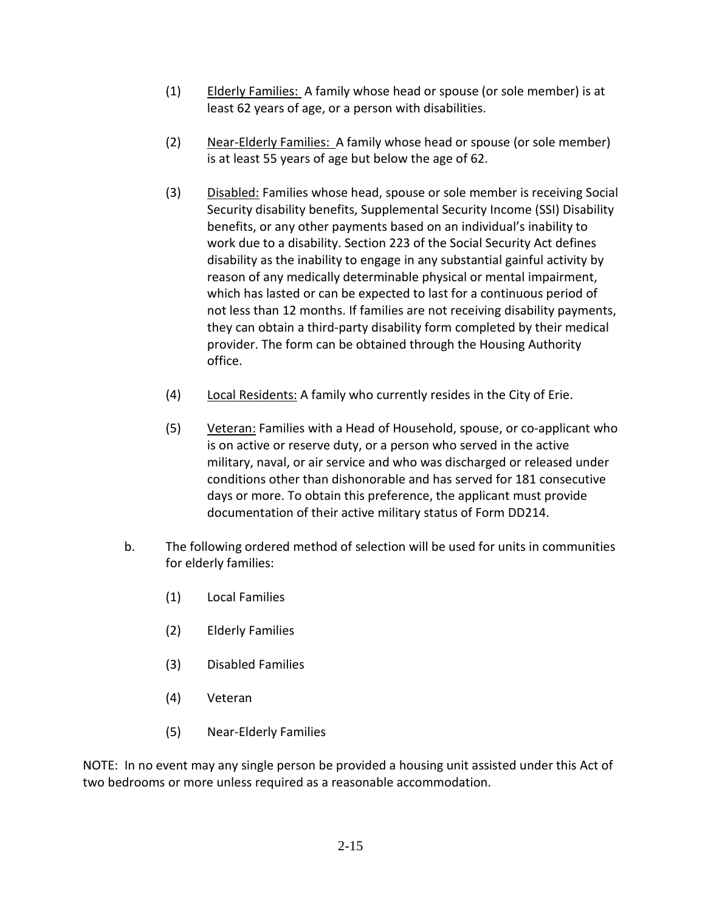(1) <u>Elderly Families:</u> A family whose head or spouse (or sole member) is at least 62 years of age, or a person with disabilities.

(2) <u>Near-Elderly Families:</u> A family whose head or spouse (or sole member) is at least 55 years of age but below the age of 62.

(3) <u>Disabled:</u> Families whose head, spouse or sole member is receiving Social Security disability benefits, Supplemental Security Income (SSI) Disability benefits, or any other payments based on an individual's inability to work due to a disability. Section 223 of the Social Security Act defines disability as the inability to engage in any substantial gainful activity by reason of any medically determinable physical or mental impairment, which has lasted or can be expected to last for a continuous period of not less than 12 months. If families are not receiving disability payments, they can obtain a third-party disability form completed by their medical provider. The form can be obtained through the Housing Authority office.

(4) <u>Local Residents:</u> A family who currently resides in the City of Erie.

(5) <u>Veteran:</u> Families with a Head of Household, spouse, or co-applicant who is on active or reserve duty, or a person who served in the active military, naval, or air service and who was discharged or released under conditions other than dishonorable and has served for 181 consecutive days or more. To obtain this preference, the applicant must provide documentation of their active military status of Form DD214.

b. The following ordered method of selection will be used for units in communities for elderly families:

(1) Local Families

(2) Elderly Families

(3) Disabled Families

(4) Veteran

(5) Near-Elderly Families

NOTE: In no event may any single person be provided a housing unit assisted under this Act of two bedrooms or more unless required as a reasonable accommodation.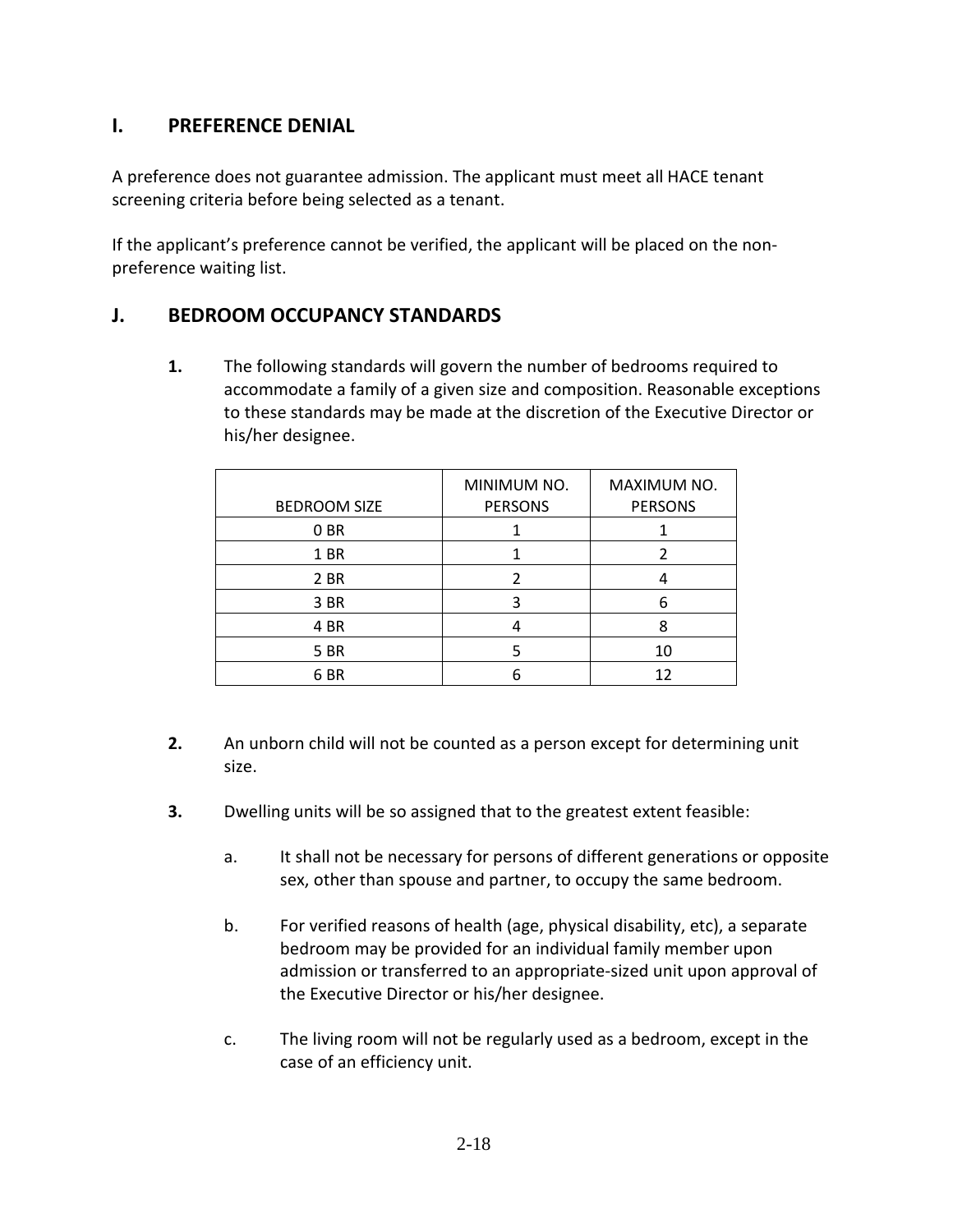## I. PREFERENCE DENIAL

A preference does not guarantee admission. The applicant must meet all HACE tenant screening criteria before being selected as a tenant.

If the applicant's preference cannot be verified, the applicant will be placed on the non-preference waiting list.

## J. BEDROOM OCCUPANCY STANDARDS

**1.** The following standards will govern the number of bedrooms required to accommodate a family of a given size and composition. Reasonable exceptions to these standards may be made at the discretion of the Executive Director or his/her designee.

| BEDROOM SIZE | MINIMUM NO. PERSONS | MAXIMUM NO. PERSONS |
|---|---|---|
| 0 BR | 1 | 1 |
| 1 BR | 1 | 2 |
| 2 BR | 2 | 4 |
| 3 BR | 3 | 6 |
| 4 BR | 4 | 8 |
| 5 BR | 5 | 10 |
| 6 BR | 6 | 12 |

**2.** An unborn child will not be counted as a person except for determining unit size.

**3.** Dwelling units will be so assigned that to the greatest extent feasible:

a. It shall not be necessary for persons of different generations or opposite sex, other than spouse and partner, to occupy the same bedroom.

b. For verified reasons of health (age, physical disability, etc), a separate bedroom may be provided for an individual family member upon admission or transferred to an appropriate-sized unit upon approval of the Executive Director or his/her designee.

c. The living room will not be regularly used as a bedroom, except in the case of an efficiency unit.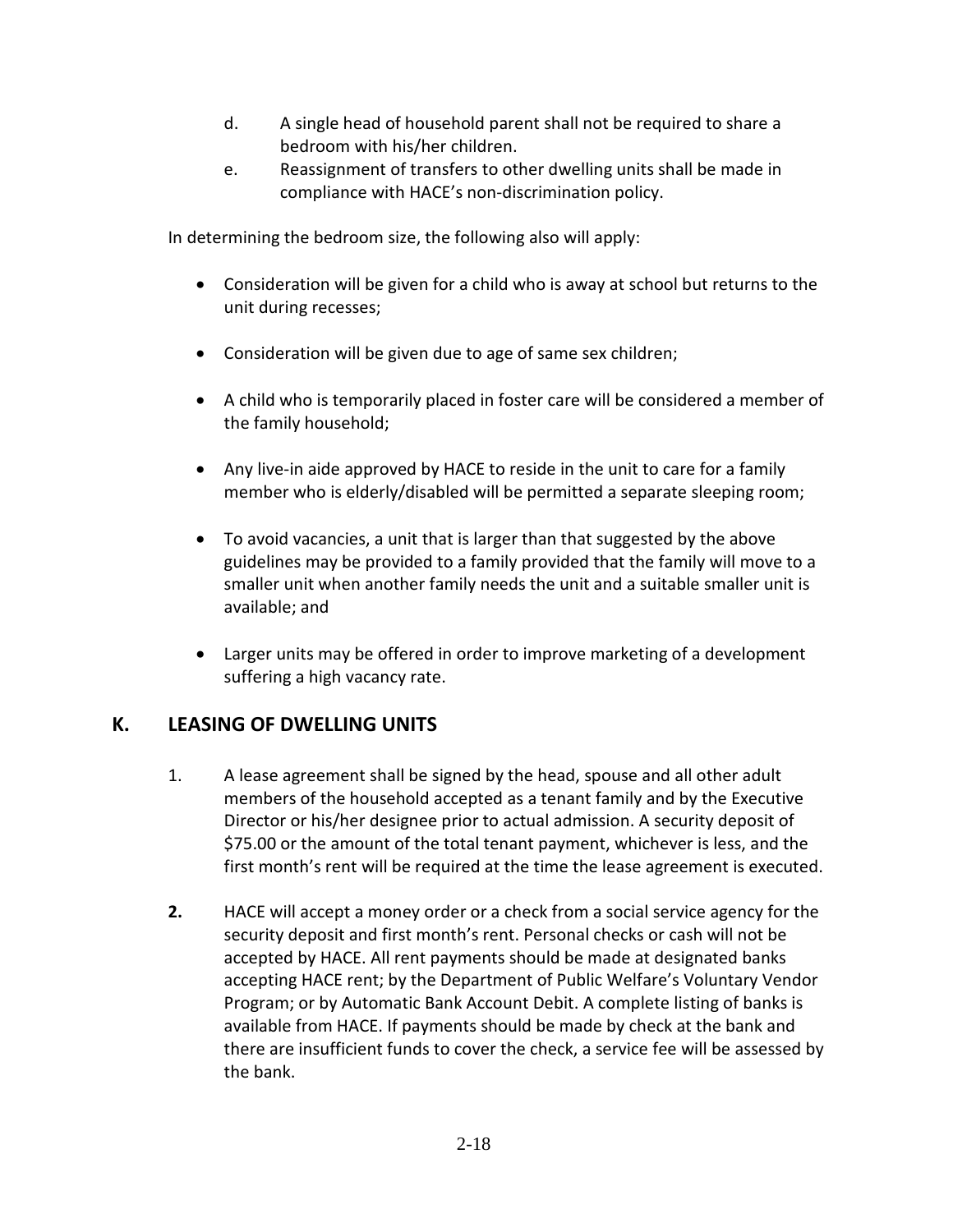d. A single head of household parent shall not be required to share a bedroom with his/her children.

e. Reassignment of transfers to other dwelling units shall be made in compliance with HACE's non-discrimination policy.

In determining the bedroom size, the following also will apply:

- Consideration will be given for a child who is away at school but returns to the unit during recesses;
- Consideration will be given due to age of same sex children;
- A child who is temporarily placed in foster care will be considered a member of the family household;
- Any live-in aide approved by HACE to reside in the unit to care for a family member who is elderly/disabled will be permitted a separate sleeping room;
- To avoid vacancies, a unit that is larger than that suggested by the above guidelines may be provided to a family provided that the family will move to a smaller unit when another family needs the unit and a suitable smaller unit is available; and
- Larger units may be offered in order to improve marketing of a development suffering a high vacancy rate.

## K. LEASING OF DWELLING UNITS

1. A lease agreement shall be signed by the head, spouse and all other adult members of the household accepted as a tenant family and by the Executive Director or his/her designee prior to actual admission. A security deposit of $75.00 or the amount of the total tenant payment, whichever is less, and the first month's rent will be required at the time the lease agreement is executed.

**2.** HACE will accept a money order or a check from a social service agency for the security deposit and first month's rent. Personal checks or cash will not be accepted by HACE. All rent payments should be made at designated banks accepting HACE rent; by the Department of Public Welfare's Voluntary Vendor Program; or by Automatic Bank Account Debit. A complete listing of banks is available from HACE. If payments should be made by check at the bank and there are insufficient funds to cover the check, a service fee will be assessed by the bank.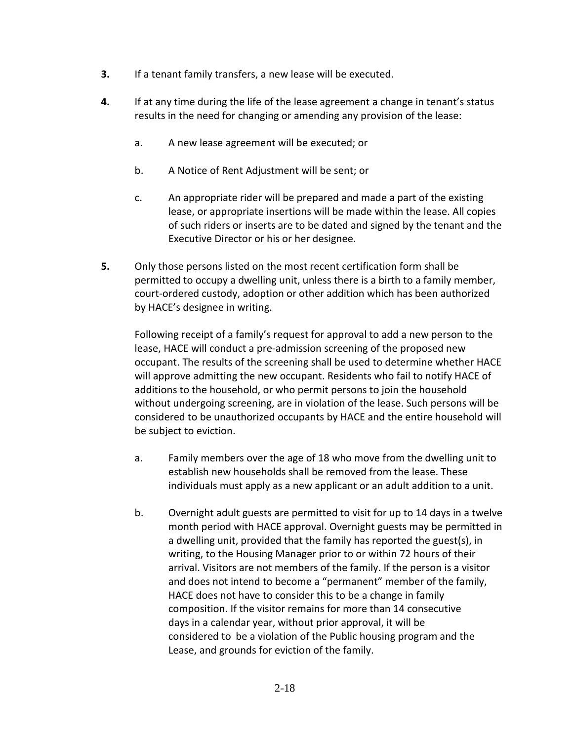**3.** If a tenant family transfers, a new lease will be executed.

**4.** If at any time during the life of the lease agreement a change in tenant's status results in the need for changing or amending any provision of the lease:

a. A new lease agreement will be executed; or

b. A Notice of Rent Adjustment will be sent; or

c. An appropriate rider will be prepared and made a part of the existing lease, or appropriate insertions will be made within the lease. All copies of such riders or inserts are to be dated and signed by the tenant and the Executive Director or his or her designee.

**5.** Only those persons listed on the most recent certification form shall be permitted to occupy a dwelling unit, unless there is a birth to a family member, court-ordered custody, adoption or other addition which has been authorized by HACE's designee in writing.

Following receipt of a family's request for approval to add a new person to the lease, HACE will conduct a pre-admission screening of the proposed new occupant. The results of the screening shall be used to determine whether HACE will approve admitting the new occupant. Residents who fail to notify HACE of additions to the household, or who permit persons to join the household without undergoing screening, are in violation of the lease. Such persons will be considered to be unauthorized occupants by HACE and the entire household will be subject to eviction.

a. Family members over the age of 18 who move from the dwelling unit to establish new households shall be removed from the lease. These individuals must apply as a new applicant or an adult addition to a unit.

b. Overnight adult guests are permitted to visit for up to 14 days in a twelve month period with HACE approval. Overnight guests may be permitted in a dwelling unit, provided that the family has reported the guest(s), in writing, to the Housing Manager prior to or within 72 hours of their arrival. Visitors are not members of the family. If the person is a visitor and does not intend to become a "permanent" member of the family, HACE does not have to consider this to be a change in family composition. If the visitor remains for more than 14 consecutive days in a calendar year, without prior approval, it will be considered to be a violation of the Public housing program and the Lease, and grounds for eviction of the family.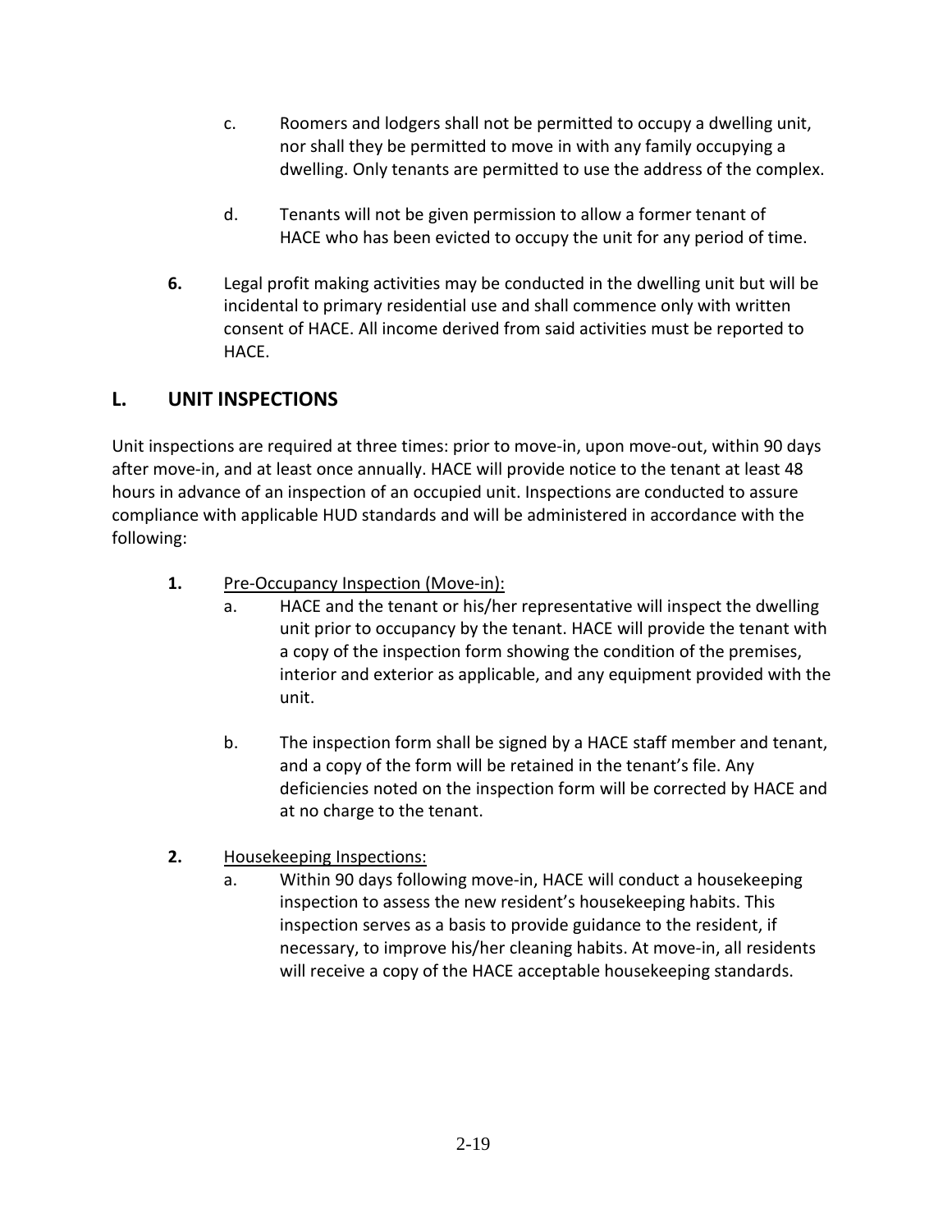c. Roomers and lodgers shall not be permitted to occupy a dwelling unit, nor shall they be permitted to move in with any family occupying a dwelling. Only tenants are permitted to use the address of the complex.

d. Tenants will not be given permission to allow a former tenant of HACE who has been evicted to occupy the unit for any period of time.

**6.** Legal profit making activities may be conducted in the dwelling unit but will be incidental to primary residential use and shall commence only with written consent of HACE. All income derived from said activities must be reported to HACE.

## L. UNIT INSPECTIONS

Unit inspections are required at three times: prior to move-in, upon move-out, within 90 days after move-in, and at least once annually. HACE will provide notice to the tenant at least 48 hours in advance of an inspection of an occupied unit. Inspections are conducted to assure compliance with applicable HUD standards and will be administered in accordance with the following:

**1.** Pre-Occupancy Inspection (Move-in):

a. HACE and the tenant or his/her representative will inspect the dwelling unit prior to occupancy by the tenant. HACE will provide the tenant with a copy of the inspection form showing the condition of the premises, interior and exterior as applicable, and any equipment provided with the unit.

b. The inspection form shall be signed by a HACE staff member and tenant, and a copy of the form will be retained in the tenant's file. Any deficiencies noted on the inspection form will be corrected by HACE and at no charge to the tenant.

**2.** Housekeeping Inspections:

a. Within 90 days following move-in, HACE will conduct a housekeeping inspection to assess the new resident's housekeeping habits. This inspection serves as a basis to provide guidance to the resident, if necessary, to improve his/her cleaning habits. At move-in, all residents will receive a copy of the HACE acceptable housekeeping standards.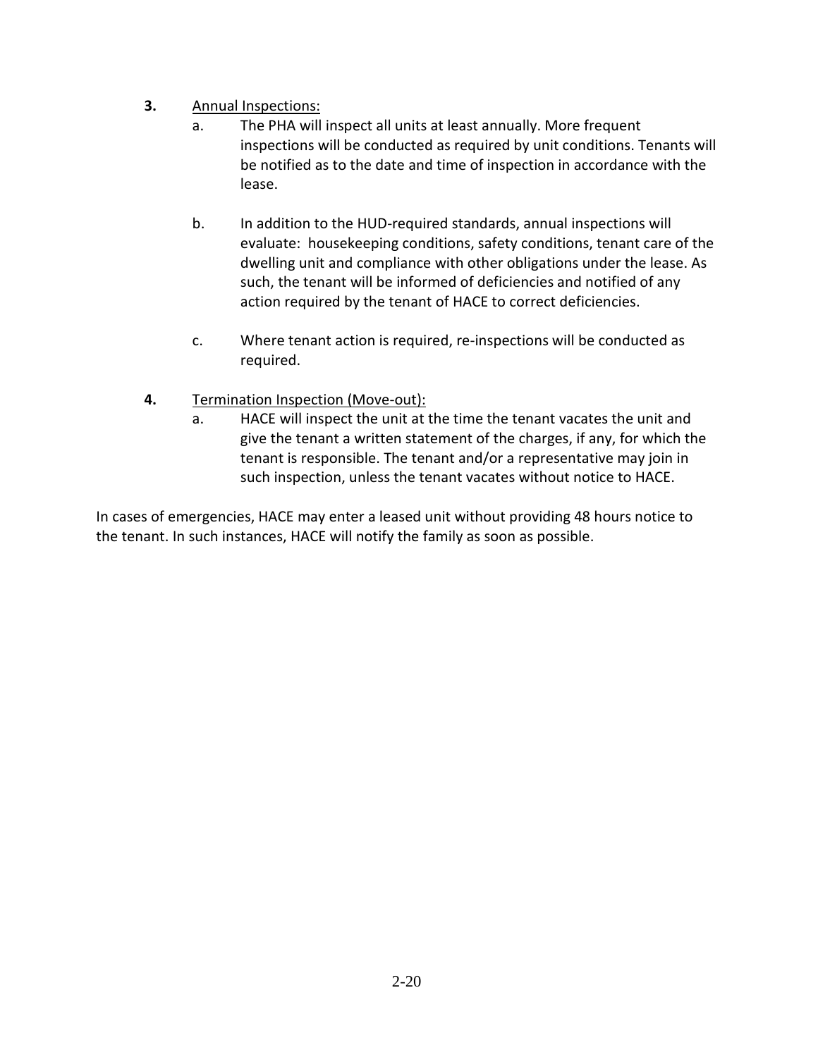**3.** <u>Annual Inspections:</u>

   a. The PHA will inspect all units at least annually. More frequent inspections will be conducted as required by unit conditions. Tenants will be notified as to the date and time of inspection in accordance with the lease.

   b. In addition to the HUD-required standards, annual inspections will evaluate: housekeeping conditions, safety conditions, tenant care of the dwelling unit and compliance with other obligations under the lease. As such, the tenant will be informed of deficiencies and notified of any action required by the tenant of HACE to correct deficiencies.

   c. Where tenant action is required, re-inspections will be conducted as required.

**4.** <u>Termination Inspection (Move-out):</u>

   a. HACE will inspect the unit at the time the tenant vacates the unit and give the tenant a written statement of the charges, if any, for which the tenant is responsible. The tenant and/or a representative may join in such inspection, unless the tenant vacates without notice to HACE.

In cases of emergencies, HACE may enter a leased unit without providing 48 hours notice to the tenant. In such instances, HACE will notify the family as soon as possible.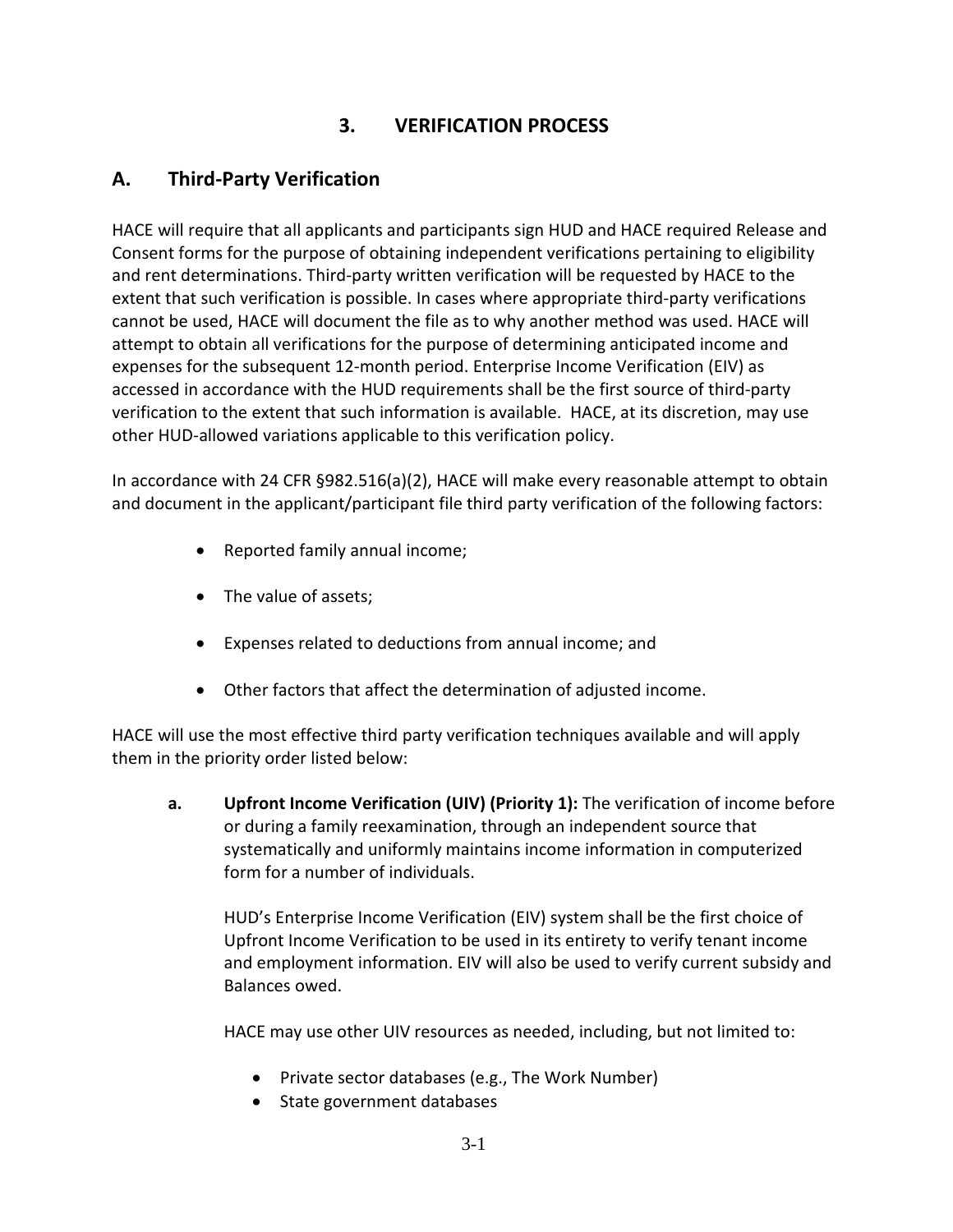# 3. VERIFICATION PROCESS

## A. Third-Party Verification

HACE will require that all applicants and participants sign HUD and HACE required Release and Consent forms for the purpose of obtaining independent verifications pertaining to eligibility and rent determinations. Third-party written verification will be requested by HACE to the extent that such verification is possible. In cases where appropriate third-party verifications cannot be used, HACE will document the file as to why another method was used. HACE will attempt to obtain all verifications for the purpose of determining anticipated income and expenses for the subsequent 12-month period. Enterprise Income Verification (EIV) as accessed in accordance with the HUD requirements shall be the first source of third-party verification to the extent that such information is available. HACE, at its discretion, may use other HUD-allowed variations applicable to this verification policy.

In accordance with 24 CFR §982.516(a)(2), HACE will make every reasonable attempt to obtain and document in the applicant/participant file third party verification of the following factors:

- Reported family annual income;
- The value of assets;
- Expenses related to deductions from annual income; and
- Other factors that affect the determination of adjusted income.

HACE will use the most effective third party verification techniques available and will apply them in the priority order listed below:

**a. Upfront Income Verification (UIV) (Priority 1):** The verification of income before or during a family reexamination, through an independent source that systematically and uniformly maintains income information in computerized form for a number of individuals.

HUD's Enterprise Income Verification (EIV) system shall be the first choice of Upfront Income Verification to be used in its entirety to verify tenant income and employment information. EIV will also be used to verify current subsidy and Balances owed.

HACE may use other UIV resources as needed, including, but not limited to:

- Private sector databases (e.g., The Work Number)
- State government databases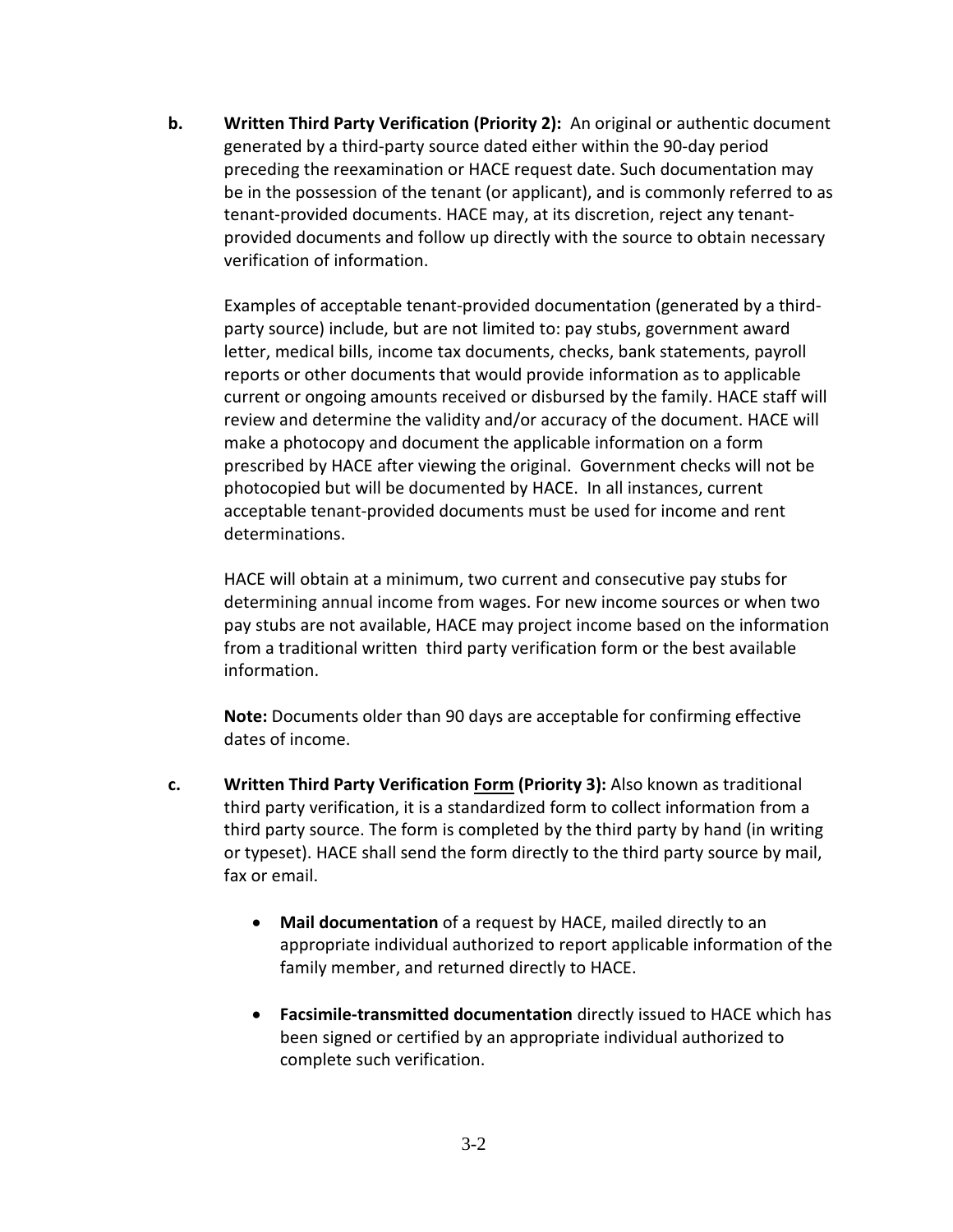**b.** **Written Third Party Verification (Priority 2):** An original or authentic document generated by a third-party source dated either within the 90-day period preceding the reexamination or HACE request date. Such documentation may be in the possession of the tenant (or applicant), and is commonly referred to as tenant-provided documents. HACE may, at its discretion, reject any tenant-provided documents and follow up directly with the source to obtain necessary verification of information.

Examples of acceptable tenant-provided documentation (generated by a third-party source) include, but are not limited to: pay stubs, government award letter, medical bills, income tax documents, checks, bank statements, payroll reports or other documents that would provide information as to applicable current or ongoing amounts received or disbursed by the family. HACE staff will review and determine the validity and/or accuracy of the document. HACE will make a photocopy and document the applicable information on a form prescribed by HACE after viewing the original. Government checks will not be photocopied but will be documented by HACE. In all instances, current acceptable tenant-provided documents must be used for income and rent determinations.

HACE will obtain at a minimum, two current and consecutive pay stubs for determining annual income from wages. For new income sources or when two pay stubs are not available, HACE may project income based on the information from a traditional written third party verification form or the best available information.

**Note:** Documents older than 90 days are acceptable for confirming effective dates of income.

**c.** **Written Third Party Verification <u>Form</u> (Priority 3):** Also known as traditional third party verification, it is a standardized form to collect information from a third party source. The form is completed by the third party by hand (in writing or typeset). HACE shall send the form directly to the third party source by mail, fax or email.

- **Mail documentation** of a request by HACE, mailed directly to an appropriate individual authorized to report applicable information of the family member, and returned directly to HACE.

- **Facsimile-transmitted documentation** directly issued to HACE which has been signed or certified by an appropriate individual authorized to complete such verification.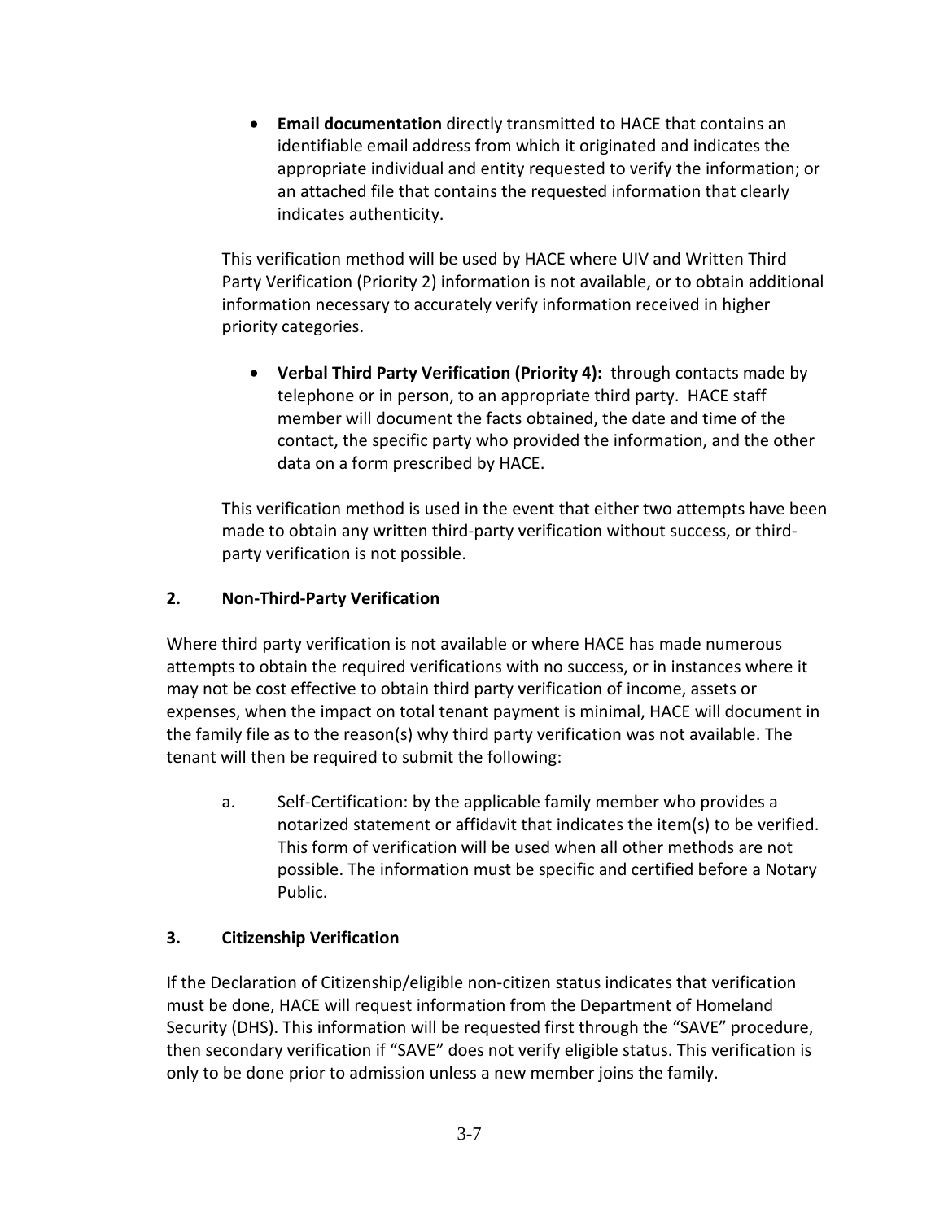- **Email documentation** directly transmitted to HACE that contains an identifiable email address from which it originated and indicates the appropriate individual and entity requested to verify the information; or an attached file that contains the requested information that clearly indicates authenticity.

This verification method will be used by HACE where UIV and Written Third Party Verification (Priority 2) information is not available, or to obtain additional information necessary to accurately verify information received in higher priority categories.

- **Verbal Third Party Verification (Priority 4):** through contacts made by telephone or in person, to an appropriate third party. HACE staff member will document the facts obtained, the date and time of the contact, the specific party who provided the information, and the other data on a form prescribed by HACE.

This verification method is used in the event that either two attempts have been made to obtain any written third-party verification without success, or third-party verification is not possible.

### 2. Non-Third-Party Verification

Where third party verification is not available or where HACE has made numerous attempts to obtain the required verifications with no success, or in instances where it may not be cost effective to obtain third party verification of income, assets or expenses, when the impact on total tenant payment is minimal, HACE will document in the family file as to the reason(s) why third party verification was not available. The tenant will then be required to submit the following:

a. Self-Certification: by the applicable family member who provides a notarized statement or affidavit that indicates the item(s) to be verified. This form of verification will be used when all other methods are not possible. The information must be specific and certified before a Notary Public.

### 3. Citizenship Verification

If the Declaration of Citizenship/eligible non-citizen status indicates that verification must be done, HACE will request information from the Department of Homeland Security (DHS). This information will be requested first through the "SAVE" procedure, then secondary verification if "SAVE" does not verify eligible status. This verification is only to be done prior to admission unless a new member joins the family.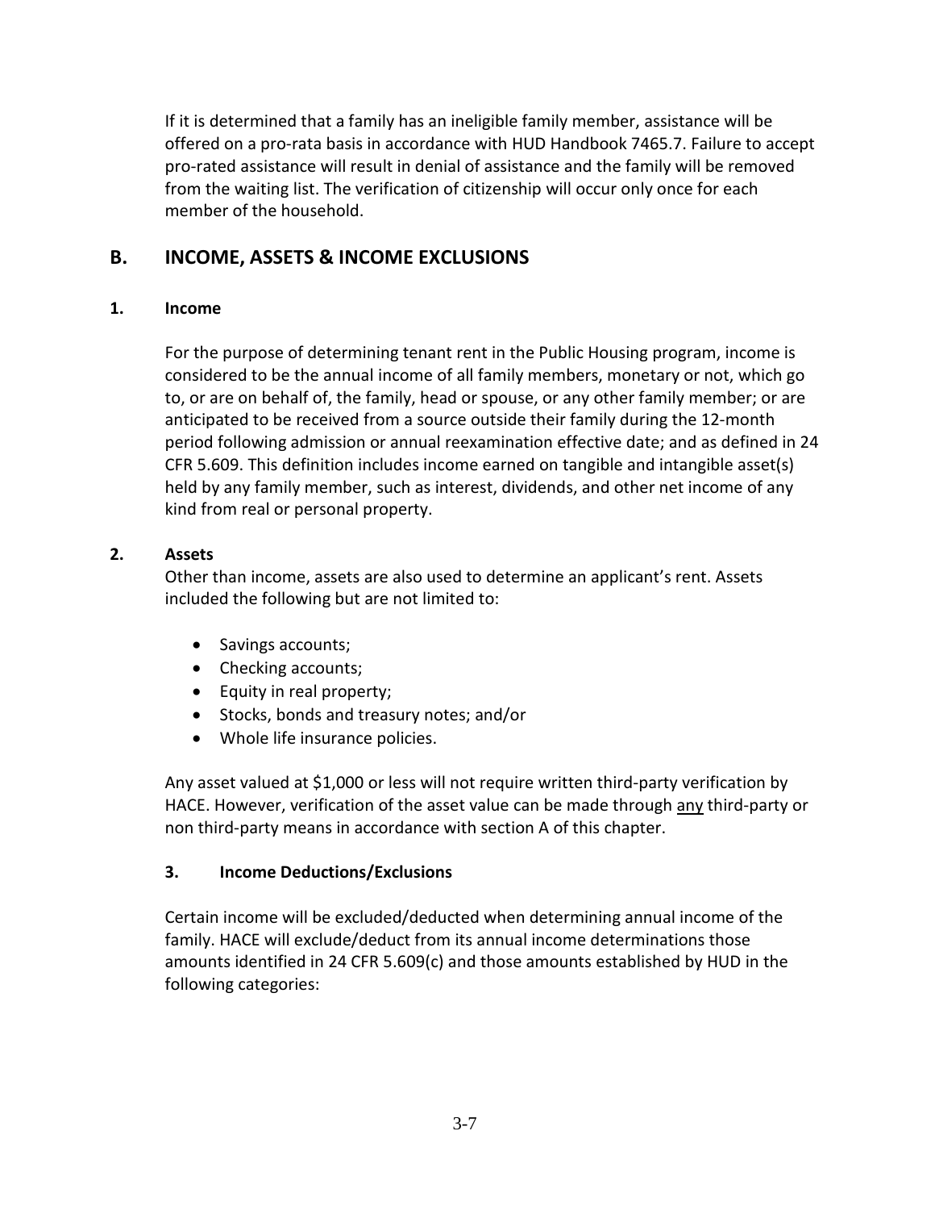If it is determined that a family has an ineligible family member, assistance will be offered on a pro-rata basis in accordance with HUD Handbook 7465.7. Failure to accept pro-rated assistance will result in denial of assistance and the family will be removed from the waiting list. The verification of citizenship will occur only once for each member of the household.

## B. INCOME, ASSETS & INCOME EXCLUSIONS

### 1. Income

For the purpose of determining tenant rent in the Public Housing program, income is considered to be the annual income of all family members, monetary or not, which go to, or are on behalf of, the family, head or spouse, or any other family member; or are anticipated to be received from a source outside their family during the 12-month period following admission or annual reexamination effective date; and as defined in 24 CFR 5.609. This definition includes income earned on tangible and intangible asset(s) held by any family member, such as interest, dividends, and other net income of any kind from real or personal property.

### 2. Assets

Other than income, assets are also used to determine an applicant's rent. Assets included the following but are not limited to:

- Savings accounts;
- Checking accounts;
- Equity in real property;
- Stocks, bonds and treasury notes; and/or
- Whole life insurance policies.

Any asset valued at $1,000 or less will not require written third-party verification by HACE. However, verification of the asset value can be made through <u>any</u> third-party or non third-party means in accordance with section A of this chapter.

### 3. Income Deductions/Exclusions

Certain income will be excluded/deducted when determining annual income of the family. HACE will exclude/deduct from its annual income determinations those amounts identified in 24 CFR 5.609(c) and those amounts established by HUD in the following categories: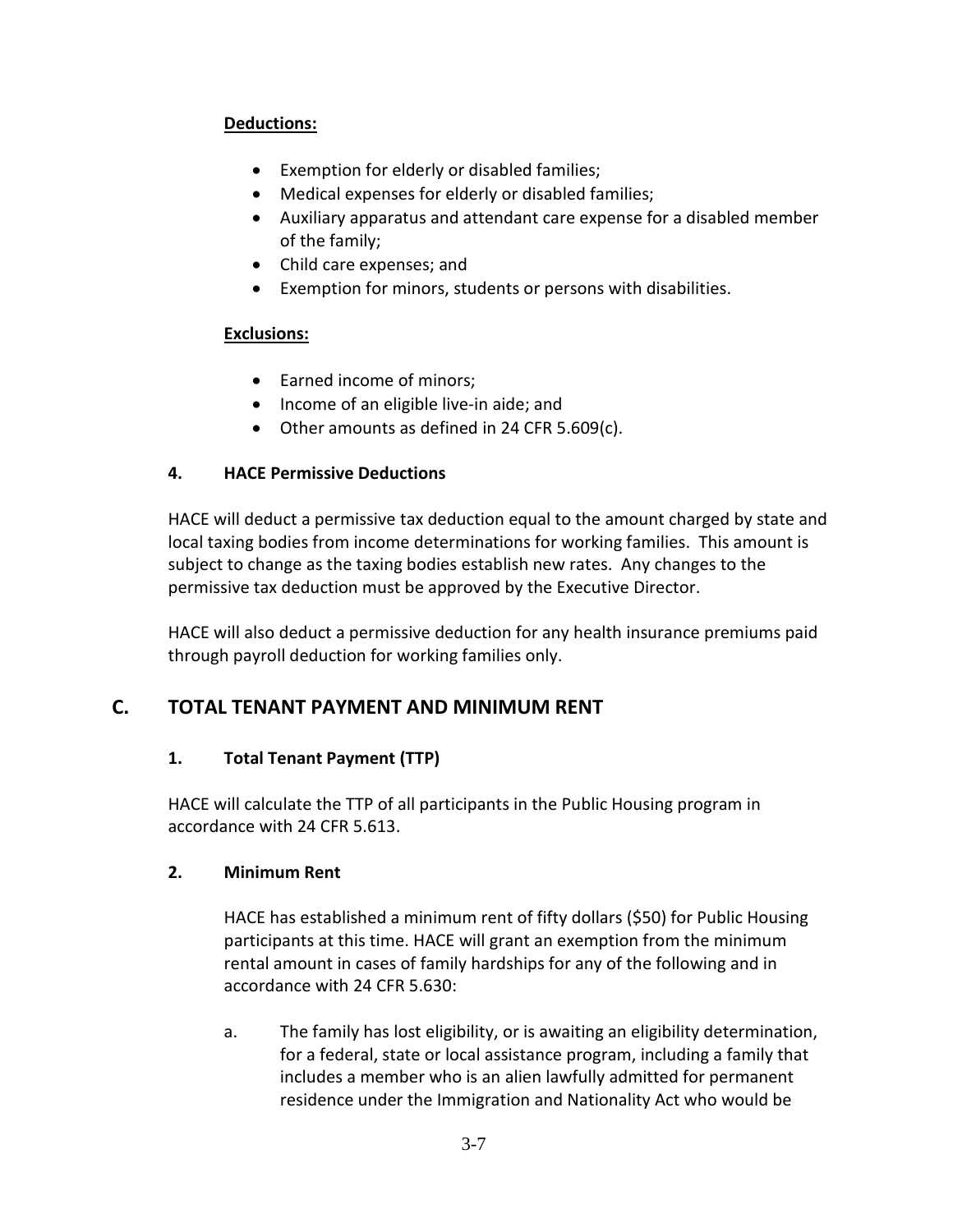**Deductions:**

- Exemption for elderly or disabled families;
- Medical expenses for elderly or disabled families;
- Auxiliary apparatus and attendant care expense for a disabled member of the family;
- Child care expenses; and
- Exemption for minors, students or persons with disabilities.

**Exclusions:**

- Earned income of minors;
- Income of an eligible live-in aide; and
- Other amounts as defined in 24 CFR 5.609(c).

### 4. HACE Permissive Deductions

HACE will deduct a permissive tax deduction equal to the amount charged by state and local taxing bodies from income determinations for working families. This amount is subject to change as the taxing bodies establish new rates. Any changes to the permissive tax deduction must be approved by the Executive Director.

HACE will also deduct a permissive deduction for any health insurance premiums paid through payroll deduction for working families only.

## C. TOTAL TENANT PAYMENT AND MINIMUM RENT

### 1. Total Tenant Payment (TTP)

HACE will calculate the TTP of all participants in the Public Housing program in accordance with 24 CFR 5.613.

### 2. Minimum Rent

HACE has established a minimum rent of fifty dollars ($50) for Public Housing participants at this time. HACE will grant an exemption from the minimum rental amount in cases of family hardships for any of the following and in accordance with 24 CFR 5.630:

a. The family has lost eligibility, or is awaiting an eligibility determination, for a federal, state or local assistance program, including a family that includes a member who is an alien lawfully admitted for permanent residence under the Immigration and Nationality Act who would be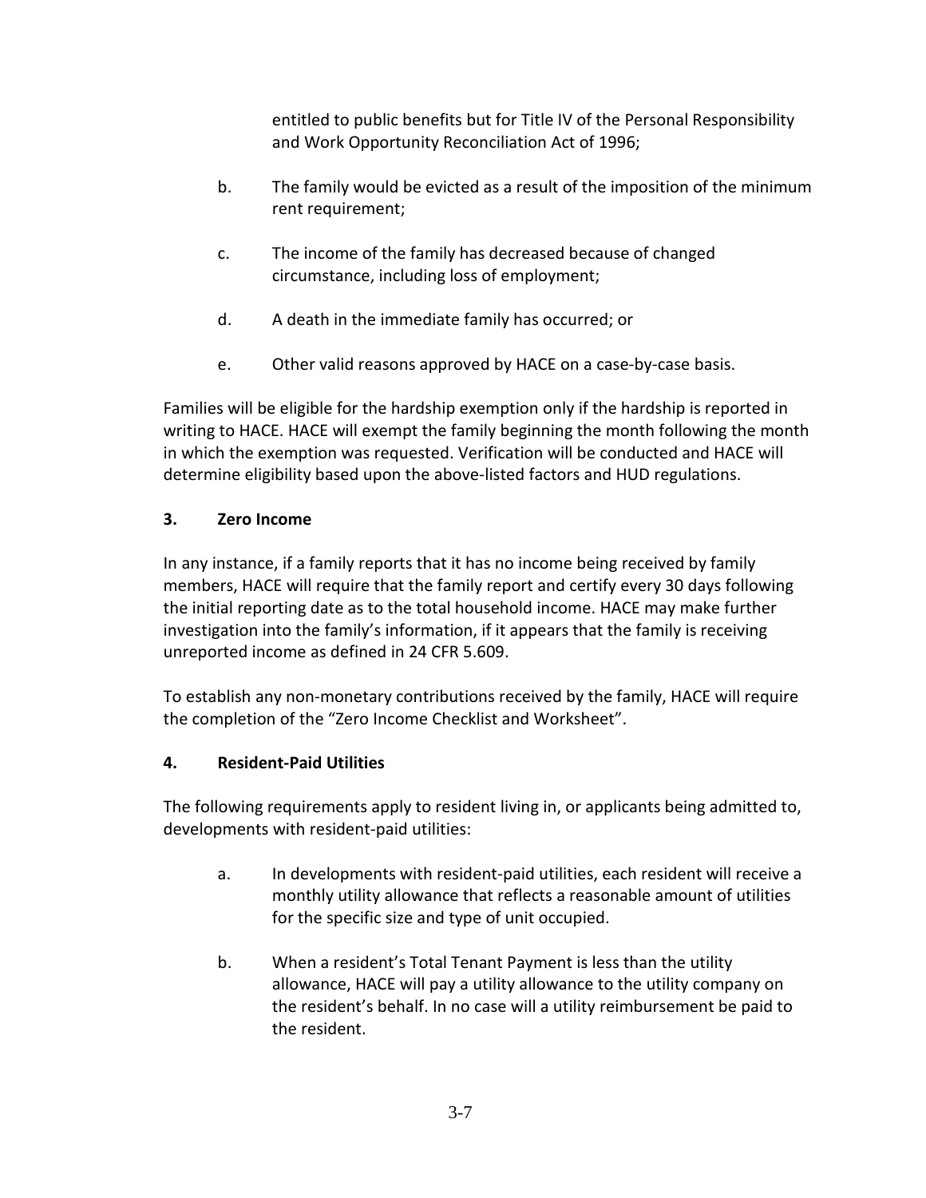entitled to public benefits but for Title IV of the Personal Responsibility and Work Opportunity Reconciliation Act of 1996;

b. The family would be evicted as a result of the imposition of the minimum rent requirement;

c. The income of the family has decreased because of changed circumstance, including loss of employment;

d. A death in the immediate family has occurred; or

e. Other valid reasons approved by HACE on a case-by-case basis.

Families will be eligible for the hardship exemption only if the hardship is reported in writing to HACE. HACE will exempt the family beginning the month following the month in which the exemption was requested. Verification will be conducted and HACE will determine eligibility based upon the above-listed factors and HUD regulations.

**3. Zero Income**

In any instance, if a family reports that it has no income being received by family members, HACE will require that the family report and certify every 30 days following the initial reporting date as to the total household income. HACE may make further investigation into the family's information, if it appears that the family is receiving unreported income as defined in 24 CFR 5.609.

To establish any non-monetary contributions received by the family, HACE will require the completion of the "Zero Income Checklist and Worksheet".

**4. Resident-Paid Utilities**

The following requirements apply to resident living in, or applicants being admitted to, developments with resident-paid utilities:

a. In developments with resident-paid utilities, each resident will receive a monthly utility allowance that reflects a reasonable amount of utilities for the specific size and type of unit occupied.

b. When a resident's Total Tenant Payment is less than the utility allowance, HACE will pay a utility allowance to the utility company on the resident's behalf. In no case will a utility reimbursement be paid to the resident.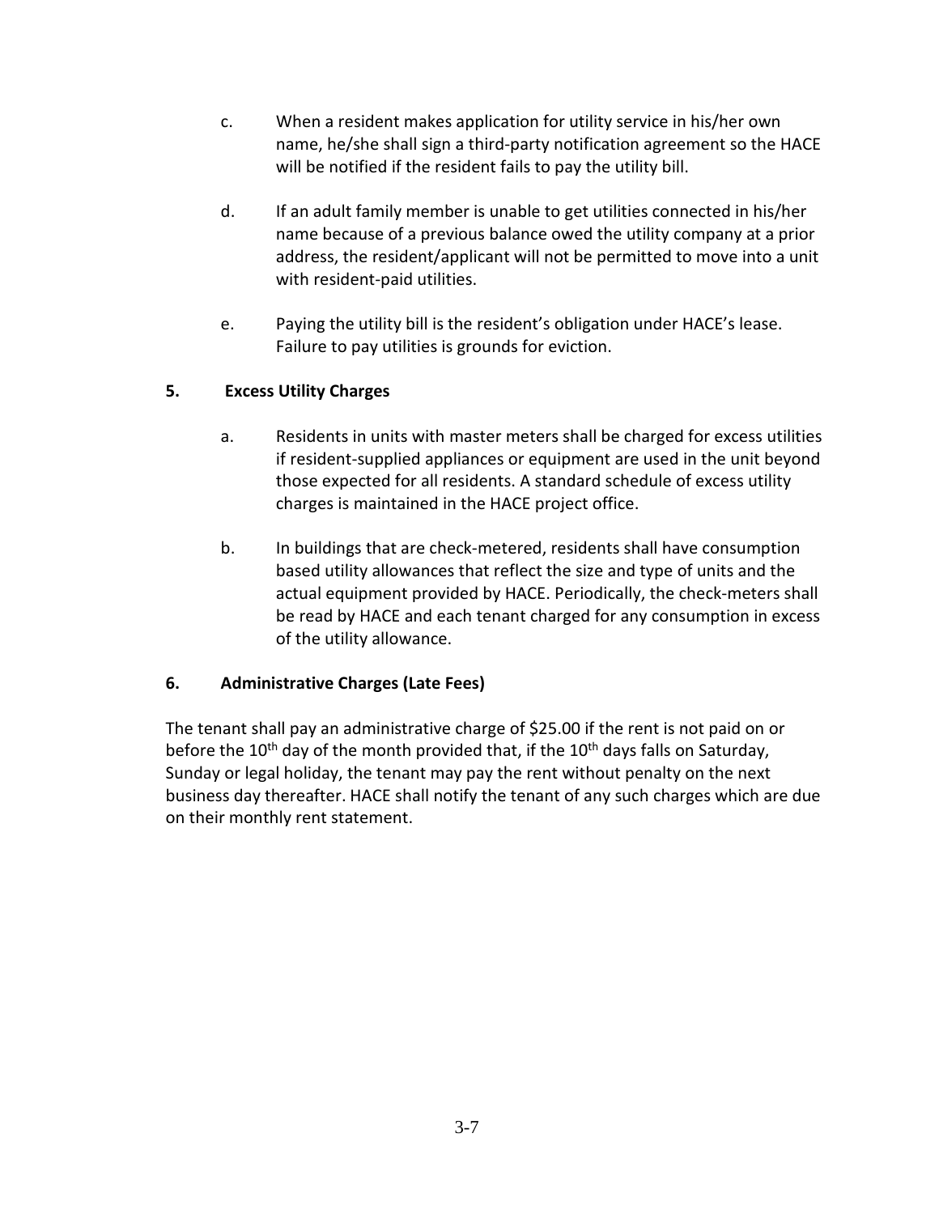c. When a resident makes application for utility service in his/her own name, he/she shall sign a third-party notification agreement so the HACE will be notified if the resident fails to pay the utility bill.

d. If an adult family member is unable to get utilities connected in his/her name because of a previous balance owed the utility company at a prior address, the resident/applicant will not be permitted to move into a unit with resident-paid utilities.

e. Paying the utility bill is the resident's obligation under HACE's lease. Failure to pay utilities is grounds for eviction.

### 5. Excess Utility Charges

a. Residents in units with master meters shall be charged for excess utilities if resident-supplied appliances or equipment are used in the unit beyond those expected for all residents. A standard schedule of excess utility charges is maintained in the HACE project office.

b. In buildings that are check-metered, residents shall have consumption based utility allowances that reflect the size and type of units and the actual equipment provided by HACE. Periodically, the check-meters shall be read by HACE and each tenant charged for any consumption in excess of the utility allowance.

### 6. Administrative Charges (Late Fees)

The tenant shall pay an administrative charge of $25.00 if the rent is not paid on or before the 10th day of the month provided that, if the 10th days falls on Saturday, Sunday or legal holiday, the tenant may pay the rent without penalty on the next business day thereafter. HACE shall notify the tenant of any such charges which are due on their monthly rent statement.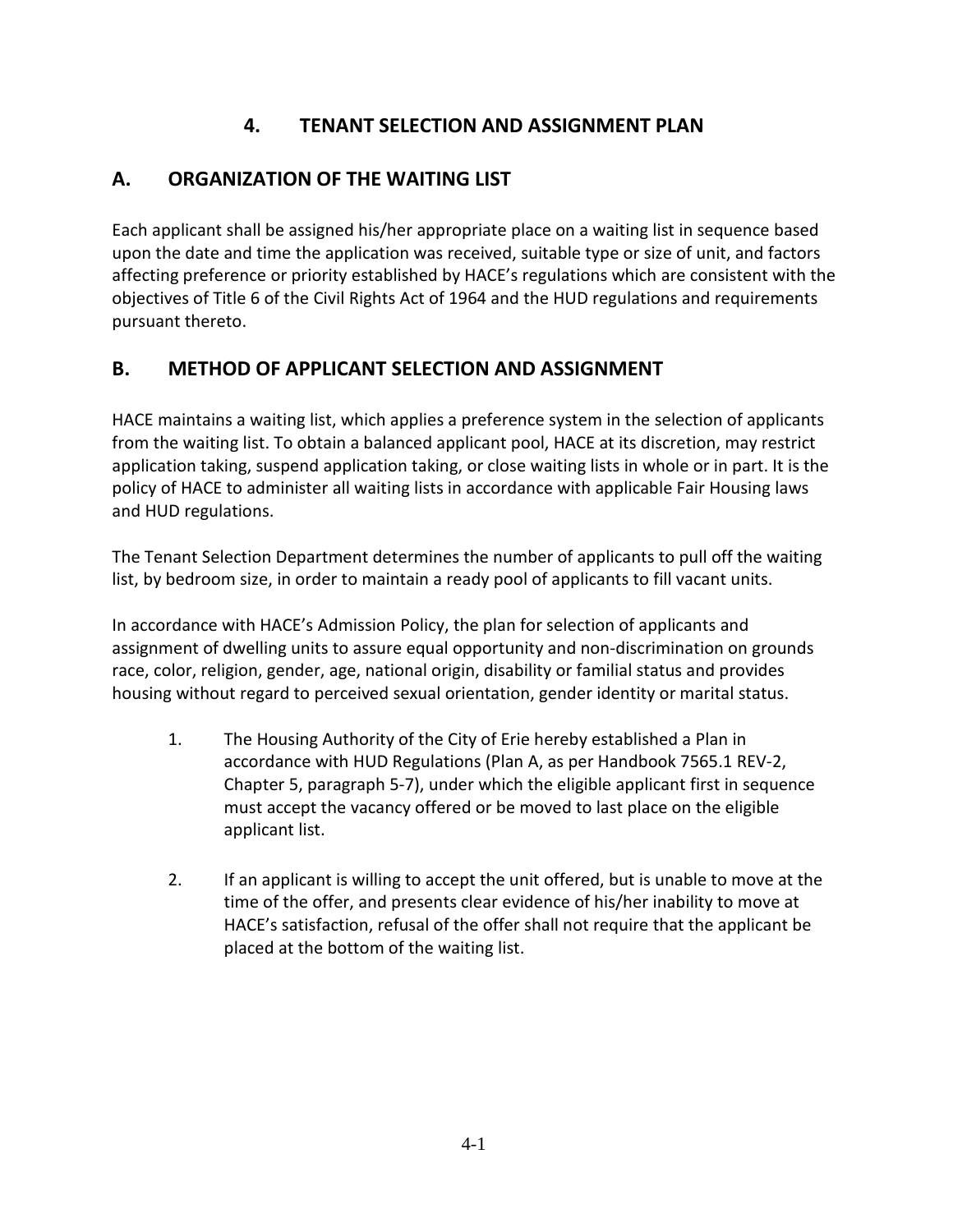# 4. TENANT SELECTION AND ASSIGNMENT PLAN

## A. ORGANIZATION OF THE WAITING LIST

Each applicant shall be assigned his/her appropriate place on a waiting list in sequence based upon the date and time the application was received, suitable type or size of unit, and factors affecting preference or priority established by HACE's regulations which are consistent with the objectives of Title 6 of the Civil Rights Act of 1964 and the HUD regulations and requirements pursuant thereto.

## B. METHOD OF APPLICANT SELECTION AND ASSIGNMENT

HACE maintains a waiting list, which applies a preference system in the selection of applicants from the waiting list. To obtain a balanced applicant pool, HACE at its discretion, may restrict application taking, suspend application taking, or close waiting lists in whole or in part. It is the policy of HACE to administer all waiting lists in accordance with applicable Fair Housing laws and HUD regulations.

The Tenant Selection Department determines the number of applicants to pull off the waiting list, by bedroom size, in order to maintain a ready pool of applicants to fill vacant units.

In accordance with HACE's Admission Policy, the plan for selection of applicants and assignment of dwelling units to assure equal opportunity and non-discrimination on grounds race, color, religion, gender, age, national origin, disability or familial status and provides housing without regard to perceived sexual orientation, gender identity or marital status.

1. The Housing Authority of the City of Erie hereby established a Plan in accordance with HUD Regulations (Plan A, as per Handbook 7565.1 REV-2, Chapter 5, paragraph 5-7), under which the eligible applicant first in sequence must accept the vacancy offered or be moved to last place on the eligible applicant list.

2. If an applicant is willing to accept the unit offered, but is unable to move at the time of the offer, and presents clear evidence of his/her inability to move at HACE's satisfaction, refusal of the offer shall not require that the applicant be placed at the bottom of the waiting list.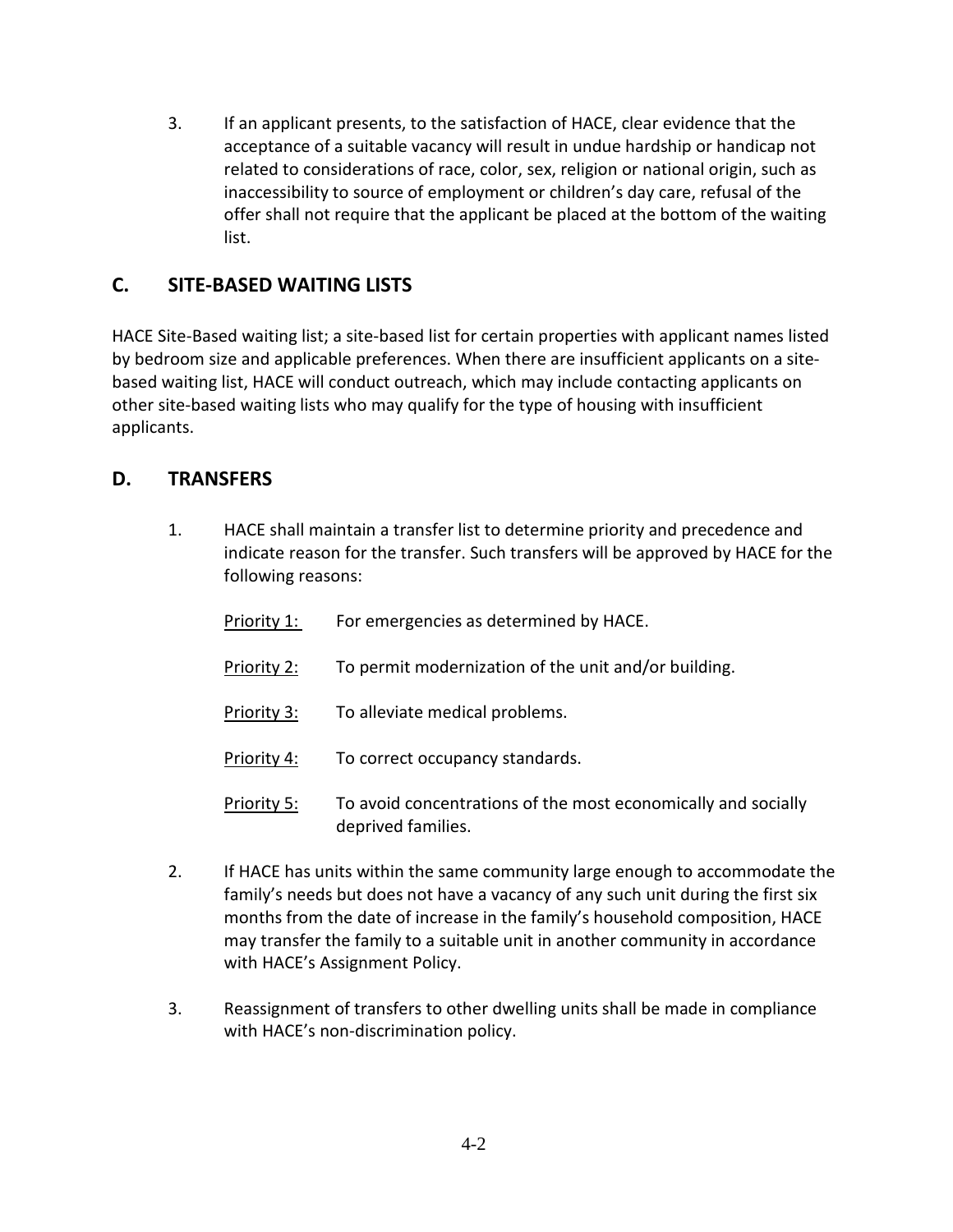3. If an applicant presents, to the satisfaction of HACE, clear evidence that the acceptance of a suitable vacancy will result in undue hardship or handicap not related to considerations of race, color, sex, religion or national origin, such as inaccessibility to source of employment or children's day care, refusal of the offer shall not require that the applicant be placed at the bottom of the waiting list.

## C. SITE-BASED WAITING LISTS

HACE Site-Based waiting list; a site-based list for certain properties with applicant names listed by bedroom size and applicable preferences. When there are insufficient applicants on a site-based waiting list, HACE will conduct outreach, which may include contacting applicants on other site-based waiting lists who may qualify for the type of housing with insufficient applicants.

## D. TRANSFERS

1. HACE shall maintain a transfer list to determine priority and precedence and indicate reason for the transfer. Such transfers will be approved by HACE for the following reasons:

   Priority 1: For emergencies as determined by HACE.

   Priority 2: To permit modernization of the unit and/or building.

   Priority 3: To alleviate medical problems.

   Priority 4: To correct occupancy standards.

   Priority 5: To avoid concentrations of the most economically and socially deprived families.

2. If HACE has units within the same community large enough to accommodate the family's needs but does not have a vacancy of any such unit during the first six months from the date of increase in the family's household composition, HACE may transfer the family to a suitable unit in another community in accordance with HACE's Assignment Policy.

3. Reassignment of transfers to other dwelling units shall be made in compliance with HACE's non-discrimination policy.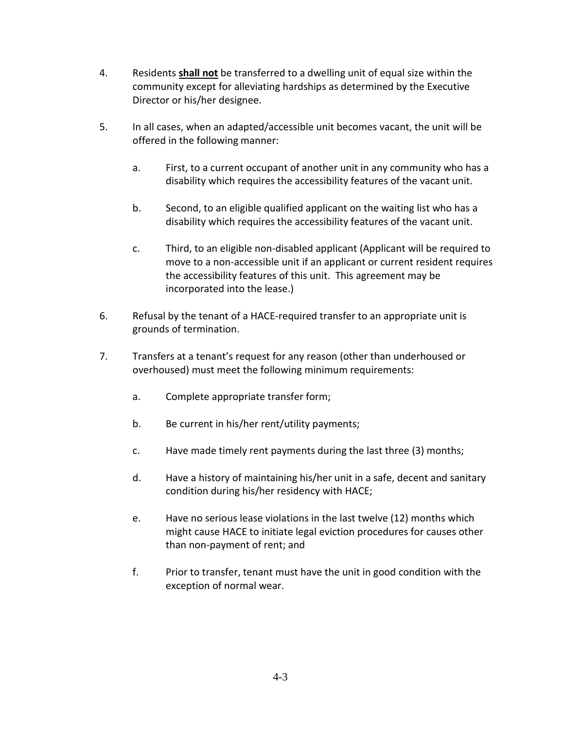4. Residents **<u>shall not</u>** be transferred to a dwelling unit of equal size within the community except for alleviating hardships as determined by the Executive Director or his/her designee.

5. In all cases, when an adapted/accessible unit becomes vacant, the unit will be offered in the following manner:

   a. First, to a current occupant of another unit in any community who has a disability which requires the accessibility features of the vacant unit.

   b. Second, to an eligible qualified applicant on the waiting list who has a disability which requires the accessibility features of the vacant unit.

   c. Third, to an eligible non-disabled applicant (Applicant will be required to move to a non-accessible unit if an applicant or current resident requires the accessibility features of this unit. This agreement may be incorporated into the lease.)

6. Refusal by the tenant of a HACE-required transfer to an appropriate unit is grounds of termination.

7. Transfers at a tenant's request for any reason (other than underhoused or overhoused) must meet the following minimum requirements:

   a. Complete appropriate transfer form;

   b. Be current in his/her rent/utility payments;

   c. Have made timely rent payments during the last three (3) months;

   d. Have a history of maintaining his/her unit in a safe, decent and sanitary condition during his/her residency with HACE;

   e. Have no serious lease violations in the last twelve (12) months which might cause HACE to initiate legal eviction procedures for causes other than non-payment of rent; and

   f. Prior to transfer, tenant must have the unit in good condition with the exception of normal wear.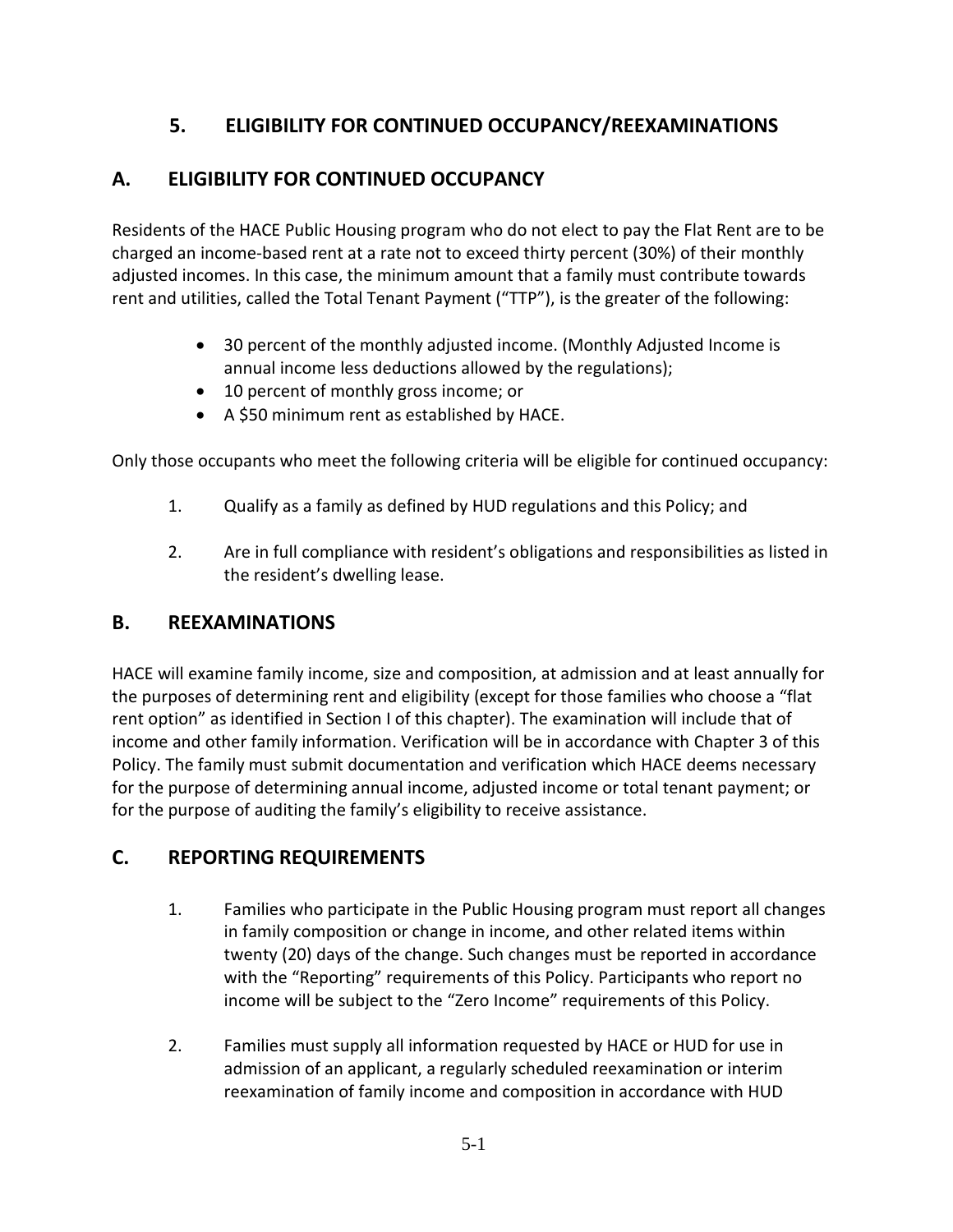# 5. ELIGIBILITY FOR CONTINUED OCCUPANCY/REEXAMINATIONS

## A. ELIGIBILITY FOR CONTINUED OCCUPANCY

Residents of the HACE Public Housing program who do not elect to pay the Flat Rent are to be charged an income-based rent at a rate not to exceed thirty percent (30%) of their monthly adjusted incomes. In this case, the minimum amount that a family must contribute towards rent and utilities, called the Total Tenant Payment ("TTP"), is the greater of the following:

- 30 percent of the monthly adjusted income. (Monthly Adjusted Income is annual income less deductions allowed by the regulations);
- 10 percent of monthly gross income; or
- A $50 minimum rent as established by HACE.

Only those occupants who meet the following criteria will be eligible for continued occupancy:

1. Qualify as a family as defined by HUD regulations and this Policy; and
2. Are in full compliance with resident's obligations and responsibilities as listed in the resident's dwelling lease.

## B. REEXAMINATIONS

HACE will examine family income, size and composition, at admission and at least annually for the purposes of determining rent and eligibility (except for those families who choose a "flat rent option" as identified in Section I of this chapter). The examination will include that of income and other family information. Verification will be in accordance with Chapter 3 of this Policy. The family must submit documentation and verification which HACE deems necessary for the purpose of determining annual income, adjusted income or total tenant payment; or for the purpose of auditing the family's eligibility to receive assistance.

## C. REPORTING REQUIREMENTS

1. Families who participate in the Public Housing program must report all changes in family composition or change in income, and other related items within twenty (20) days of the change. Such changes must be reported in accordance with the "Reporting" requirements of this Policy. Participants who report no income will be subject to the "Zero Income" requirements of this Policy.
2. Families must supply all information requested by HACE or HUD for use in admission of an applicant, a regularly scheduled reexamination or interim reexamination of family income and composition in accordance with HUD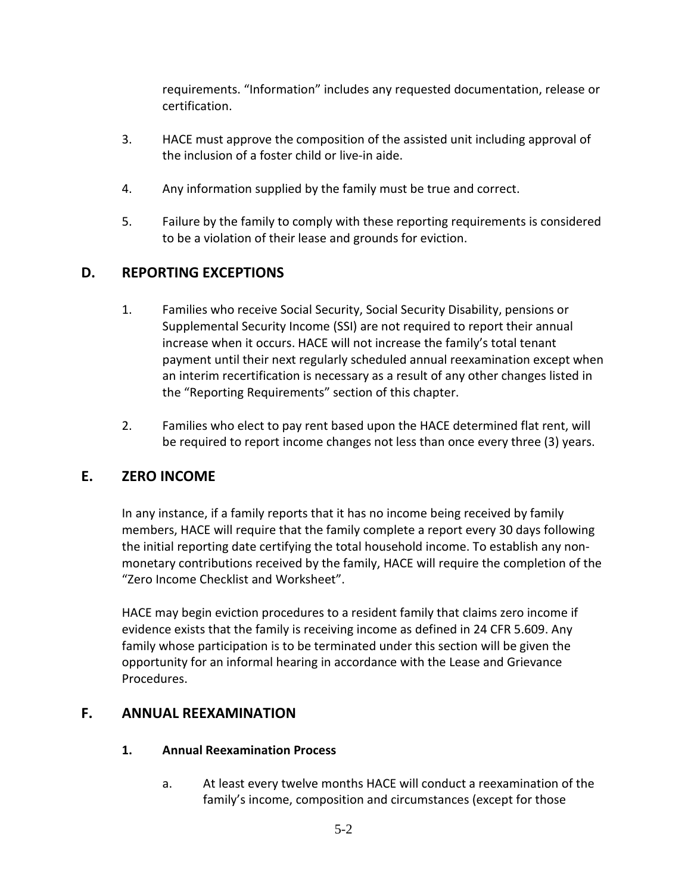requirements. “Information” includes any requested documentation, release or certification.

3. HACE must approve the composition of the assisted unit including approval of the inclusion of a foster child or live-in aide.

4. Any information supplied by the family must be true and correct.

5. Failure by the family to comply with these reporting requirements is considered to be a violation of their lease and grounds for eviction.

## D. REPORTING EXCEPTIONS

1. Families who receive Social Security, Social Security Disability, pensions or Supplemental Security Income (SSI) are not required to report their annual increase when it occurs. HACE will not increase the family’s total tenant payment until their next regularly scheduled annual reexamination except when an interim recertification is necessary as a result of any other changes listed in the “Reporting Requirements” section of this chapter.

2. Families who elect to pay rent based upon the HACE determined flat rent, will be required to report income changes not less than once every three (3) years.

## E. ZERO INCOME

In any instance, if a family reports that it has no income being received by family members, HACE will require that the family complete a report every 30 days following the initial reporting date certifying the total household income. To establish any non-monetary contributions received by the family, HACE will require the completion of the “Zero Income Checklist and Worksheet”.

HACE may begin eviction procedures to a resident family that claims zero income if evidence exists that the family is receiving income as defined in 24 CFR 5.609. Any family whose participation is to be terminated under this section will be given the opportunity for an informal hearing in accordance with the Lease and Grievance Procedures.

## F. ANNUAL REEXAMINATION

### 1. Annual Reexamination Process

a. At least every twelve months HACE will conduct a reexamination of the family’s income, composition and circumstances (except for those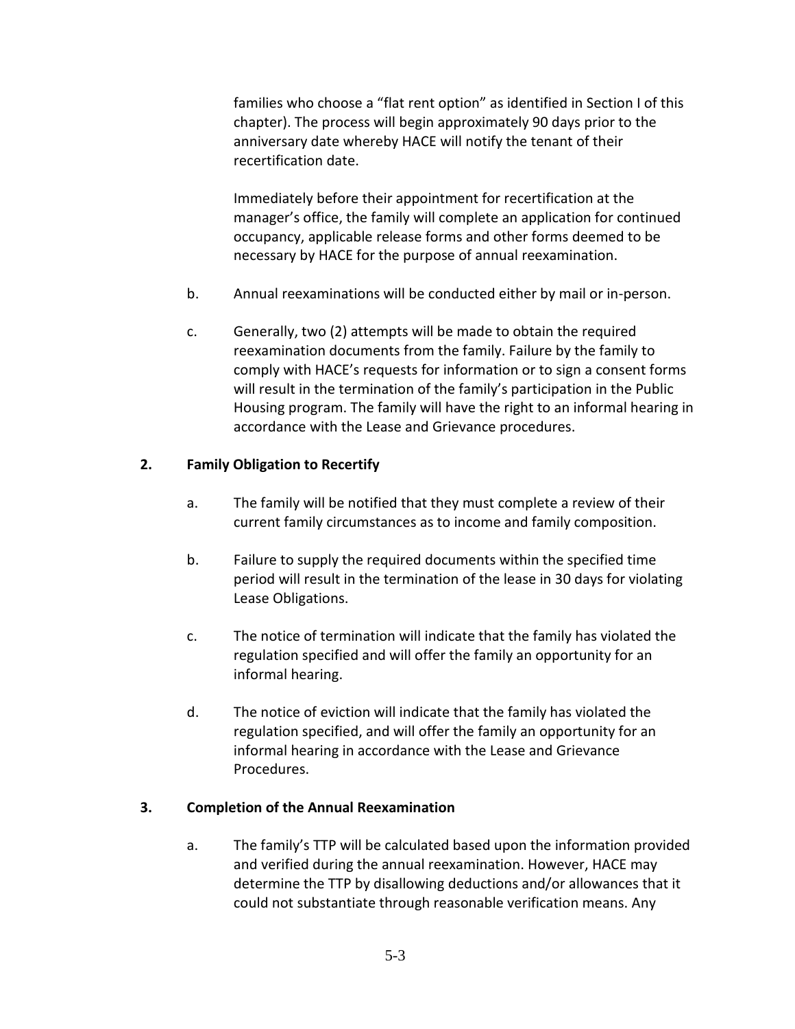families who choose a "flat rent option" as identified in Section I of this chapter). The process will begin approximately 90 days prior to the anniversary date whereby HACE will notify the tenant of their recertification date.

Immediately before their appointment for recertification at the manager's office, the family will complete an application for continued occupancy, applicable release forms and other forms deemed to be necessary by HACE for the purpose of annual reexamination.

b. Annual reexaminations will be conducted either by mail or in-person.

c. Generally, two (2) attempts will be made to obtain the required reexamination documents from the family. Failure by the family to comply with HACE's requests for information or to sign a consent forms will result in the termination of the family's participation in the Public Housing program. The family will have the right to an informal hearing in accordance with the Lease and Grievance procedures.

**2. Family Obligation to Recertify**

a. The family will be notified that they must complete a review of their current family circumstances as to income and family composition.

b. Failure to supply the required documents within the specified time period will result in the termination of the lease in 30 days for violating Lease Obligations.

c. The notice of termination will indicate that the family has violated the regulation specified and will offer the family an opportunity for an informal hearing.

d. The notice of eviction will indicate that the family has violated the regulation specified, and will offer the family an opportunity for an informal hearing in accordance with the Lease and Grievance Procedures.

**3. Completion of the Annual Reexamination**

a. The family's TTP will be calculated based upon the information provided and verified during the annual reexamination. However, HACE may determine the TTP by disallowing deductions and/or allowances that it could not substantiate through reasonable verification means. Any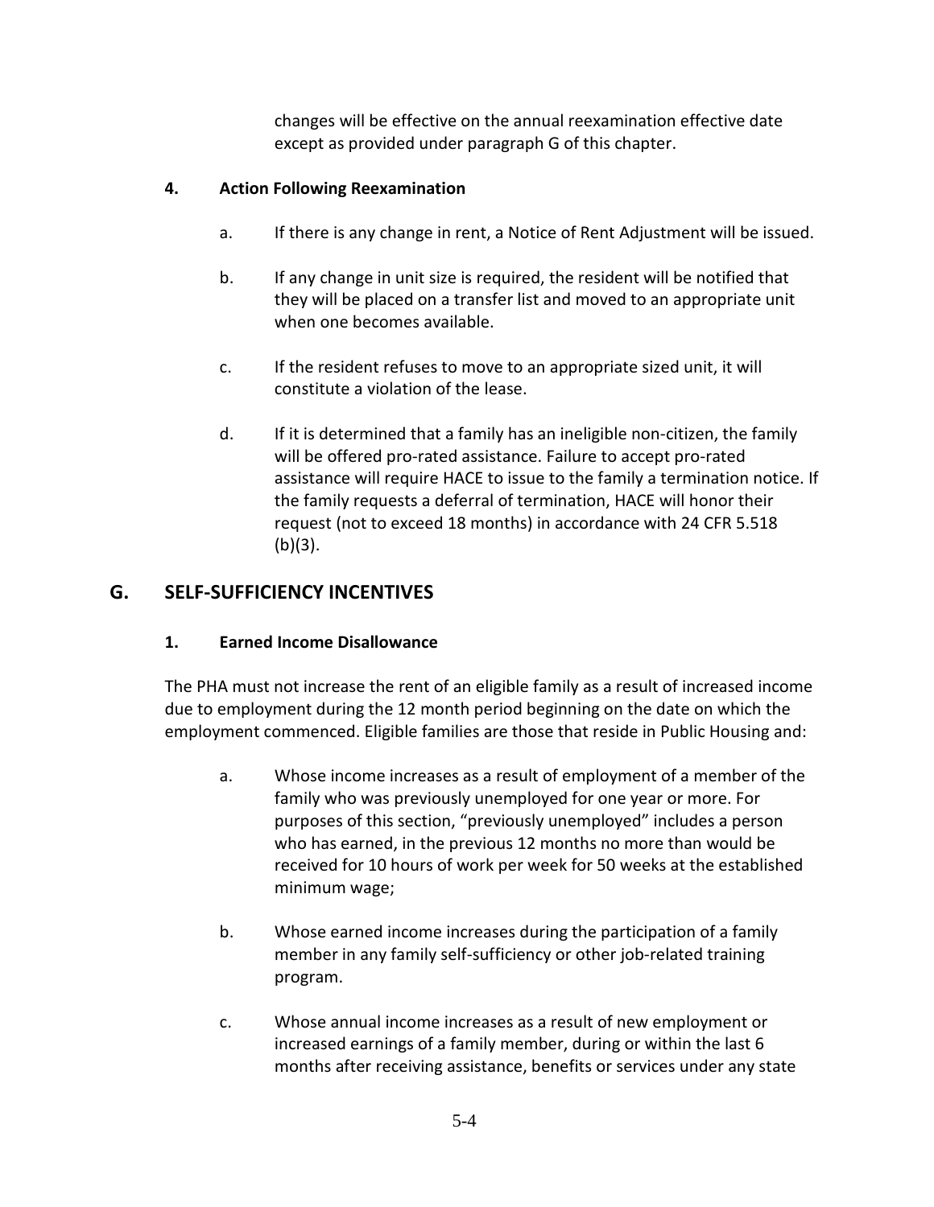changes will be effective on the annual reexamination effective date except as provided under paragraph G of this chapter.

### 4. Action Following Reexamination

a. If there is any change in rent, a Notice of Rent Adjustment will be issued.

b. If any change in unit size is required, the resident will be notified that they will be placed on a transfer list and moved to an appropriate unit when one becomes available.

c. If the resident refuses to move to an appropriate sized unit, it will constitute a violation of the lease.

d. If it is determined that a family has an ineligible non-citizen, the family will be offered pro-rated assistance. Failure to accept pro-rated assistance will require HACE to issue to the family a termination notice. If the family requests a deferral of termination, HACE will honor their request (not to exceed 18 months) in accordance with 24 CFR 5.518 (b)(3).

## G. SELF-SUFFICIENCY INCENTIVES

### 1. Earned Income Disallowance

The PHA must not increase the rent of an eligible family as a result of increased income due to employment during the 12 month period beginning on the date on which the employment commenced. Eligible families are those that reside in Public Housing and:

a. Whose income increases as a result of employment of a member of the family who was previously unemployed for one year or more. For purposes of this section, "previously unemployed" includes a person who has earned, in the previous 12 months no more than would be received for 10 hours of work per week for 50 weeks at the established minimum wage;

b. Whose earned income increases during the participation of a family member in any family self-sufficiency or other job-related training program.

c. Whose annual income increases as a result of new employment or increased earnings of a family member, during or within the last 6 months after receiving assistance, benefits or services under any state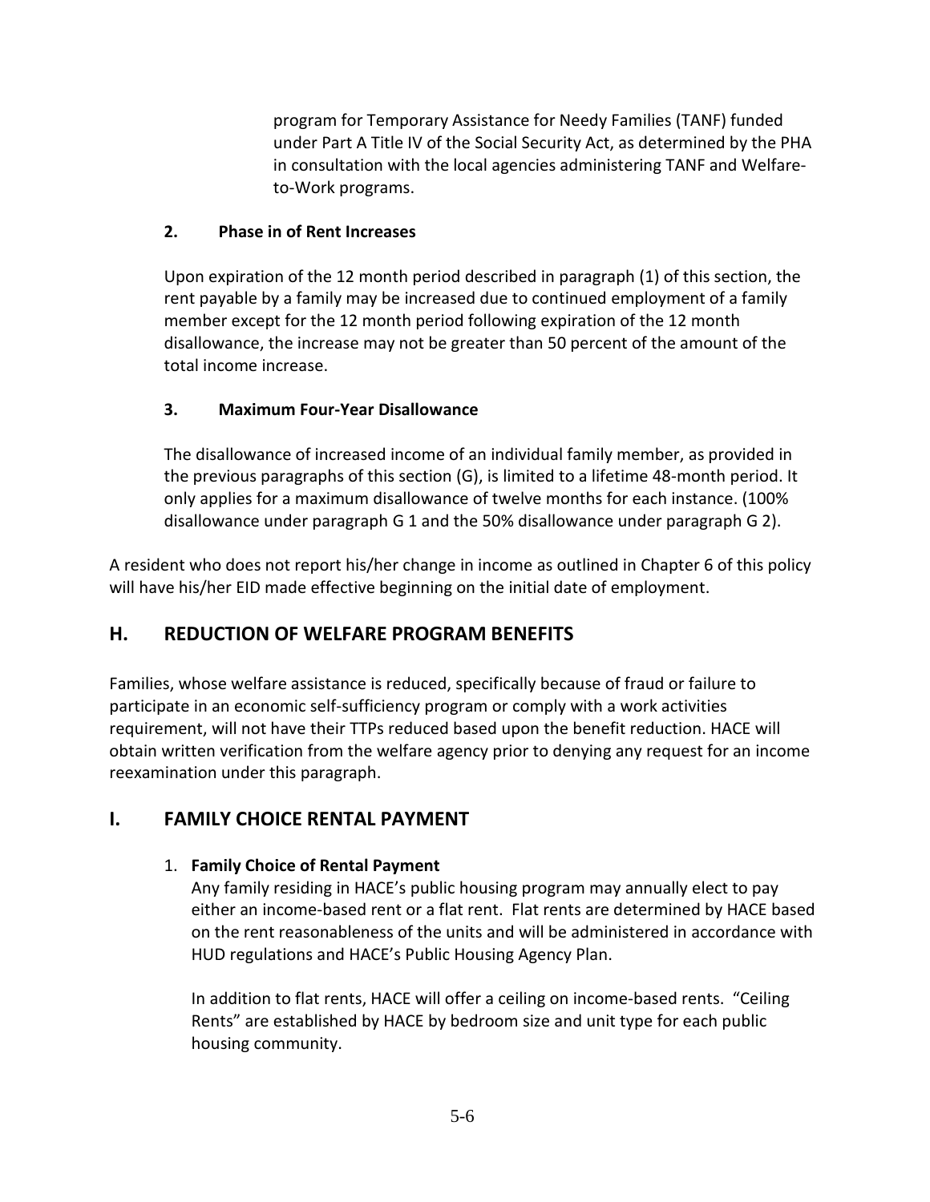program for Temporary Assistance for Needy Families (TANF) funded under Part A Title IV of the Social Security Act, as determined by the PHA in consultation with the local agencies administering TANF and Welfare-to-Work programs.

**2. Phase in of Rent Increases**

Upon expiration of the 12 month period described in paragraph (1) of this section, the rent payable by a family may be increased due to continued employment of a family member except for the 12 month period following expiration of the 12 month disallowance, the increase may not be greater than 50 percent of the amount of the total income increase.

**3. Maximum Four-Year Disallowance**

The disallowance of increased income of an individual family member, as provided in the previous paragraphs of this section (G), is limited to a lifetime 48-month period. It only applies for a maximum disallowance of twelve months for each instance. (100% disallowance under paragraph G 1 and the 50% disallowance under paragraph G 2).

A resident who does not report his/her change in income as outlined in Chapter 6 of this policy will have his/her EID made effective beginning on the initial date of employment.

## H. REDUCTION OF WELFARE PROGRAM BENEFITS

Families, whose welfare assistance is reduced, specifically because of fraud or failure to participate in an economic self-sufficiency program or comply with a work activities requirement, will not have their TTPs reduced based upon the benefit reduction. HACE will obtain written verification from the welfare agency prior to denying any request for an income reexamination under this paragraph.

## I. FAMILY CHOICE RENTAL PAYMENT

1. **Family Choice of Rental Payment**
   Any family residing in HACE's public housing program may annually elect to pay either an income-based rent or a flat rent. Flat rents are determined by HACE based on the rent reasonableness of the units and will be administered in accordance with HUD regulations and HACE's Public Housing Agency Plan.

   In addition to flat rents, HACE will offer a ceiling on income-based rents. "Ceiling Rents" are established by HACE by bedroom size and unit type for each public housing community.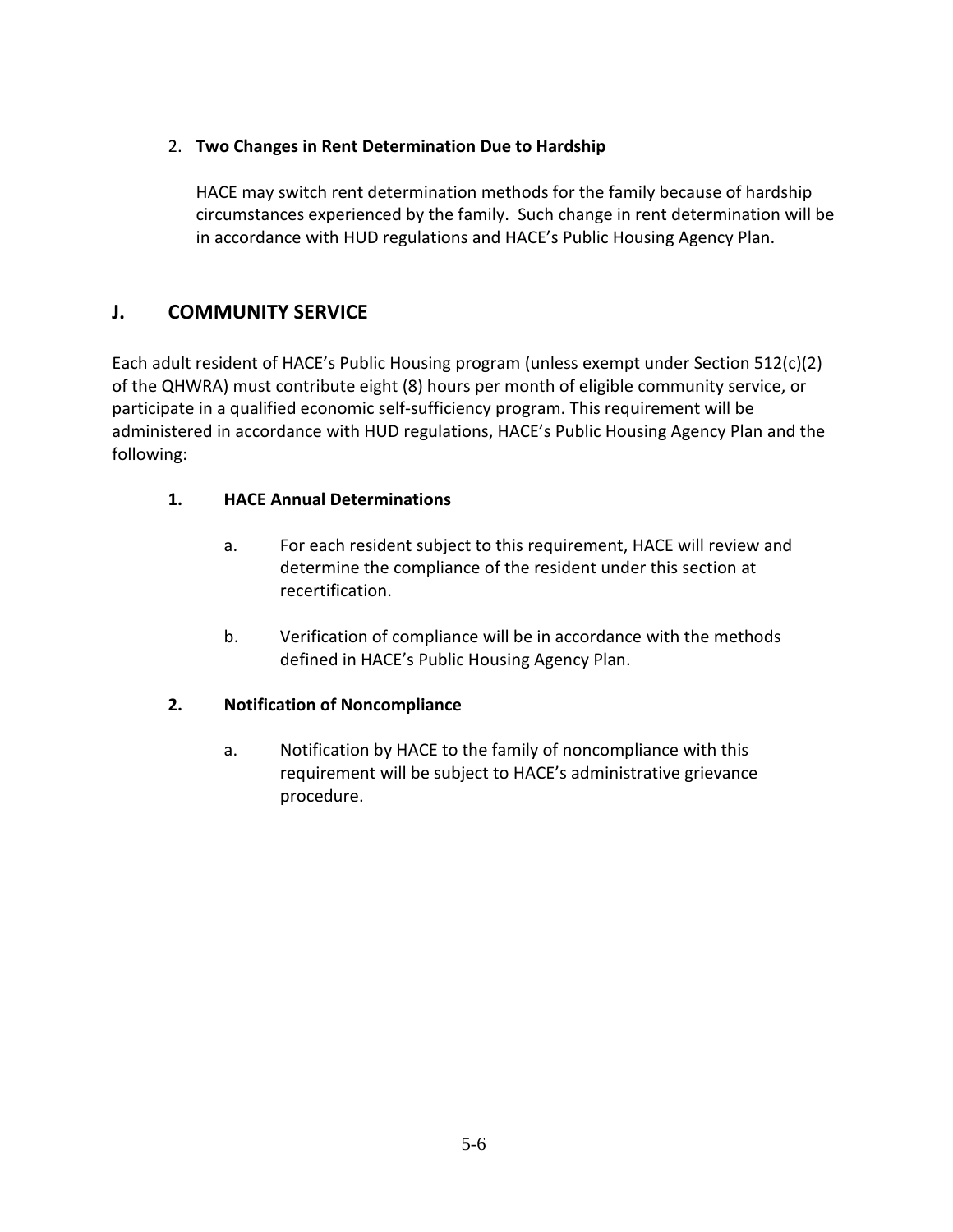2. **Two Changes in Rent Determination Due to Hardship**

   HACE may switch rent determination methods for the family because of hardship circumstances experienced by the family. Such change in rent determination will be in accordance with HUD regulations and HACE's Public Housing Agency Plan.

## J. COMMUNITY SERVICE

Each adult resident of HACE's Public Housing program (unless exempt under Section 512(c)(2) of the QHWRA) must contribute eight (8) hours per month of eligible community service, or participate in a qualified economic self-sufficiency program. This requirement will be administered in accordance with HUD regulations, HACE's Public Housing Agency Plan and the following:

### 1. HACE Annual Determinations

a. For each resident subject to this requirement, HACE will review and determine the compliance of the resident under this section at recertification.

b. Verification of compliance will be in accordance with the methods defined in HACE's Public Housing Agency Plan.

### 2. Notification of Noncompliance

a. Notification by HACE to the family of noncompliance with this requirement will be subject to HACE's administrative grievance procedure.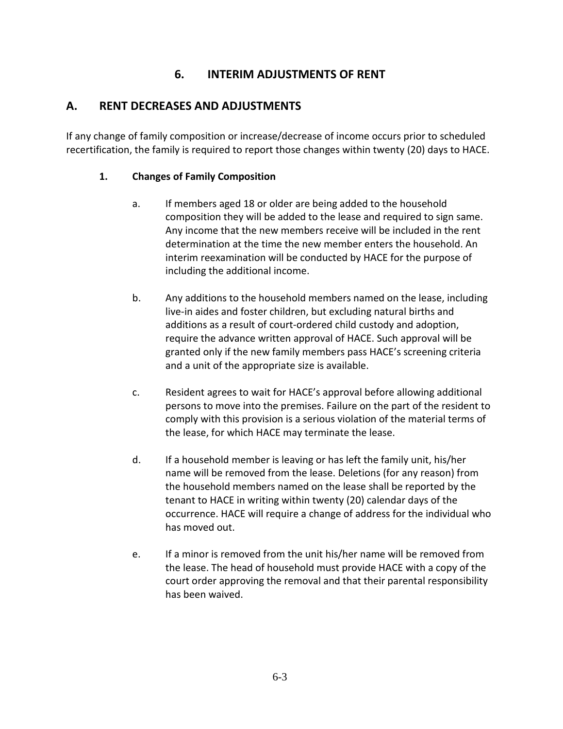# 6. INTERIM ADJUSTMENTS OF RENT

## A. RENT DECREASES AND ADJUSTMENTS

If any change of family composition or increase/decrease of income occurs prior to scheduled recertification, the family is required to report those changes within twenty (20) days to HACE.

### 1. Changes of Family Composition

a. If members aged 18 or older are being added to the household composition they will be added to the lease and required to sign same. Any income that the new members receive will be included in the rent determination at the time the new member enters the household. An interim reexamination will be conducted by HACE for the purpose of including the additional income.

b. Any additions to the household members named on the lease, including live-in aides and foster children, but excluding natural births and additions as a result of court-ordered child custody and adoption, require the advance written approval of HACE. Such approval will be granted only if the new family members pass HACE's screening criteria and a unit of the appropriate size is available.

c. Resident agrees to wait for HACE's approval before allowing additional persons to move into the premises. Failure on the part of the resident to comply with this provision is a serious violation of the material terms of the lease, for which HACE may terminate the lease.

d. If a household member is leaving or has left the family unit, his/her name will be removed from the lease. Deletions (for any reason) from the household members named on the lease shall be reported by the tenant to HACE in writing within twenty (20) calendar days of the occurrence. HACE will require a change of address for the individual who has moved out.

e. If a minor is removed from the unit his/her name will be removed from the lease. The head of household must provide HACE with a copy of the court order approving the removal and that their parental responsibility has been waived.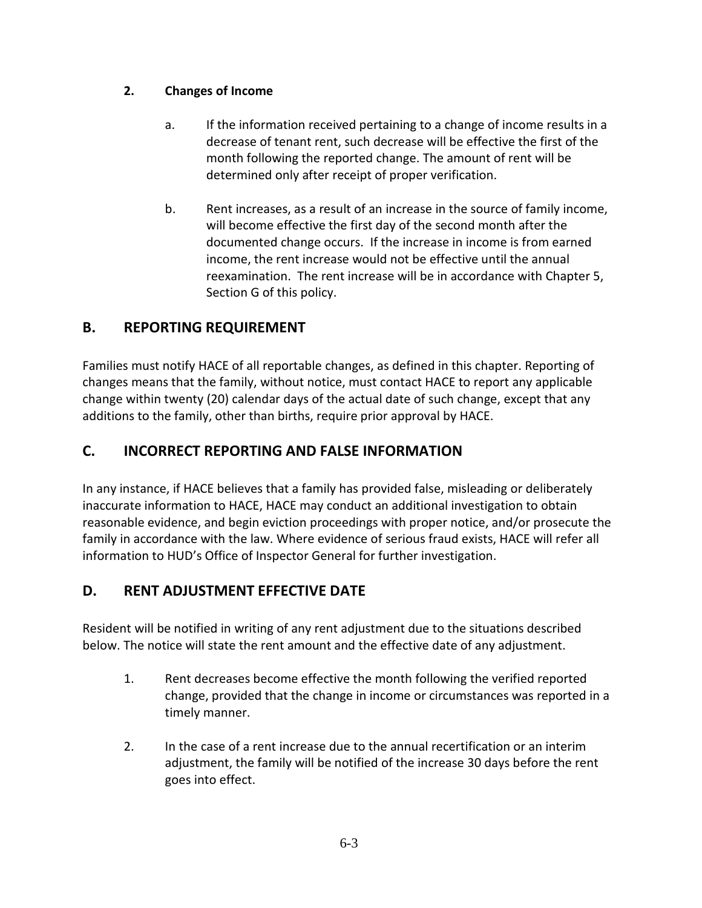**2. Changes of Income**

a. If the information received pertaining to a change of income results in a decrease of tenant rent, such decrease will be effective the first of the month following the reported change. The amount of rent will be determined only after receipt of proper verification.

b. Rent increases, as a result of an increase in the source of family income, will become effective the first day of the second month after the documented change occurs. If the increase in income is from earned income, the rent increase would not be effective until the annual reexamination. The rent increase will be in accordance with Chapter 5, Section G of this policy.

## B. REPORTING REQUIREMENT

Families must notify HACE of all reportable changes, as defined in this chapter. Reporting of changes means that the family, without notice, must contact HACE to report any applicable change within twenty (20) calendar days of the actual date of such change, except that any additions to the family, other than births, require prior approval by HACE.

## C. INCORRECT REPORTING AND FALSE INFORMATION

In any instance, if HACE believes that a family has provided false, misleading or deliberately inaccurate information to HACE, HACE may conduct an additional investigation to obtain reasonable evidence, and begin eviction proceedings with proper notice, and/or prosecute the family in accordance with the law. Where evidence of serious fraud exists, HACE will refer all information to HUD's Office of Inspector General for further investigation.

## D. RENT ADJUSTMENT EFFECTIVE DATE

Resident will be notified in writing of any rent adjustment due to the situations described below. The notice will state the rent amount and the effective date of any adjustment.

1. Rent decreases become effective the month following the verified reported change, provided that the change in income or circumstances was reported in a timely manner.

2. In the case of a rent increase due to the annual recertification or an interim adjustment, the family will be notified of the increase 30 days before the rent goes into effect.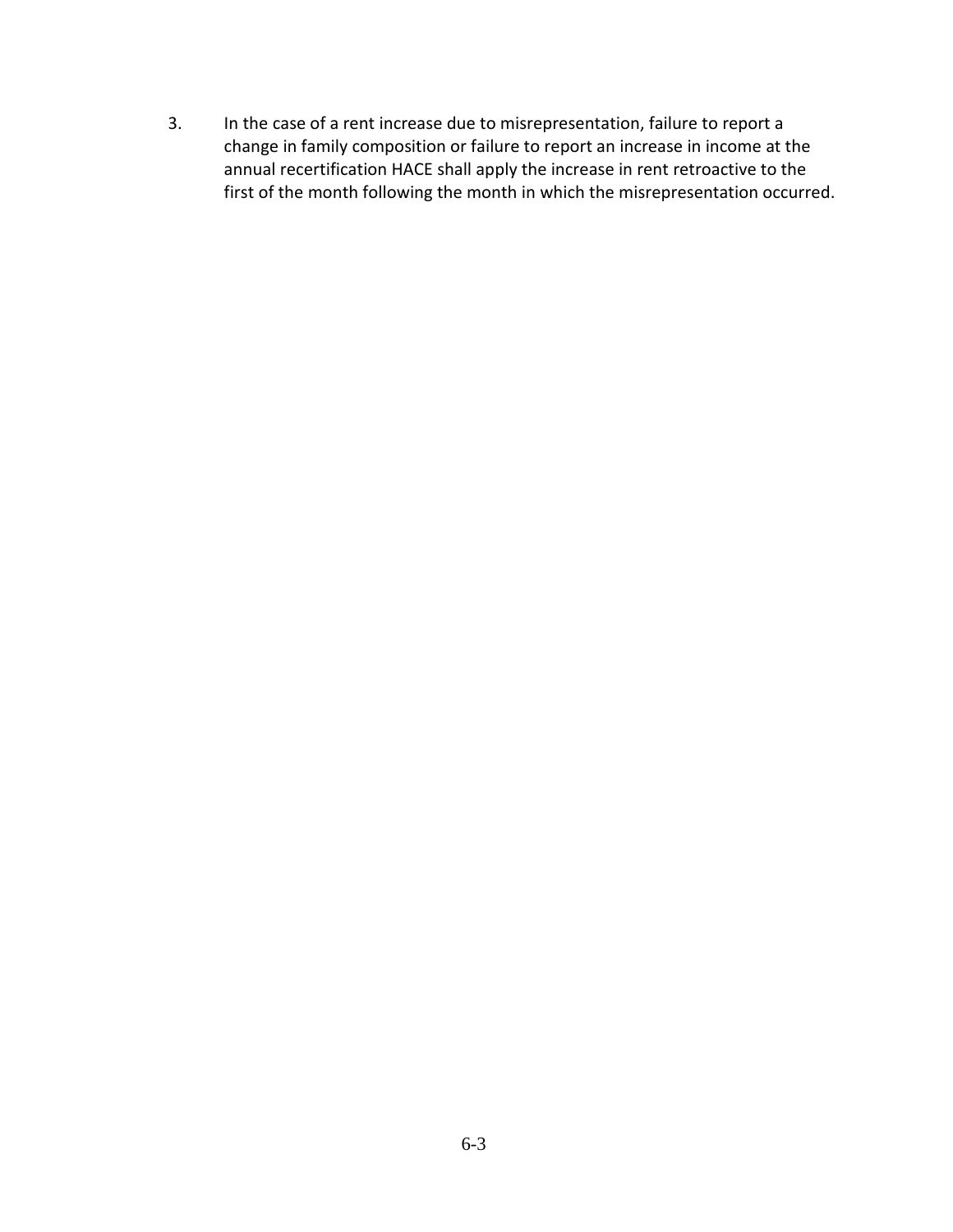3. In the case of a rent increase due to misrepresentation, failure to report a change in family composition or failure to report an increase in income at the annual recertification HACE shall apply the increase in rent retroactive to the first of the month following the month in which the misrepresentation occurred.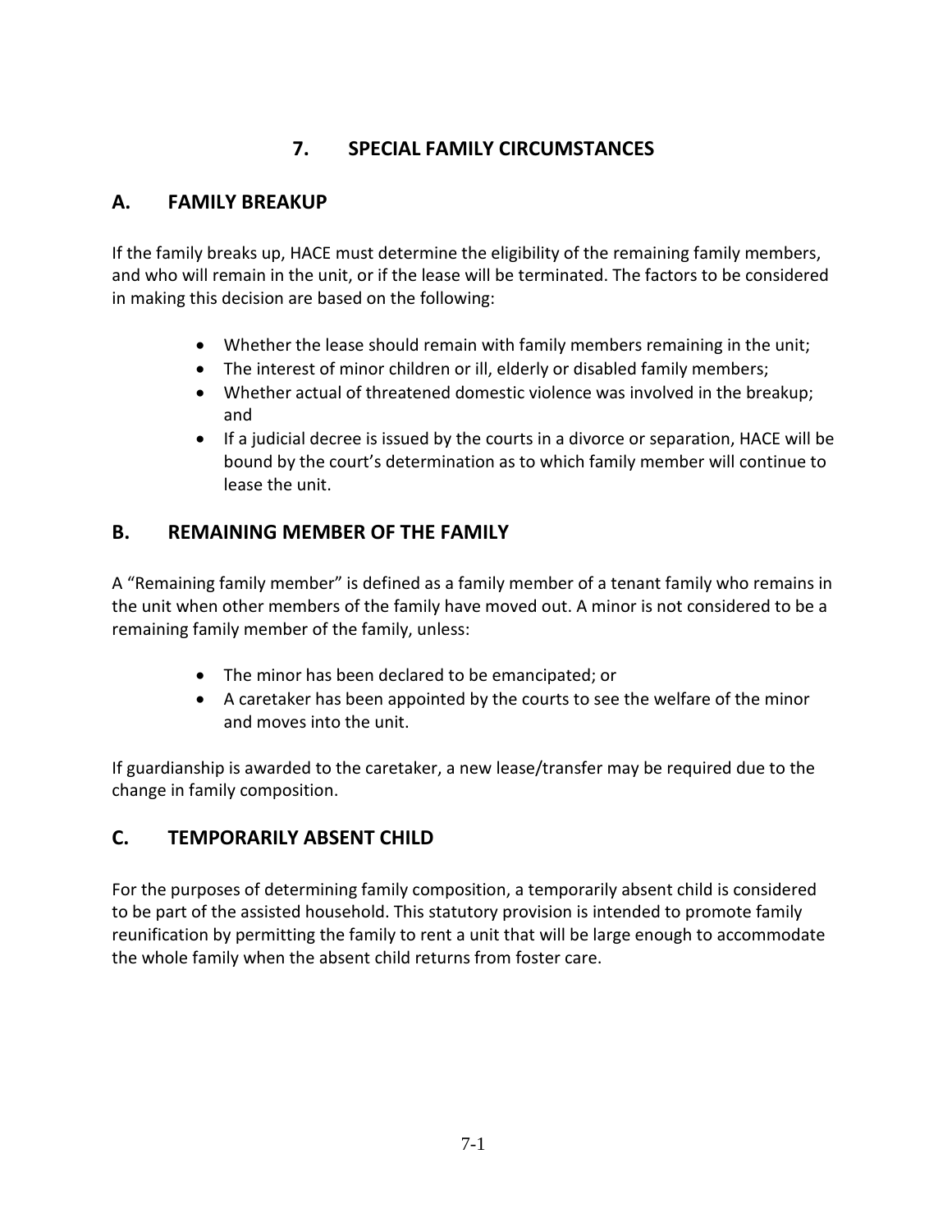# 7. SPECIAL FAMILY CIRCUMSTANCES

## A. FAMILY BREAKUP

If the family breaks up, HACE must determine the eligibility of the remaining family members, and who will remain in the unit, or if the lease will be terminated. The factors to be considered in making this decision are based on the following:

- Whether the lease should remain with family members remaining in the unit;
- The interest of minor children or ill, elderly or disabled family members;
- Whether actual of threatened domestic violence was involved in the breakup; and
- If a judicial decree is issued by the courts in a divorce or separation, HACE will be bound by the court's determination as to which family member will continue to lease the unit.

## B. REMAINING MEMBER OF THE FAMILY

A "Remaining family member" is defined as a family member of a tenant family who remains in the unit when other members of the family have moved out. A minor is not considered to be a remaining family member of the family, unless:

- The minor has been declared to be emancipated; or
- A caretaker has been appointed by the courts to see the welfare of the minor and moves into the unit.

If guardianship is awarded to the caretaker, a new lease/transfer may be required due to the change in family composition.

## C. TEMPORARILY ABSENT CHILD

For the purposes of determining family composition, a temporarily absent child is considered to be part of the assisted household. This statutory provision is intended to promote family reunification by permitting the family to rent a unit that will be large enough to accommodate the whole family when the absent child returns from foster care.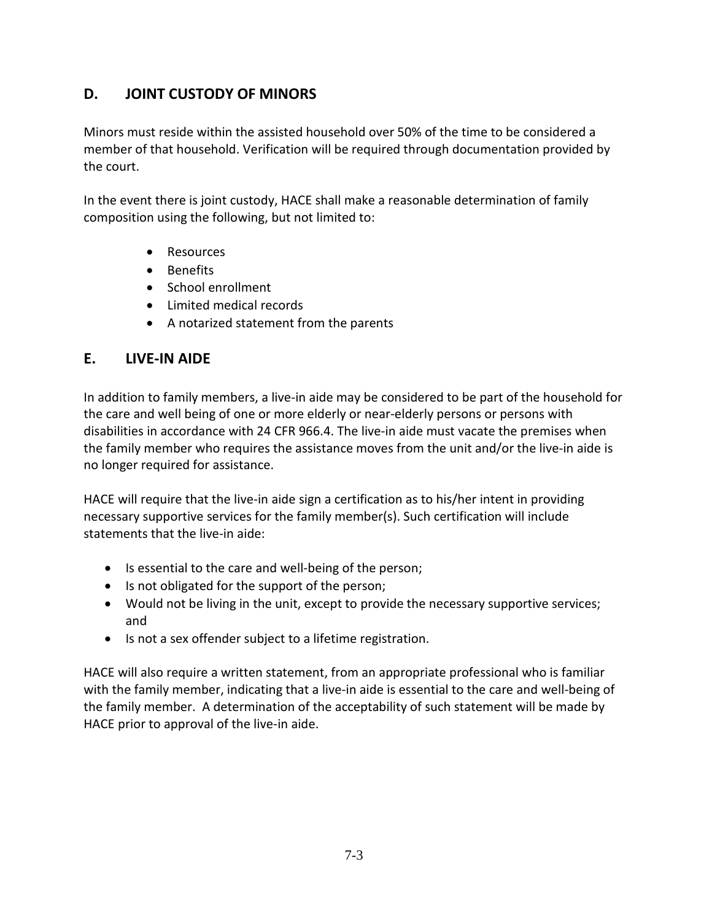## D. JOINT CUSTODY OF MINORS

Minors must reside within the assisted household over 50% of the time to be considered a member of that household. Verification will be required through documentation provided by the court.

In the event there is joint custody, HACE shall make a reasonable determination of family composition using the following, but not limited to:

- Resources
- Benefits
- School enrollment
- Limited medical records
- A notarized statement from the parents

## E. LIVE-IN AIDE

In addition to family members, a live-in aide may be considered to be part of the household for the care and well being of one or more elderly or near-elderly persons or persons with disabilities in accordance with 24 CFR 966.4. The live-in aide must vacate the premises when the family member who requires the assistance moves from the unit and/or the live-in aide is no longer required for assistance.

HACE will require that the live-in aide sign a certification as to his/her intent in providing necessary supportive services for the family member(s). Such certification will include statements that the live-in aide:

- Is essential to the care and well-being of the person;
- Is not obligated for the support of the person;
- Would not be living in the unit, except to provide the necessary supportive services; and
- Is not a sex offender subject to a lifetime registration.

HACE will also require a written statement, from an appropriate professional who is familiar with the family member, indicating that a live-in aide is essential to the care and well-being of the family member. A determination of the acceptability of such statement will be made by HACE prior to approval of the live-in aide.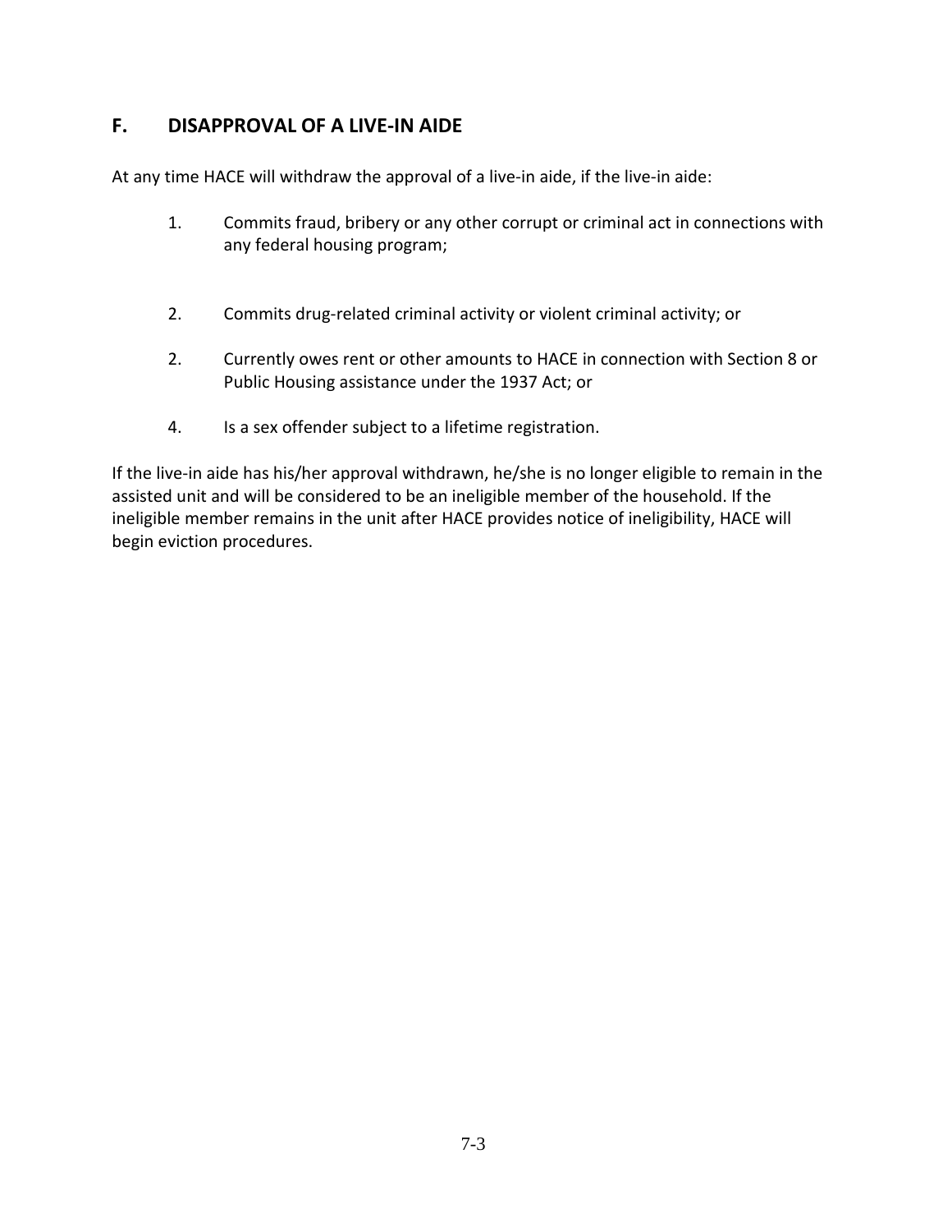## F. DISAPPROVAL OF A LIVE-IN AIDE

At any time HACE will withdraw the approval of a live-in aide, if the live-in aide:

1. Commits fraud, bribery or any other corrupt or criminal act in connections with any federal housing program;

2. Commits drug-related criminal activity or violent criminal activity; or

2. Currently owes rent or other amounts to HACE in connection with Section 8 or Public Housing assistance under the 1937 Act; or

4. Is a sex offender subject to a lifetime registration.

If the live-in aide has his/her approval withdrawn, he/she is no longer eligible to remain in the assisted unit and will be considered to be an ineligible member of the household. If the ineligible member remains in the unit after HACE provides notice of ineligibility, HACE will begin eviction procedures.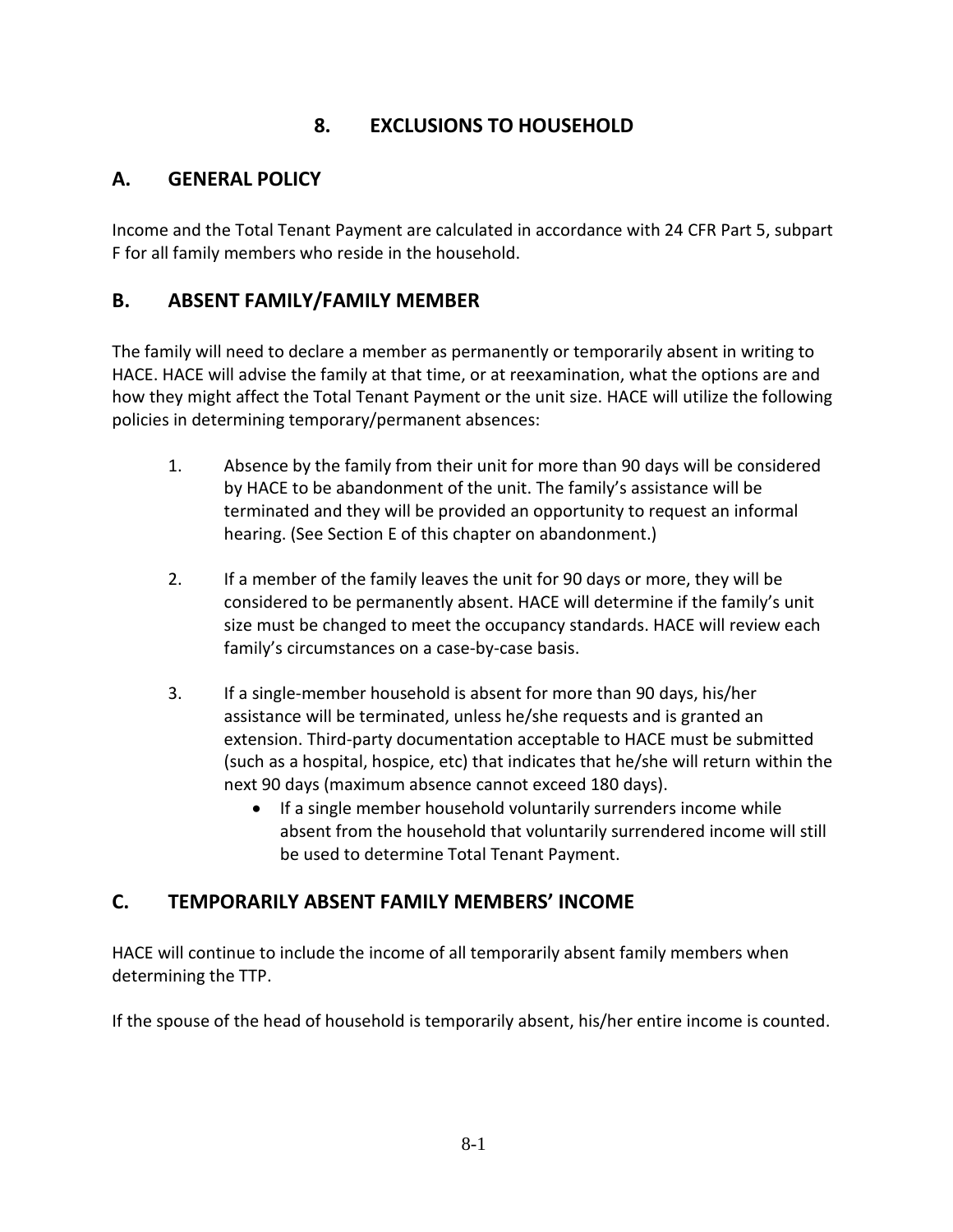# 8. EXCLUSIONS TO HOUSEHOLD

## A. GENERAL POLICY

Income and the Total Tenant Payment are calculated in accordance with 24 CFR Part 5, subpart F for all family members who reside in the household.

## B. ABSENT FAMILY/FAMILY MEMBER

The family will need to declare a member as permanently or temporarily absent in writing to HACE. HACE will advise the family at that time, or at reexamination, what the options are and how they might affect the Total Tenant Payment or the unit size. HACE will utilize the following policies in determining temporary/permanent absences:

1. Absence by the family from their unit for more than 90 days will be considered by HACE to be abandonment of the unit. The family's assistance will be terminated and they will be provided an opportunity to request an informal hearing. (See Section E of this chapter on abandonment.)

2. If a member of the family leaves the unit for 90 days or more, they will be considered to be permanently absent. HACE will determine if the family's unit size must be changed to meet the occupancy standards. HACE will review each family's circumstances on a case-by-case basis.

3. If a single-member household is absent for more than 90 days, his/her assistance will be terminated, unless he/she requests and is granted an extension. Third-party documentation acceptable to HACE must be submitted (such as a hospital, hospice, etc) that indicates that he/she will return within the next 90 days (maximum absence cannot exceed 180 days).
   - If a single member household voluntarily surrenders income while absent from the household that voluntarily surrendered income will still be used to determine Total Tenant Payment.

## C. TEMPORARILY ABSENT FAMILY MEMBERS' INCOME

HACE will continue to include the income of all temporarily absent family members when determining the TTP.

If the spouse of the head of household is temporarily absent, his/her entire income is counted.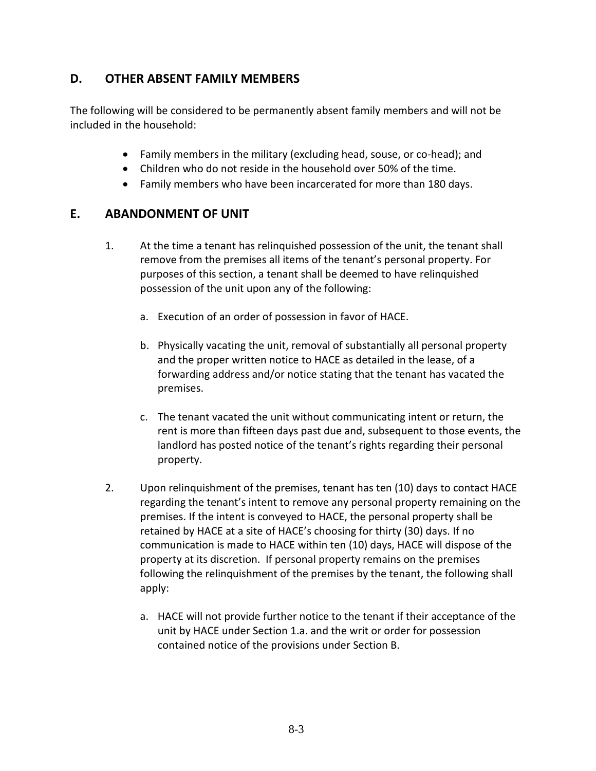## D. OTHER ABSENT FAMILY MEMBERS

The following will be considered to be permanently absent family members and will not be included in the household:

- Family members in the military (excluding head, souse, or co-head); and
- Children who do not reside in the household over 50% of the time.
- Family members who have been incarcerated for more than 180 days.

## E. ABANDONMENT OF UNIT

1. At the time a tenant has relinquished possession of the unit, the tenant shall remove from the premises all items of the tenant's personal property. For purposes of this section, a tenant shall be deemed to have relinquished possession of the unit upon any of the following:

   a. Execution of an order of possession in favor of HACE.

   b. Physically vacating the unit, removal of substantially all personal property and the proper written notice to HACE as detailed in the lease, of a forwarding address and/or notice stating that the tenant has vacated the premises.

   c. The tenant vacated the unit without communicating intent or return, the rent is more than fifteen days past due and, subsequent to those events, the landlord has posted notice of the tenant's rights regarding their personal property.

2. Upon relinquishment of the premises, tenant has ten (10) days to contact HACE regarding the tenant's intent to remove any personal property remaining on the premises. If the intent is conveyed to HACE, the personal property shall be retained by HACE at a site of HACE's choosing for thirty (30) days. If no communication is made to HACE within ten (10) days, HACE will dispose of the property at its discretion. If personal property remains on the premises following the relinquishment of the premises by the tenant, the following shall apply:

   a. HACE will not provide further notice to the tenant if their acceptance of the unit by HACE under Section 1.a. and the writ or order for possession contained notice of the provisions under Section B.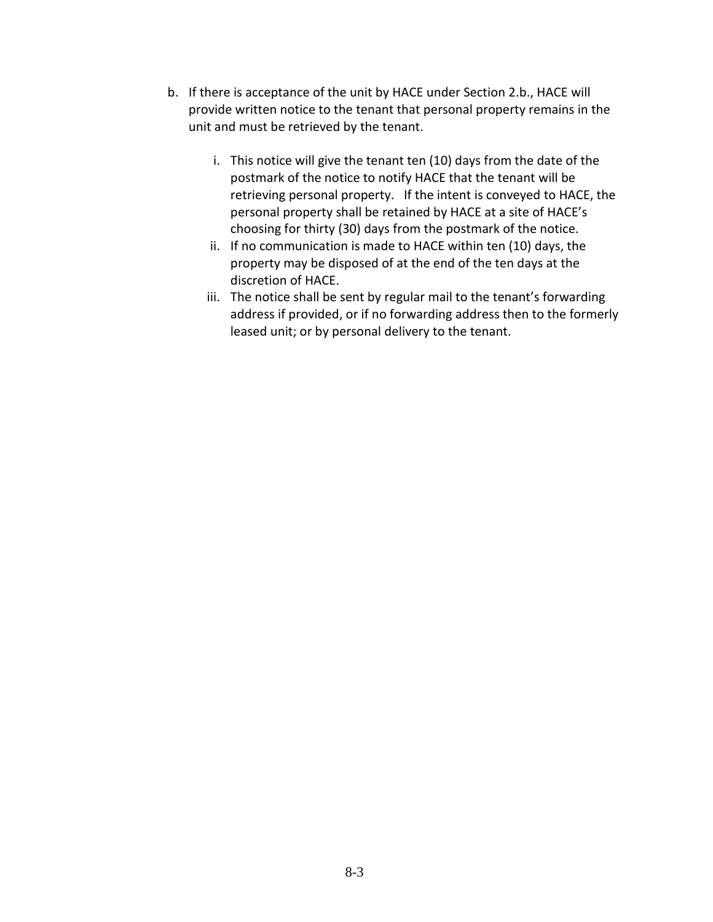b. If there is acceptance of the unit by HACE under Section 2.b., HACE will provide written notice to the tenant that personal property remains in the unit and must be retrieved by the tenant.

    i. This notice will give the tenant ten (10) days from the date of the postmark of the notice to notify HACE that the tenant will be retrieving personal property. If the intent is conveyed to HACE, the personal property shall be retained by HACE at a site of HACE's choosing for thirty (30) days from the postmark of the notice.
    ii. If no communication is made to HACE within ten (10) days, the property may be disposed of at the end of the ten days at the discretion of HACE.
    iii. The notice shall be sent by regular mail to the tenant's forwarding address if provided, or if no forwarding address then to the formerly leased unit; or by personal delivery to the tenant.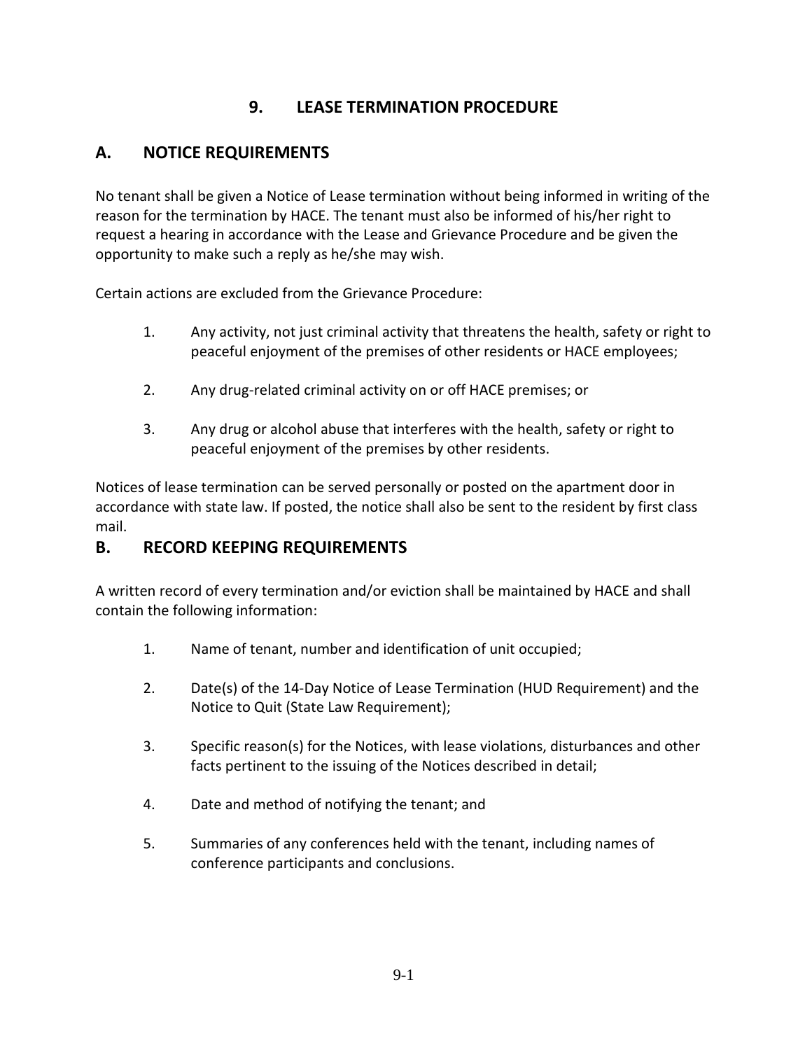# 9. LEASE TERMINATION PROCEDURE

## A. NOTICE REQUIREMENTS

No tenant shall be given a Notice of Lease termination without being informed in writing of the reason for the termination by HACE. The tenant must also be informed of his/her right to request a hearing in accordance with the Lease and Grievance Procedure and be given the opportunity to make such a reply as he/she may wish.

Certain actions are excluded from the Grievance Procedure:

1. Any activity, not just criminal activity that threatens the health, safety or right to peaceful enjoyment of the premises of other residents or HACE employees;

2. Any drug-related criminal activity on or off HACE premises; or

3. Any drug or alcohol abuse that interferes with the health, safety or right to peaceful enjoyment of the premises by other residents.

Notices of lease termination can be served personally or posted on the apartment door in accordance with state law. If posted, the notice shall also be sent to the resident by first class mail.

## B. RECORD KEEPING REQUIREMENTS

A written record of every termination and/or eviction shall be maintained by HACE and shall contain the following information:

1. Name of tenant, number and identification of unit occupied;

2. Date(s) of the 14-Day Notice of Lease Termination (HUD Requirement) and the Notice to Quit (State Law Requirement);

3. Specific reason(s) for the Notices, with lease violations, disturbances and other facts pertinent to the issuing of the Notices described in detail;

4. Date and method of notifying the tenant; and

5. Summaries of any conferences held with the tenant, including names of conference participants and conclusions.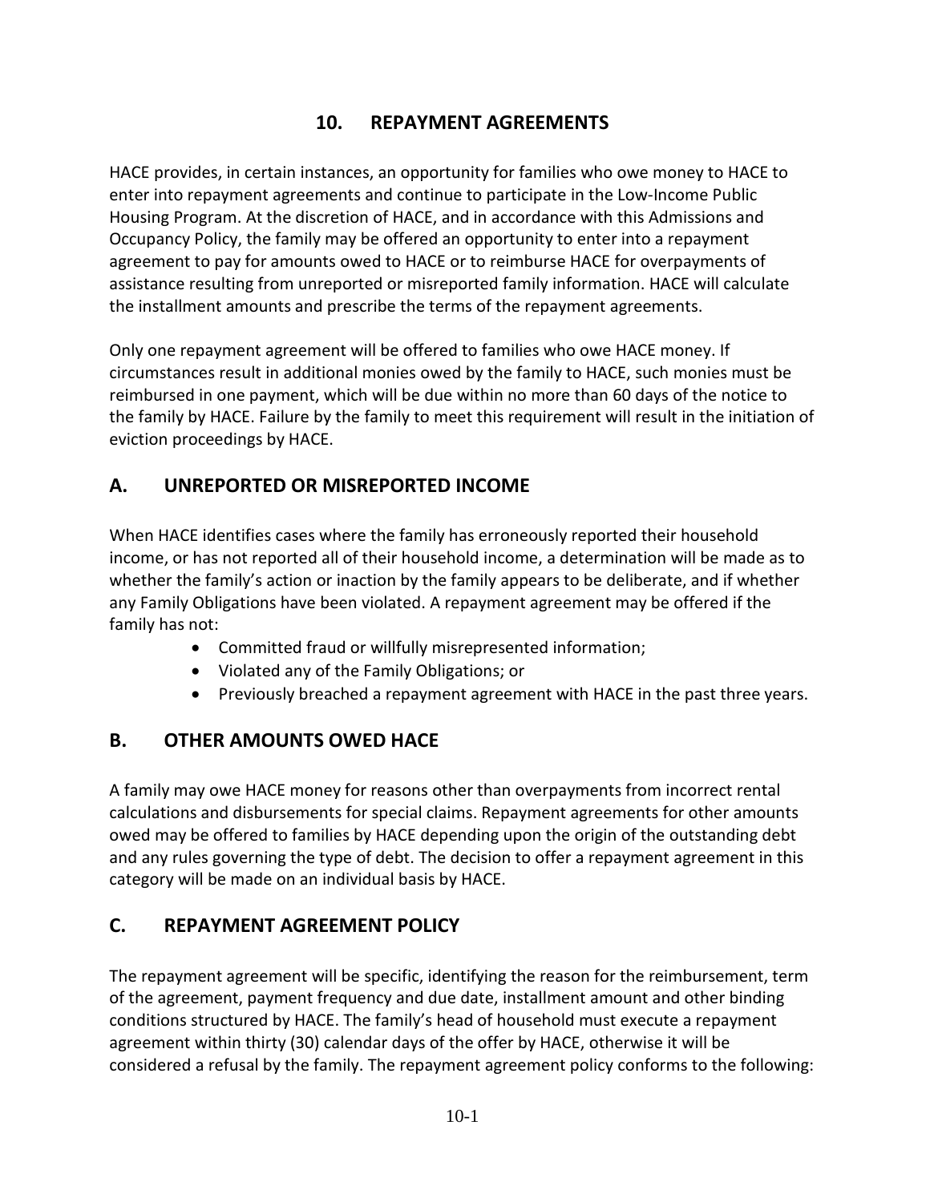# 10. REPAYMENT AGREEMENTS

HACE provides, in certain instances, an opportunity for families who owe money to HACE to enter into repayment agreements and continue to participate in the Low-Income Public Housing Program. At the discretion of HACE, and in accordance with this Admissions and Occupancy Policy, the family may be offered an opportunity to enter into a repayment agreement to pay for amounts owed to HACE or to reimburse HACE for overpayments of assistance resulting from unreported or misreported family information. HACE will calculate the installment amounts and prescribe the terms of the repayment agreements.

Only one repayment agreement will be offered to families who owe HACE money. If circumstances result in additional monies owed by the family to HACE, such monies must be reimbursed in one payment, which will be due within no more than 60 days of the notice to the family by HACE. Failure by the family to meet this requirement will result in the initiation of eviction proceedings by HACE.

## A. UNREPORTED OR MISREPORTED INCOME

When HACE identifies cases where the family has erroneously reported their household income, or has not reported all of their household income, a determination will be made as to whether the family's action or inaction by the family appears to be deliberate, and if whether any Family Obligations have been violated. A repayment agreement may be offered if the family has not:

- Committed fraud or willfully misrepresented information;
- Violated any of the Family Obligations; or
- Previously breached a repayment agreement with HACE in the past three years.

## B. OTHER AMOUNTS OWED HACE

A family may owe HACE money for reasons other than overpayments from incorrect rental calculations and disbursements for special claims. Repayment agreements for other amounts owed may be offered to families by HACE depending upon the origin of the outstanding debt and any rules governing the type of debt. The decision to offer a repayment agreement in this category will be made on an individual basis by HACE.

## C. REPAYMENT AGREEMENT POLICY

The repayment agreement will be specific, identifying the reason for the reimbursement, term of the agreement, payment frequency and due date, installment amount and other binding conditions structured by HACE. The family's head of household must execute a repayment agreement within thirty (30) calendar days of the offer by HACE, otherwise it will be considered a refusal by the family. The repayment agreement policy conforms to the following: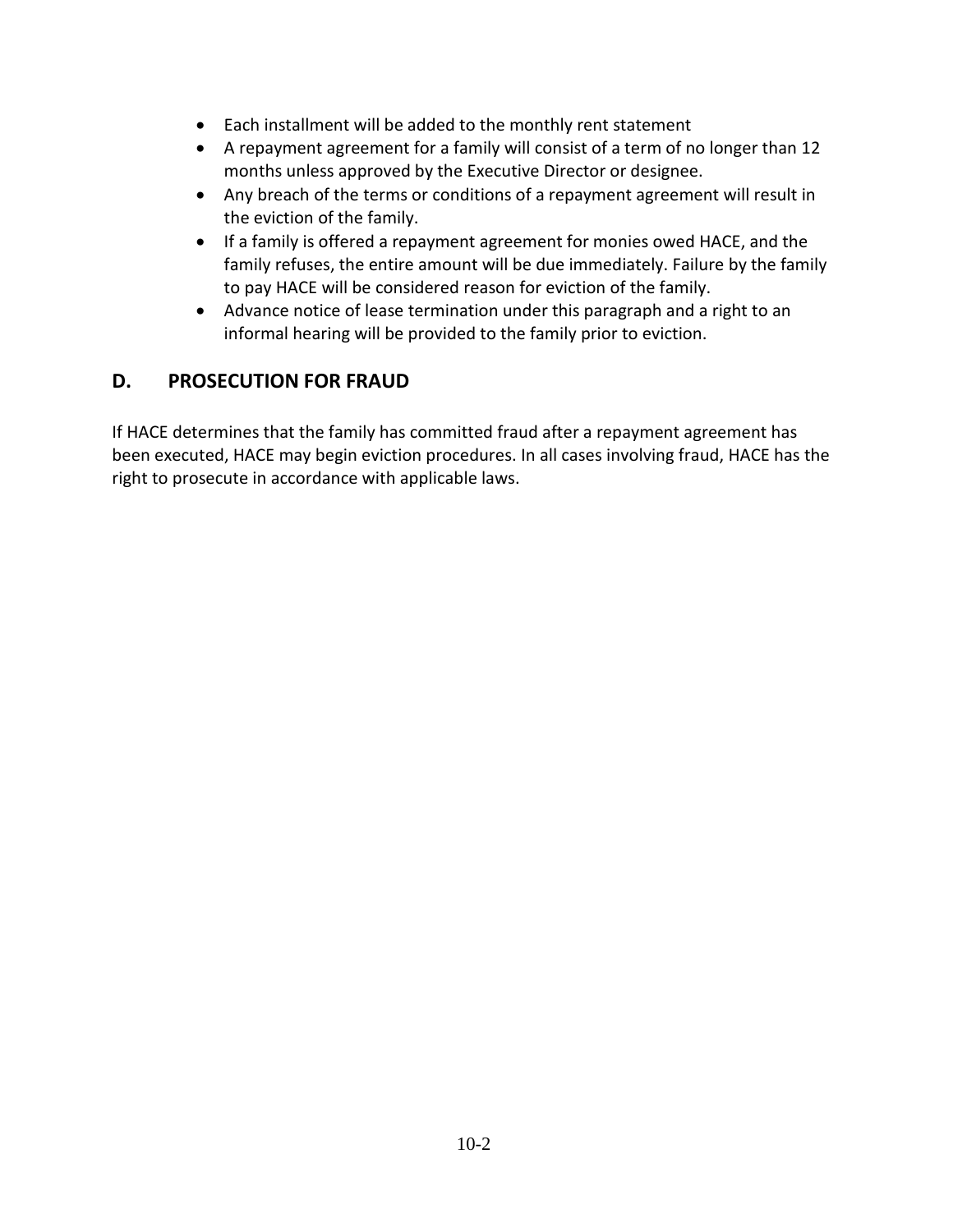- Each installment will be added to the monthly rent statement
- A repayment agreement for a family will consist of a term of no longer than 12 months unless approved by the Executive Director or designee.
- Any breach of the terms or conditions of a repayment agreement will result in the eviction of the family.
- If a family is offered a repayment agreement for monies owed HACE, and the family refuses, the entire amount will be due immediately. Failure by the family to pay HACE will be considered reason for eviction of the family.
- Advance notice of lease termination under this paragraph and a right to an informal hearing will be provided to the family prior to eviction.

## D. PROSECUTION FOR FRAUD

If HACE determines that the family has committed fraud after a repayment agreement has been executed, HACE may begin eviction procedures. In all cases involving fraud, HACE has the right to prosecute in accordance with applicable laws.